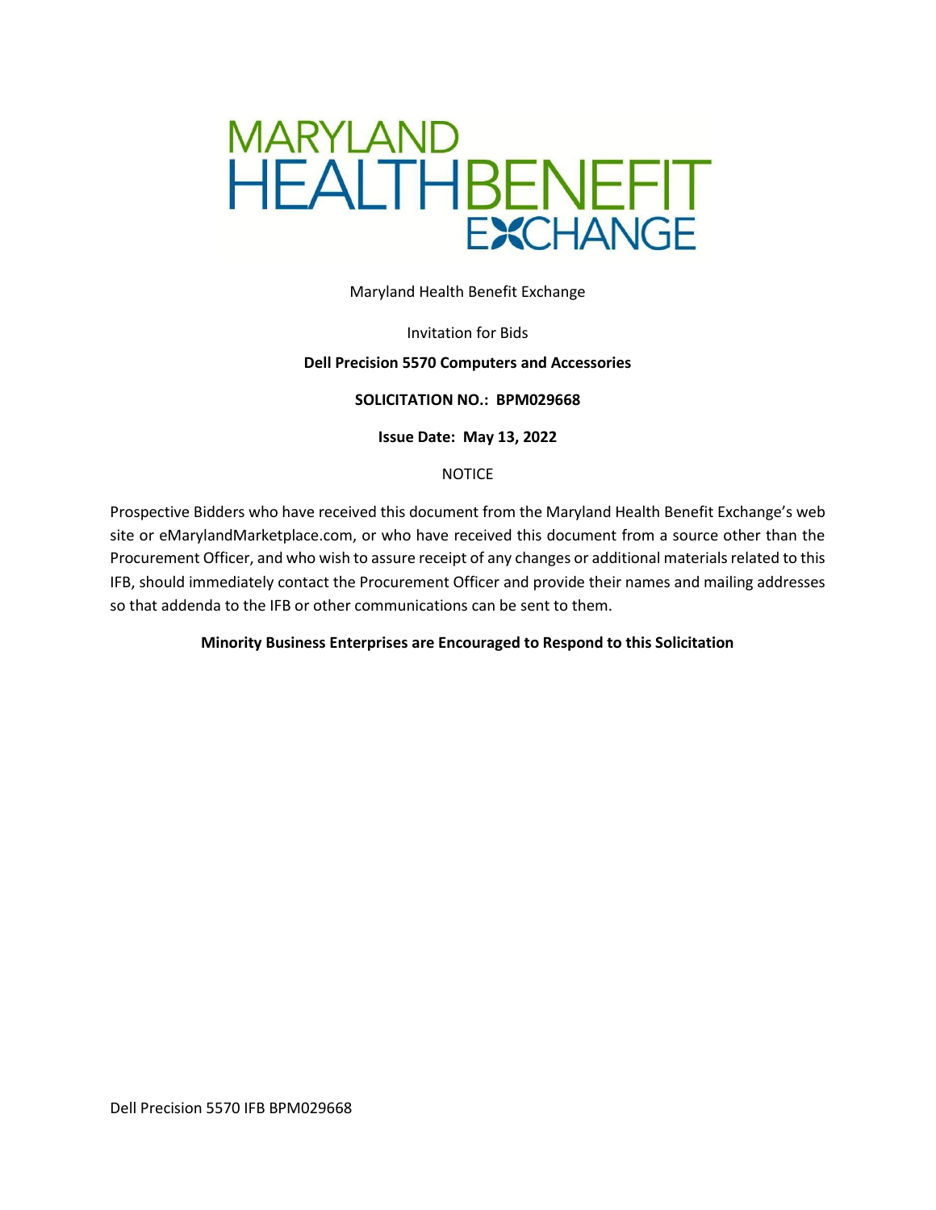Maryland Health Benefit Exchange

Invitation for Bids

**Dell Precision 5570 Computers and Accessories**

**SOLICITATION NO.: BPM029668**

**Issue Date: May 13, 2022**

NOTICE

Prospective Bidders who have received this document from the Maryland Health Benefit Exchange's web site or eMarylandMarketplace.com, or who have received this document from a source other than the Procurement Officer, and who wish to assure receipt of any changes or additional materials related to this IFB, should immediately contact the Procurement Officer and provide their names and mailing addresses so that addenda to the IFB or other communications can be sent to them.

**Minority Business Enterprises are Encouraged to Respond to this Solicitation**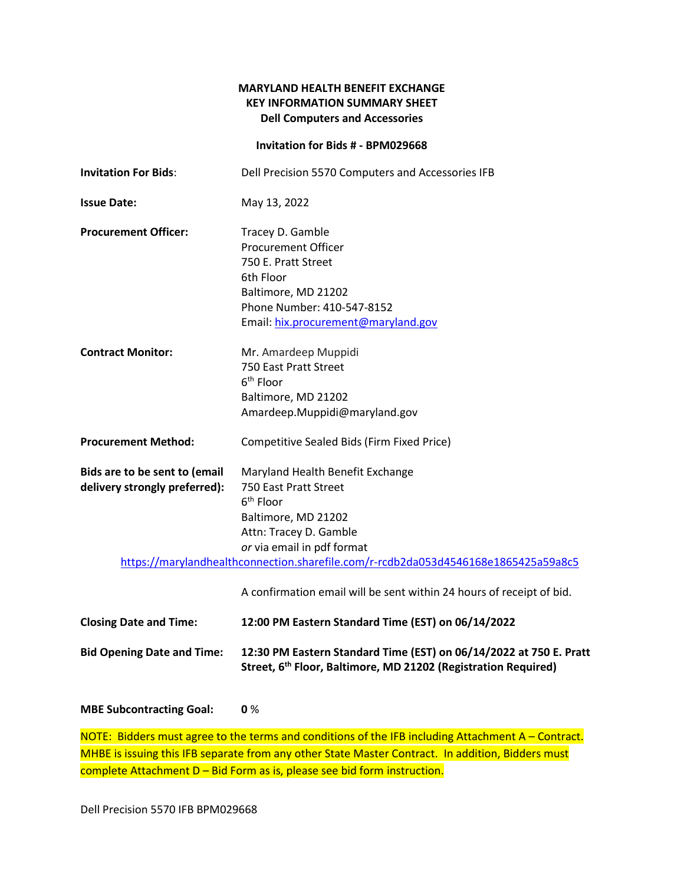# MARYLAND HEALTH BENEFIT EXCHANGE
## KEY INFORMATION SUMMARY SHEET
## Dell Computers and Accessories

### Invitation for Bids # - BPM029668

| | |
|---|---|
| **Invitation For Bids**: | Dell Precision 5570 Computers and Accessories IFB |
| **Issue Date:** | May 13, 2022 |
| **Procurement Officer:** | Tracey D. Gamble<br>Procurement Officer<br>750 E. Pratt Street<br>6th Floor<br>Baltimore, MD 21202<br>Phone Number: 410-547-8152<br>Email: hix.procurement@maryland.gov |
| **Contract Monitor:** | Mr. Amardeep Muppidi<br>750 East Pratt Street<br>6th Floor<br>Baltimore, MD 21202<br>Amardeep.Muppidi@maryland.gov |
| **Procurement Method:** | Competitive Sealed Bids (Firm Fixed Price) |
| **Bids are to be sent to (email delivery strongly preferred):** | Maryland Health Benefit Exchange<br>750 East Pratt Street<br>6th Floor<br>Baltimore, MD 21202<br>Attn: Tracey D. Gamble<br>*or* via email in pdf format<br>https://marylandhealthconnection.sharefile.com/r-rcdb2da053d4546168e1865425a59a8c5<br><br>A confirmation email will be sent within 24 hours of receipt of bid. |
| **Closing Date and Time:** | **12:00 PM Eastern Standard Time (EST) on 06/14/2022** |
| **Bid Opening Date and Time:** | **12:30 PM Eastern Standard Time (EST) on 06/14/2022 at 750 E. Pratt Street, 6th Floor, Baltimore, MD 21202 (Registration Required)** |
| **MBE Subcontracting Goal:** | **0** % |

NOTE: Bidders must agree to the terms and conditions of the IFB including Attachment A – Contract. MHBE is issuing this IFB separate from any other State Master Contract. In addition, Bidders must complete Attachment D – Bid Form as is, please see bid form instruction.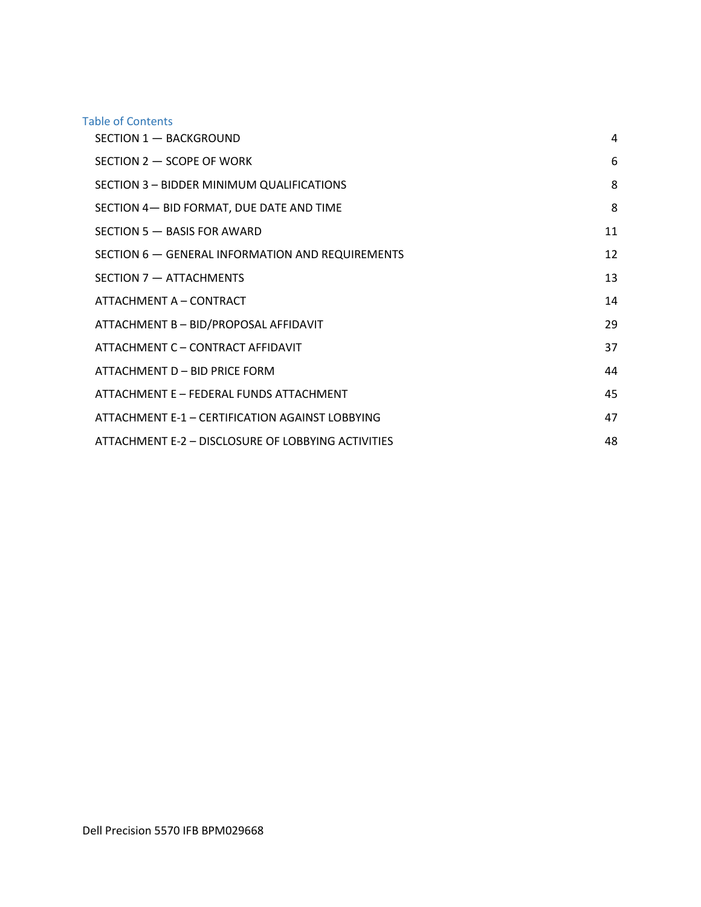## Table of Contents

| | |
|---|---|
| SECTION 1 — BACKGROUND | 4 |
| SECTION 2 — SCOPE OF WORK | 6 |
| SECTION 3 – BIDDER MINIMUM QUALIFICATIONS | 8 |
| SECTION 4— BID FORMAT, DUE DATE AND TIME | 8 |
| SECTION 5 — BASIS FOR AWARD | 11 |
| SECTION 6 — GENERAL INFORMATION AND REQUIREMENTS | 12 |
| SECTION 7 — ATTACHMENTS | 13 |
| ATTACHMENT A – CONTRACT | 14 |
| ATTACHMENT B – BID/PROPOSAL AFFIDAVIT | 29 |
| ATTACHMENT C – CONTRACT AFFIDAVIT | 37 |
| ATTACHMENT D – BID PRICE FORM | 44 |
| ATTACHMENT E – FEDERAL FUNDS ATTACHMENT | 45 |
| ATTACHMENT E-1 – CERTIFICATION AGAINST LOBBYING | 47 |
| ATTACHMENT E-2 – DISCLOSURE OF LOBBYING ACTIVITIES | 48 |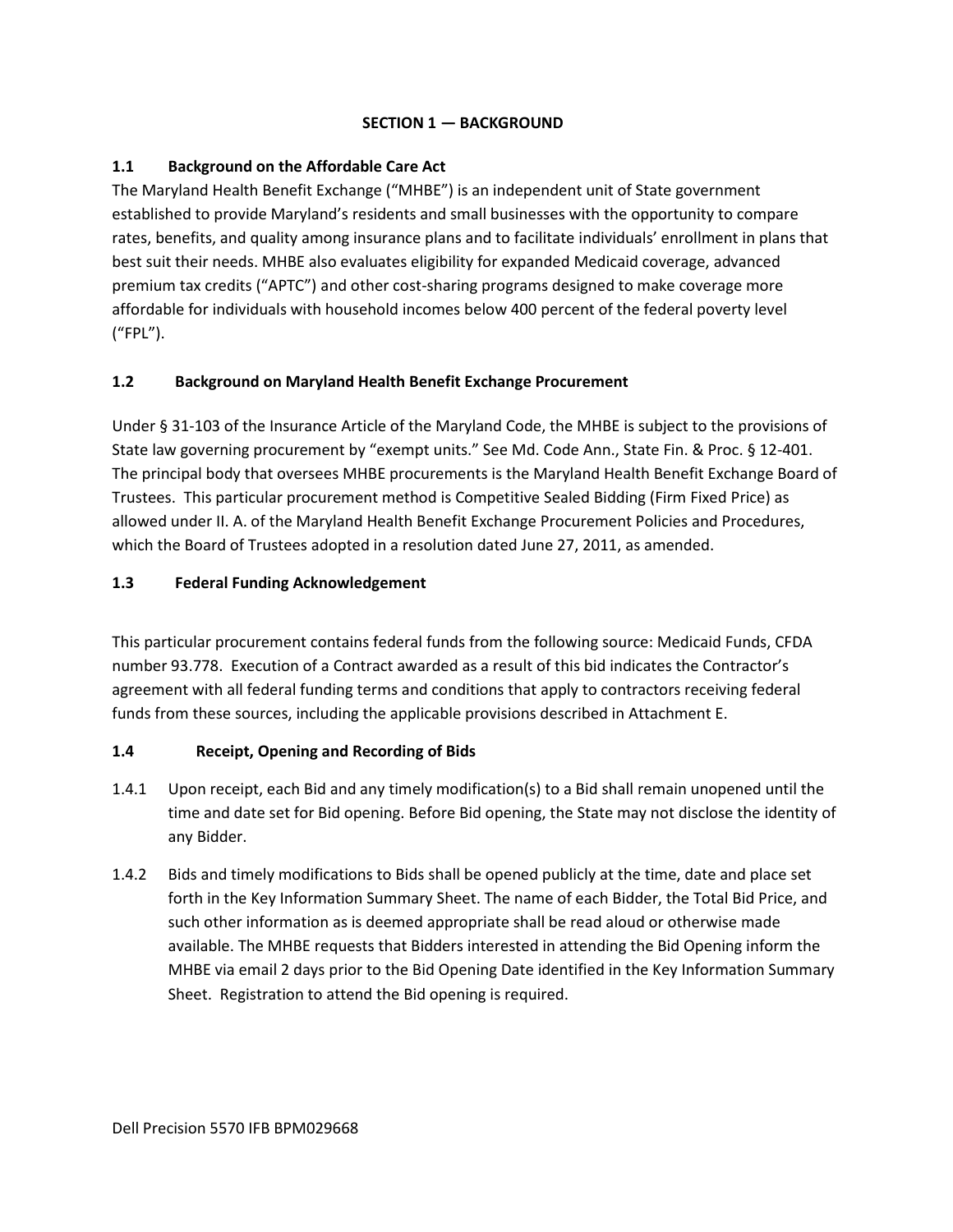## SECTION 1 — BACKGROUND

### 1.1 Background on the Affordable Care Act

The Maryland Health Benefit Exchange ("MHBE") is an independent unit of State government established to provide Maryland's residents and small businesses with the opportunity to compare rates, benefits, and quality among insurance plans and to facilitate individuals' enrollment in plans that best suit their needs. MHBE also evaluates eligibility for expanded Medicaid coverage, advanced premium tax credits ("APTC") and other cost-sharing programs designed to make coverage more affordable for individuals with household incomes below 400 percent of the federal poverty level ("FPL").

### 1.2 Background on Maryland Health Benefit Exchange Procurement

Under § 31-103 of the Insurance Article of the Maryland Code, the MHBE is subject to the provisions of State law governing procurement by "exempt units." See Md. Code Ann., State Fin. & Proc. § 12-401. The principal body that oversees MHBE procurements is the Maryland Health Benefit Exchange Board of Trustees. This particular procurement method is Competitive Sealed Bidding (Firm Fixed Price) as allowed under II. A. of the Maryland Health Benefit Exchange Procurement Policies and Procedures, which the Board of Trustees adopted in a resolution dated June 27, 2011, as amended.

### 1.3 Federal Funding Acknowledgement

This particular procurement contains federal funds from the following source: Medicaid Funds, CFDA number 93.778. Execution of a Contract awarded as a result of this bid indicates the Contractor's agreement with all federal funding terms and conditions that apply to contractors receiving federal funds from these sources, including the applicable provisions described in Attachment E.

### 1.4 Receipt, Opening and Recording of Bids

1.4.1 Upon receipt, each Bid and any timely modification(s) to a Bid shall remain unopened until the time and date set for Bid opening. Before Bid opening, the State may not disclose the identity of any Bidder.

1.4.2 Bids and timely modifications to Bids shall be opened publicly at the time, date and place set forth in the Key Information Summary Sheet. The name of each Bidder, the Total Bid Price, and such other information as is deemed appropriate shall be read aloud or otherwise made available. The MHBE requests that Bidders interested in attending the Bid Opening inform the MHBE via email 2 days prior to the Bid Opening Date identified in the Key Information Summary Sheet. Registration to attend the Bid opening is required.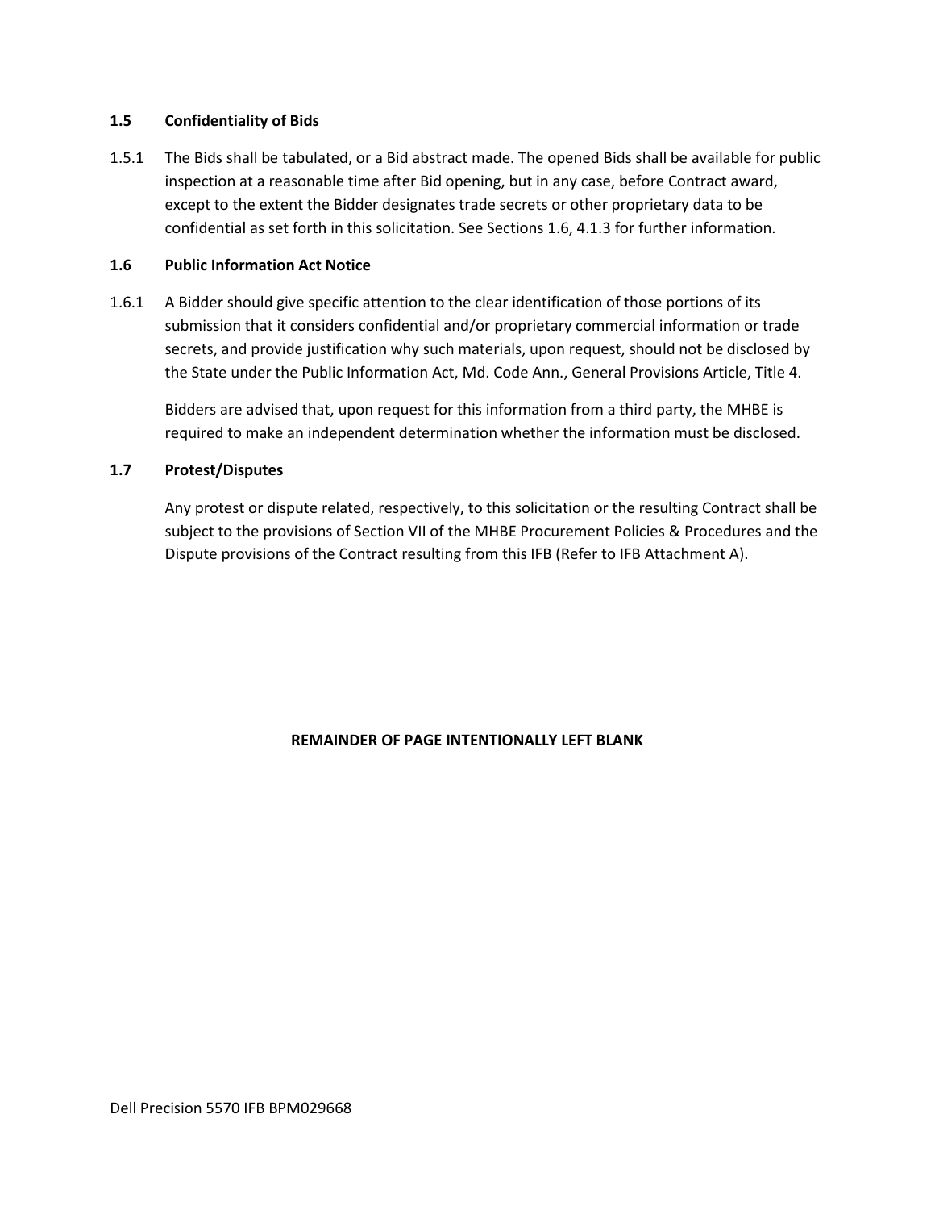### 1.5 Confidentiality of Bids

1.5.1 The Bids shall be tabulated, or a Bid abstract made. The opened Bids shall be available for public inspection at a reasonable time after Bid opening, but in any case, before Contract award, except to the extent the Bidder designates trade secrets or other proprietary data to be confidential as set forth in this solicitation. See Sections 1.6, 4.1.3 for further information.

### 1.6 Public Information Act Notice

1.6.1 A Bidder should give specific attention to the clear identification of those portions of its submission that it considers confidential and/or proprietary commercial information or trade secrets, and provide justification why such materials, upon request, should not be disclosed by the State under the Public Information Act, Md. Code Ann., General Provisions Article, Title 4.

Bidders are advised that, upon request for this information from a third party, the MHBE is required to make an independent determination whether the information must be disclosed.

### 1.7 Protest/Disputes

Any protest or dispute related, respectively, to this solicitation or the resulting Contract shall be subject to the provisions of Section VII of the MHBE Procurement Policies & Procedures and the Dispute provisions of the Contract resulting from this IFB (Refer to IFB Attachment A).

**REMAINDER OF PAGE INTENTIONALLY LEFT BLANK**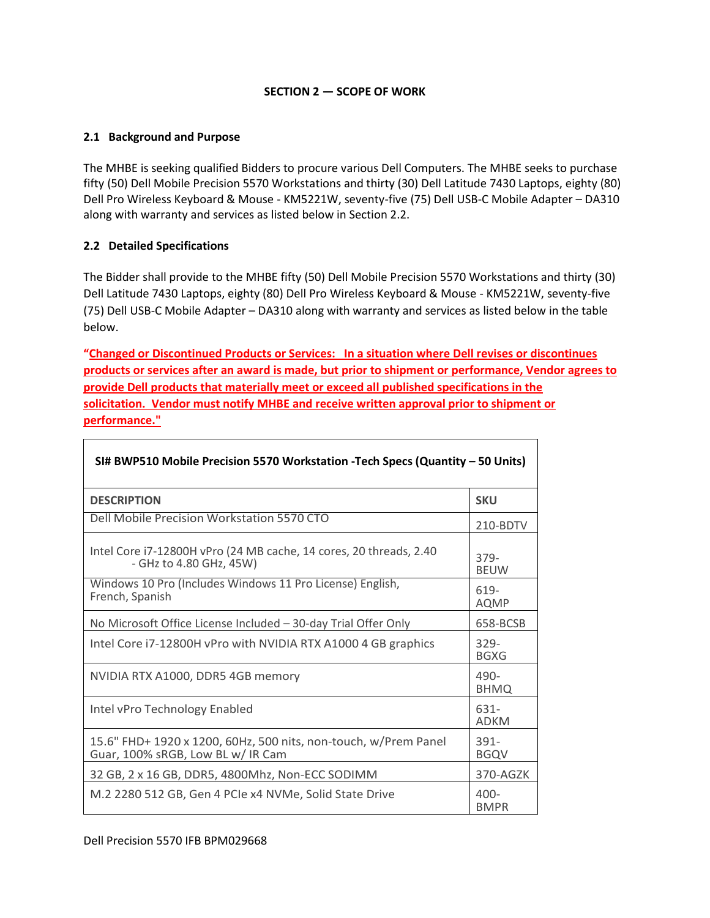**SECTION 2 — SCOPE OF WORK**

**2.1 Background and Purpose**

The MHBE is seeking qualified Bidders to procure various Dell Computers. The MHBE seeks to purchase fifty (50) Dell Mobile Precision 5570 Workstations and thirty (30) Dell Latitude 7430 Laptops, eighty (80) Dell Pro Wireless Keyboard & Mouse - KM5221W, seventy-five (75) Dell USB-C Mobile Adapter – DA310 along with warranty and services as listed below in Section 2.2.

**2.2 Detailed Specifications**

The Bidder shall provide to the MHBE fifty (50) Dell Mobile Precision 5570 Workstations and thirty (30) Dell Latitude 7430 Laptops, eighty (80) Dell Pro Wireless Keyboard & Mouse - KM5221W, seventy-five (75) Dell USB-C Mobile Adapter – DA310 along with warranty and services as listed below in the table below.

**"Changed or Discontinued Products or Services: In a situation where Dell revises or discontinues products or services after an award is made, but prior to shipment or performance, Vendor agrees to provide Dell products that materially meet or exceed all published specifications in the solicitation. Vendor must notify MHBE and receive written approval prior to shipment or performance."**

| **SI# BWP510 Mobile Precision 5570 Workstation -Tech Specs (Quantity – 50 Units)** | |
|---|---|
| **DESCRIPTION** | **SKU** |
| Dell Mobile Precision Workstation 5570 CTO | 210-BDTV |
| Intel Core i7-12800H vPro (24 MB cache, 14 cores, 20 threads, 2.40 - GHz to 4.80 GHz, 45W) | 379-BEUW |
| Windows 10 Pro (Includes Windows 11 Pro License) English, French, Spanish | 619-AQMP |
| No Microsoft Office License Included – 30-day Trial Offer Only | 658-BCSB |
| Intel Core i7-12800H vPro with NVIDIA RTX A1000 4 GB graphics | 329-BGXG |
| NVIDIA RTX A1000, DDR5 4GB memory | 490-BHMQ |
| Intel vPro Technology Enabled | 631-ADKM |
| 15.6" FHD+ 1920 x 1200, 60Hz, 500 nits, non-touch, w/Prem Panel Guar, 100% sRGB, Low BL w/ IR Cam | 391-BGQV |
| 32 GB, 2 x 16 GB, DDR5, 4800Mhz, Non-ECC SODIMM | 370-AGZK |
| M.2 2280 512 GB, Gen 4 PCIe x4 NVMe, Solid State Drive | 400-BMPR |

Dell Precision 5570 IFB BPM029668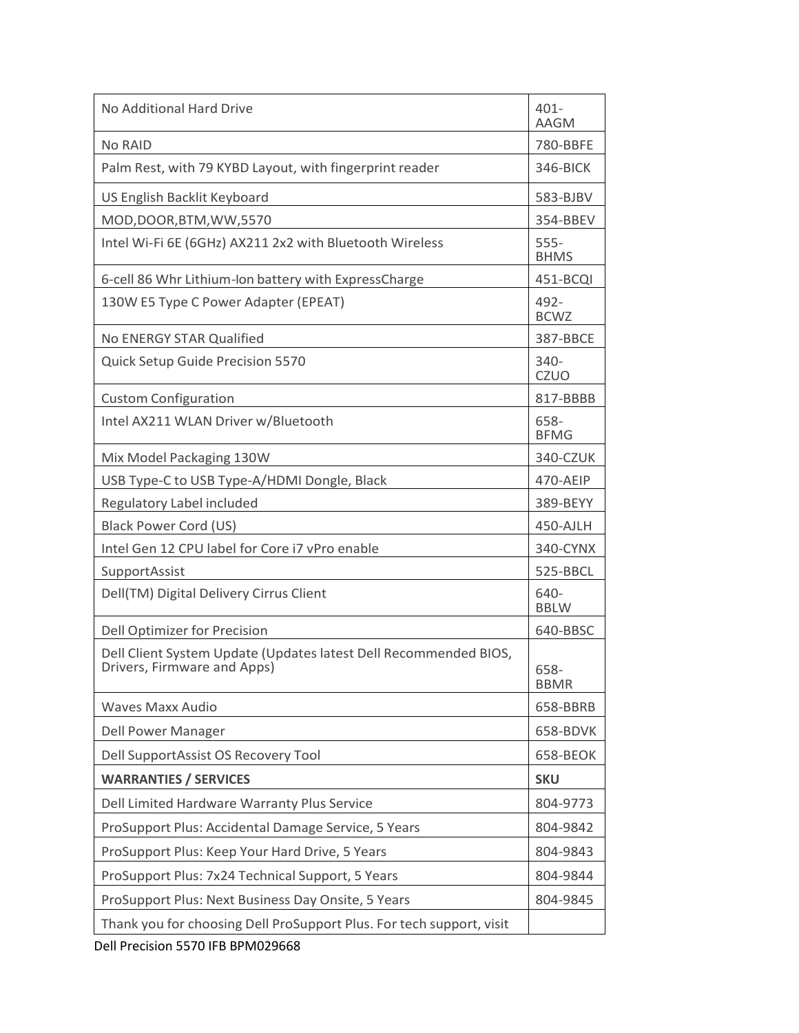| No Additional Hard Drive | 401-AAGM |
|---|---|
| No RAID | 780-BBFE |
| Palm Rest, with 79 KYBD Layout, with fingerprint reader | 346-BICK |
| US English Backlit Keyboard | 583-BJBV |
| MOD,DOOR,BTM,WW,5570 | 354-BBEV |
| Intel Wi-Fi 6E (6GHz) AX211 2x2 with Bluetooth Wireless | 555-BHMS |
| 6-cell 86 Whr Lithium-Ion battery with ExpressCharge | 451-BCQI |
| 130W E5 Type C Power Adapter (EPEAT) | 492-BCWZ |
| No ENERGY STAR Qualified | 387-BBCE |
| Quick Setup Guide Precision 5570 | 340-CZUO |
| Custom Configuration | 817-BBBB |
| Intel AX211 WLAN Driver w/Bluetooth | 658-BFMG |
| Mix Model Packaging 130W | 340-CZUK |
| USB Type-C to USB Type-A/HDMI Dongle, Black | 470-AEIP |
| Regulatory Label included | 389-BEYY |
| Black Power Cord (US) | 450-AJLH |
| Intel Gen 12 CPU label for Core i7 vPro enable | 340-CYNX |
| SupportAssist | 525-BBCL |
| Dell(TM) Digital Delivery Cirrus Client | 640-BBLW |
| Dell Optimizer for Precision | 640-BBSC |
| Dell Client System Update (Updates latest Dell Recommended BIOS, Drivers, Firmware and Apps) | 658-BBMR |
| Waves Maxx Audio | 658-BBRB |
| Dell Power Manager | 658-BDVK |
| Dell SupportAssist OS Recovery Tool | 658-BEOK |
| **WARRANTIES / SERVICES** | **SKU** |
| Dell Limited Hardware Warranty Plus Service | 804-9773 |
| ProSupport Plus: Accidental Damage Service, 5 Years | 804-9842 |
| ProSupport Plus: Keep Your Hard Drive, 5 Years | 804-9843 |
| ProSupport Plus: 7x24 Technical Support, 5 Years | 804-9844 |
| ProSupport Plus: Next Business Day Onsite, 5 Years | 804-9845 |
| Thank you for choosing Dell ProSupport Plus. For tech support, visit | |

Dell Precision 5570 IFB BPM029668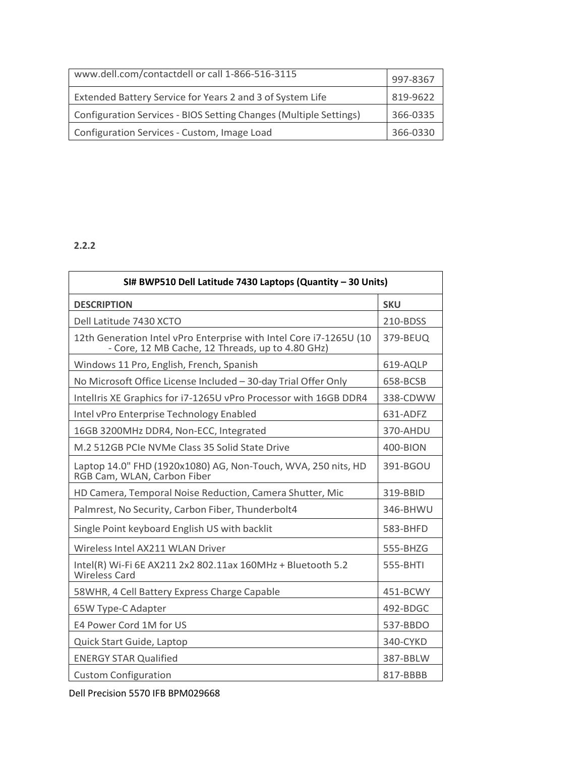| www.dell.com/contactdell or call 1-866-516-3115 | 997-8367 |
|---|---|
| Extended Battery Service for Years 2 and 3 of System Life | 819-9622 |
| Configuration Services - BIOS Setting Changes (Multiple Settings) | 366-0335 |
| Configuration Services - Custom, Image Load | 366-0330 |

**2.2.2**

| SI# BWP510 Dell Latitude 7430 Laptops (Quantity – 30 Units) | |
|---|---|
| **DESCRIPTION** | **SKU** |
| Dell Latitude 7430 XCTO | 210-BDSS |
| 12th Generation Intel vPro Enterprise with Intel Core i7-1265U (10 - Core, 12 MB Cache, 12 Threads, up to 4.80 GHz) | 379-BEUQ |
| Windows 11 Pro, English, French, Spanish | 619-AQLP |
| No Microsoft Office License Included – 30-day Trial Offer Only | 658-BCSB |
| IntelIris XE Graphics for i7-1265U vPro Processor with 16GB DDR4 | 338-CDWW |
| Intel vPro Enterprise Technology Enabled | 631-ADFZ |
| 16GB 3200MHz DDR4, Non-ECC, Integrated | 370-AHDU |
| M.2 512GB PCIe NVMe Class 35 Solid State Drive | 400-BION |
| Laptop 14.0" FHD (1920x1080) AG, Non-Touch, WVA, 250 nits, HD RGB Cam, WLAN, Carbon Fiber | 391-BGOU |
| HD Camera, Temporal Noise Reduction, Camera Shutter, Mic | 319-BBID |
| Palmrest, No Security, Carbon Fiber, Thunderbolt4 | 346-BHWU |
| Single Point keyboard English US with backlit | 583-BHFD |
| Wireless Intel AX211 WLAN Driver | 555-BHZG |
| Intel(R) Wi-Fi 6E AX211 2x2 802.11ax 160MHz + Bluetooth 5.2 Wireless Card | 555-BHTI |
| 58WHR, 4 Cell Battery Express Charge Capable | 451-BCWY |
| 65W Type-C Adapter | 492-BDGC |
| E4 Power Cord 1M for US | 537-BBDO |
| Quick Start Guide, Laptop | 340-CYKD |
| ENERGY STAR Qualified | 387-BBLW |
| Custom Configuration | 817-BBBB |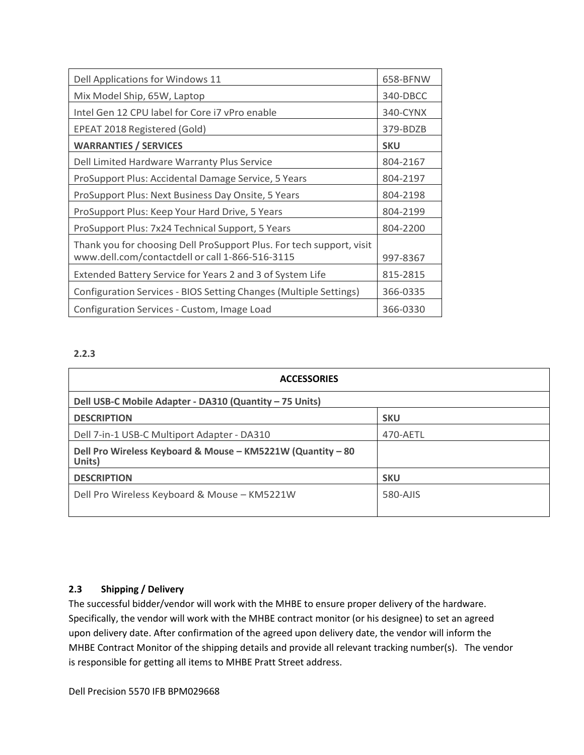| Dell Applications for Windows 11 | 658-BFNW |
|---|---|
| Mix Model Ship, 65W, Laptop | 340-DBCC |
| Intel Gen 12 CPU label for Core i7 vPro enable | 340-CYNX |
| EPEAT 2018 Registered (Gold) | 379-BDZB |
| **WARRANTIES / SERVICES** | **SKU** |
| Dell Limited Hardware Warranty Plus Service | 804-2167 |
| ProSupport Plus: Accidental Damage Service, 5 Years | 804-2197 |
| ProSupport Plus: Next Business Day Onsite, 5 Years | 804-2198 |
| ProSupport Plus: Keep Your Hard Drive, 5 Years | 804-2199 |
| ProSupport Plus: 7x24 Technical Support, 5 Years | 804-2200 |
| Thank you for choosing Dell ProSupport Plus. For tech support, visit www.dell.com/contactdell or call 1-866-516-3115 | 997-8367 |
| Extended Battery Service for Years 2 and 3 of System Life | 815-2815 |
| Configuration Services - BIOS Setting Changes (Multiple Settings) | 366-0335 |
| Configuration Services - Custom, Image Load | 366-0330 |

**2.2.3**

| **ACCESSORIES** | |
|---|---|
| **Dell USB-C Mobile Adapter - DA310 (Quantity – 75 Units)** | |
| **DESCRIPTION** | **SKU** |
| Dell 7-in-1 USB-C Multiport Adapter - DA310 | 470-AETL |
| **Dell Pro Wireless Keyboard & Mouse – KM5221W (Quantity – 80 Units)** | |
| **DESCRIPTION** | **SKU** |
| Dell Pro Wireless Keyboard & Mouse – KM5221W | 580-AJIS |

## 2.3 Shipping / Delivery

The successful bidder/vendor will work with the MHBE to ensure proper delivery of the hardware. Specifically, the vendor will work with the MHBE contract monitor (or his designee) to set an agreed upon delivery date. After confirmation of the agreed upon delivery date, the vendor will inform the MHBE Contract Monitor of the shipping details and provide all relevant tracking number(s). The vendor is responsible for getting all items to MHBE Pratt Street address.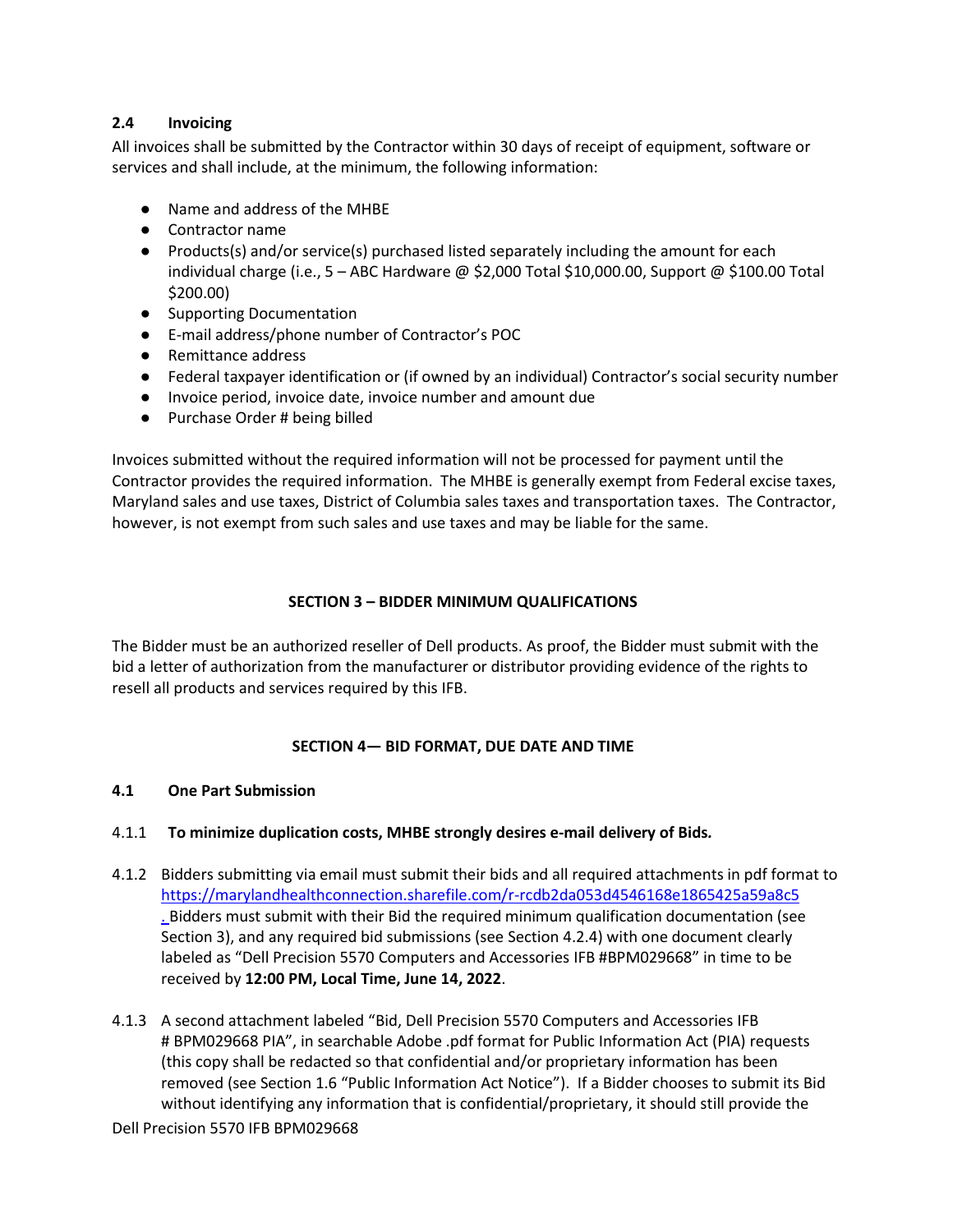### 2.4 Invoicing

All invoices shall be submitted by the Contractor within 30 days of receipt of equipment, software or services and shall include, at the minimum, the following information:

- Name and address of the MHBE
- Contractor name
- Products(s) and/or service(s) purchased listed separately including the amount for each individual charge (i.e., 5 – ABC Hardware @ $2,000 Total $10,000.00, Support @ $100.00 Total $200.00)
- Supporting Documentation
- E-mail address/phone number of Contractor's POC
- Remittance address
- Federal taxpayer identification or (if owned by an individual) Contractor's social security number
- Invoice period, invoice date, invoice number and amount due
- Purchase Order # being billed

Invoices submitted without the required information will not be processed for payment until the Contractor provides the required information. The MHBE is generally exempt from Federal excise taxes, Maryland sales and use taxes, District of Columbia sales taxes and transportation taxes. The Contractor, however, is not exempt from such sales and use taxes and may be liable for the same.

## SECTION 3 – BIDDER MINIMUM QUALIFICATIONS

The Bidder must be an authorized reseller of Dell products. As proof, the Bidder must submit with the bid a letter of authorization from the manufacturer or distributor providing evidence of the rights to resell all products and services required by this IFB.

## SECTION 4— BID FORMAT, DUE DATE AND TIME

### 4.1 One Part Submission

4.1.1 **To minimize duplication costs, MHBE strongly desires e-mail delivery of Bids.**

4.1.2 Bidders submitting via email must submit their bids and all required attachments in pdf format to https://marylandhealthconnection.sharefile.com/r-rcdb2da053d4546168e1865425a59a8c5 . Bidders must submit with their Bid the required minimum qualification documentation (see Section 3), and any required bid submissions (see Section 4.2.4) with one document clearly labeled as "Dell Precision 5570 Computers and Accessories IFB #BPM029668" in time to be received by **12:00 PM, Local Time, June 14, 2022**.

4.1.3 A second attachment labeled "Bid, Dell Precision 5570 Computers and Accessories IFB # BPM029668 PIA", in searchable Adobe .pdf format for Public Information Act (PIA) requests (this copy shall be redacted so that confidential and/or proprietary information has been removed (see Section 1.6 "Public Information Act Notice"). If a Bidder chooses to submit its Bid without identifying any information that is confidential/proprietary, it should still provide the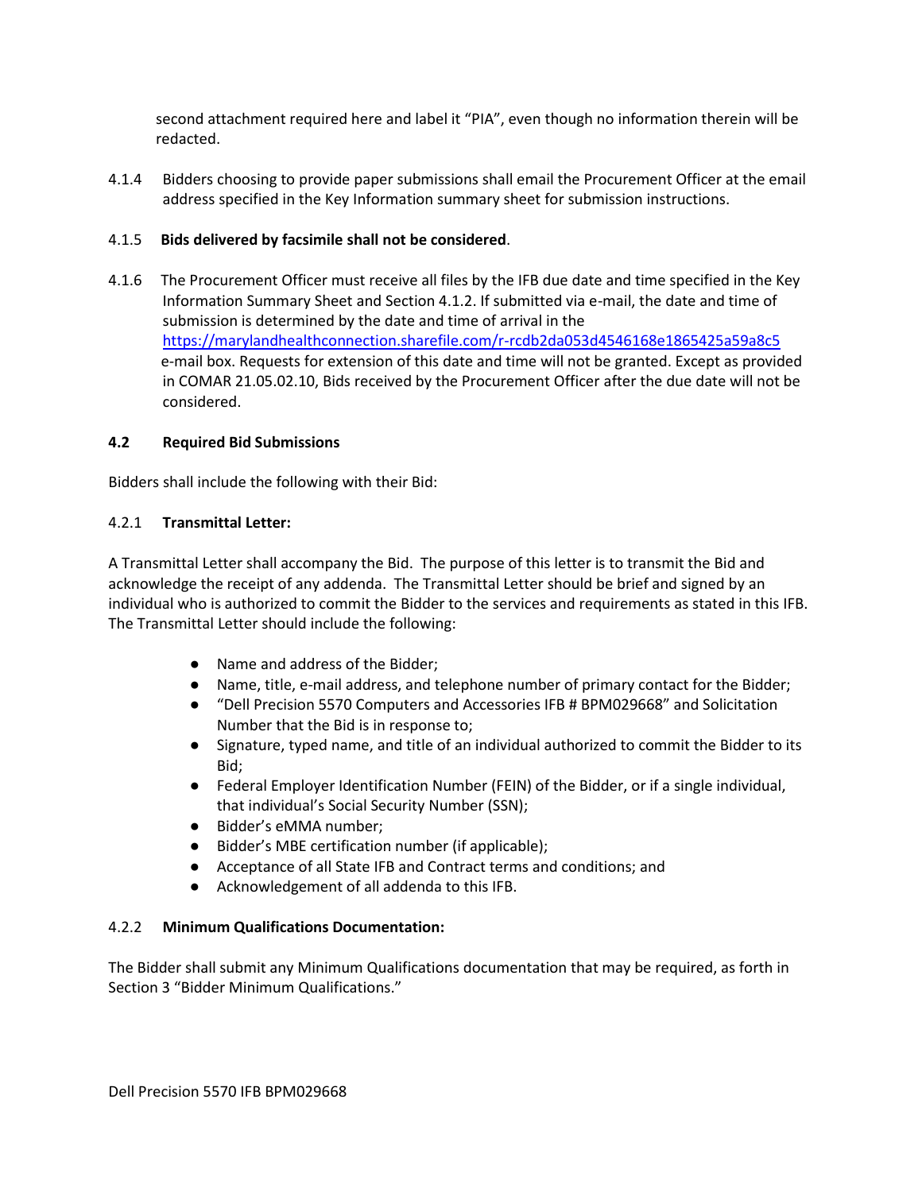second attachment required here and label it "PIA", even though no information therein will be redacted.

4.1.4 Bidders choosing to provide paper submissions shall email the Procurement Officer at the email address specified in the Key Information summary sheet for submission instructions.

4.1.5 **Bids delivered by facsimile shall not be considered**.

4.1.6 The Procurement Officer must receive all files by the IFB due date and time specified in the Key Information Summary Sheet and Section 4.1.2. If submitted via e-mail, the date and time of submission is determined by the date and time of arrival in the https://marylandhealthconnection.sharefile.com/r-rcdb2da053d4546168e1865425a59a8c5 e-mail box. Requests for extension of this date and time will not be granted. Except as provided in COMAR 21.05.02.10, Bids received by the Procurement Officer after the due date will not be considered.

### 4.2 Required Bid Submissions

Bidders shall include the following with their Bid:

#### 4.2.1 Transmittal Letter:

A Transmittal Letter shall accompany the Bid. The purpose of this letter is to transmit the Bid and acknowledge the receipt of any addenda. The Transmittal Letter should be brief and signed by an individual who is authorized to commit the Bidder to the services and requirements as stated in this IFB. The Transmittal Letter should include the following:

- Name and address of the Bidder;
- Name, title, e-mail address, and telephone number of primary contact for the Bidder;
- "Dell Precision 5570 Computers and Accessories IFB # BPM029668" and Solicitation Number that the Bid is in response to;
- Signature, typed name, and title of an individual authorized to commit the Bidder to its Bid;
- Federal Employer Identification Number (FEIN) of the Bidder, or if a single individual, that individual's Social Security Number (SSN);
- Bidder's eMMA number;
- Bidder's MBE certification number (if applicable);
- Acceptance of all State IFB and Contract terms and conditions; and
- Acknowledgement of all addenda to this IFB.

#### 4.2.2 Minimum Qualifications Documentation:

The Bidder shall submit any Minimum Qualifications documentation that may be required, as forth in Section 3 "Bidder Minimum Qualifications."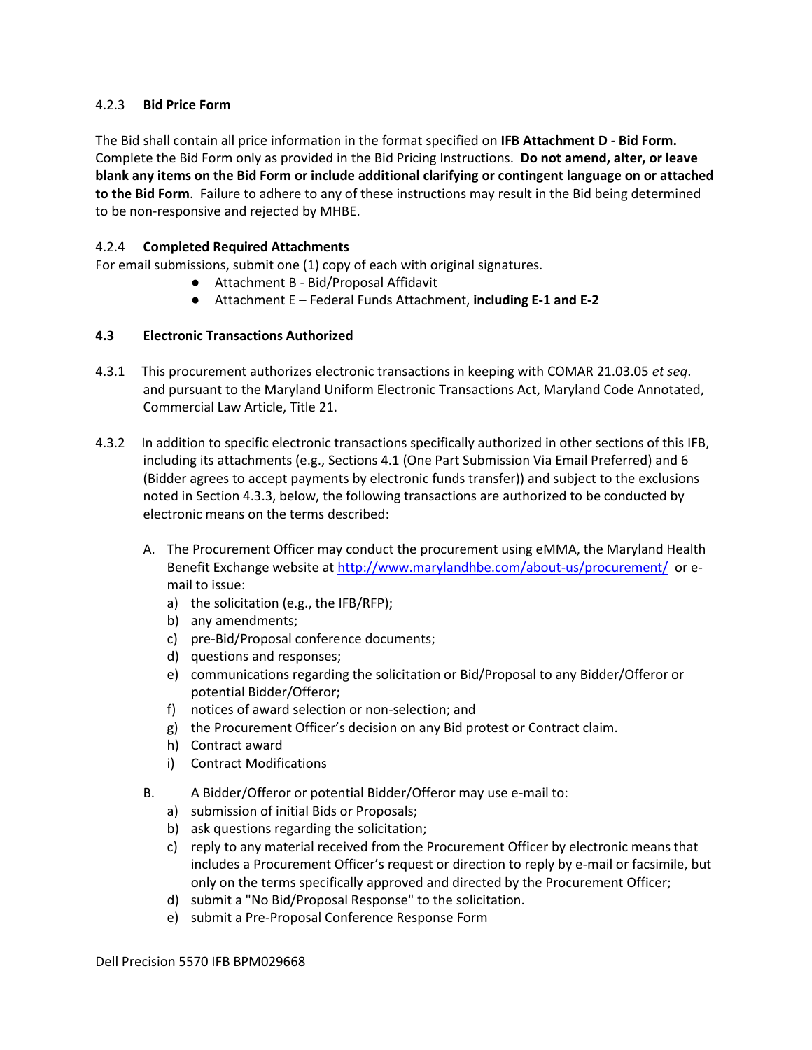### 4.2.3 **Bid Price Form**

The Bid shall contain all price information in the format specified on **IFB Attachment D - Bid Form.** Complete the Bid Form only as provided in the Bid Pricing Instructions. **Do not amend, alter, or leave blank any items on the Bid Form or include additional clarifying or contingent language on or attached to the Bid Form**. Failure to adhere to any of these instructions may result in the Bid being determined to be non-responsive and rejected by MHBE.

### 4.2.4 **Completed Required Attachments**

For email submissions, submit one (1) copy of each with original signatures.

- Attachment B - Bid/Proposal Affidavit
- Attachment E – Federal Funds Attachment, **including E-1 and E-2**

## 4.3 Electronic Transactions Authorized

4.3.1 This procurement authorizes electronic transactions in keeping with COMAR 21.03.05 *et seq*. and pursuant to the Maryland Uniform Electronic Transactions Act, Maryland Code Annotated, Commercial Law Article, Title 21.

4.3.2 In addition to specific electronic transactions specifically authorized in other sections of this IFB, including its attachments (e.g., Sections 4.1 (One Part Submission Via Email Preferred) and 6 (Bidder agrees to accept payments by electronic funds transfer)) and subject to the exclusions noted in Section 4.3.3, below, the following transactions are authorized to be conducted by electronic means on the terms described:

A. The Procurement Officer may conduct the procurement using eMMA, the Maryland Health Benefit Exchange website at http://www.marylandhbe.com/about-us/procurement/ or e-mail to issue:

a) the solicitation (e.g., the IFB/RFP);
b) any amendments;
c) pre-Bid/Proposal conference documents;
d) questions and responses;
e) communications regarding the solicitation or Bid/Proposal to any Bidder/Offeror or potential Bidder/Offeror;
f) notices of award selection or non-selection; and
g) the Procurement Officer's decision on any Bid protest or Contract claim.
h) Contract award
i) Contract Modifications

B. A Bidder/Offeror or potential Bidder/Offeror may use e-mail to:

a) submission of initial Bids or Proposals;
b) ask questions regarding the solicitation;
c) reply to any material received from the Procurement Officer by electronic means that includes a Procurement Officer's request or direction to reply by e-mail or facsimile, but only on the terms specifically approved and directed by the Procurement Officer;
d) submit a "No Bid/Proposal Response" to the solicitation.
e) submit a Pre-Proposal Conference Response Form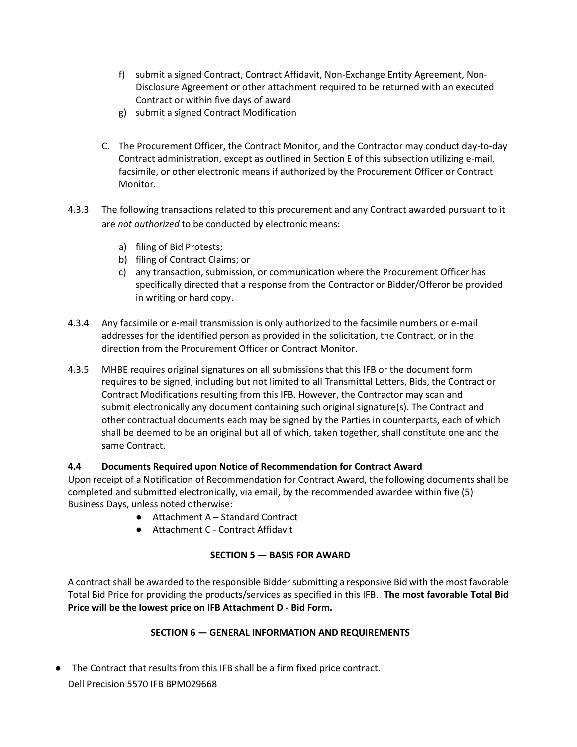f) submit a signed Contract, Contract Affidavit, Non-Exchange Entity Agreement, Non-Disclosure Agreement or other attachment required to be returned with an executed Contract or within five days of award

g) submit a signed Contract Modification

C. The Procurement Officer, the Contract Monitor, and the Contractor may conduct day-to-day Contract administration, except as outlined in Section E of this subsection utilizing e-mail, facsimile, or other electronic means if authorized by the Procurement Officer or Contract Monitor.

4.3.3 The following transactions related to this procurement and any Contract awarded pursuant to it are *not authorized* to be conducted by electronic means:

a) filing of Bid Protests;

b) filing of Contract Claims; or

c) any transaction, submission, or communication where the Procurement Officer has specifically directed that a response from the Contractor or Bidder/Offeror be provided in writing or hard copy.

4.3.4 Any facsimile or e-mail transmission is only authorized to the facsimile numbers or e-mail addresses for the identified person as provided in the solicitation, the Contract, or in the direction from the Procurement Officer or Contract Monitor.

4.3.5 MHBE requires original signatures on all submissions that this IFB or the document form requires to be signed, including but not limited to all Transmittal Letters, Bids, the Contract or Contract Modifications resulting from this IFB. However, the Contractor may scan and submit electronically any document containing such original signature(s). The Contract and other contractual documents each may be signed by the Parties in counterparts, each of which shall be deemed to be an original but all of which, taken together, shall constitute one and the same Contract.

### 4.4 Documents Required upon Notice of Recommendation for Contract Award

Upon receipt of a Notification of Recommendation for Contract Award, the following documents shall be completed and submitted electronically, via email, by the recommended awardee within five (5) Business Days, unless noted otherwise:

- Attachment A – Standard Contract
- Attachment C - Contract Affidavit

## SECTION 5 — BASIS FOR AWARD

A contract shall be awarded to the responsible Bidder submitting a responsive Bid with the most favorable Total Bid Price for providing the products/services as specified in this IFB. **The most favorable Total Bid Price will be the lowest price on IFB Attachment D - Bid Form.**

## SECTION 6 — GENERAL INFORMATION AND REQUIREMENTS

- The Contract that results from this IFB shall be a firm fixed price contract.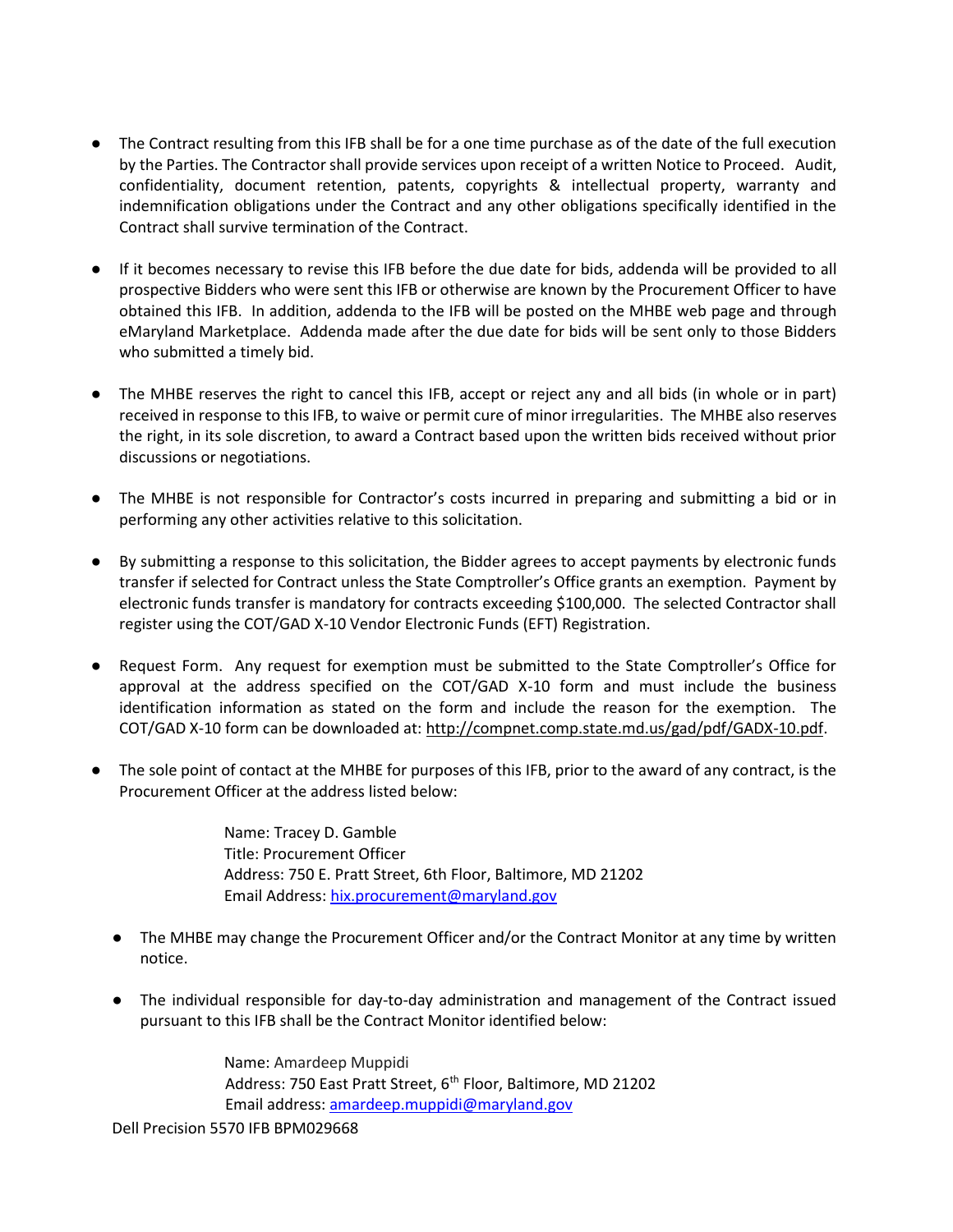- The Contract resulting from this IFB shall be for a one time purchase as of the date of the full execution by the Parties. The Contractor shall provide services upon receipt of a written Notice to Proceed. Audit, confidentiality, document retention, patents, copyrights & intellectual property, warranty and indemnification obligations under the Contract and any other obligations specifically identified in the Contract shall survive termination of the Contract.

- If it becomes necessary to revise this IFB before the due date for bids, addenda will be provided to all prospective Bidders who were sent this IFB or otherwise are known by the Procurement Officer to have obtained this IFB. In addition, addenda to the IFB will be posted on the MHBE web page and through eMaryland Marketplace. Addenda made after the due date for bids will be sent only to those Bidders who submitted a timely bid.

- The MHBE reserves the right to cancel this IFB, accept or reject any and all bids (in whole or in part) received in response to this IFB, to waive or permit cure of minor irregularities. The MHBE also reserves the right, in its sole discretion, to award a Contract based upon the written bids received without prior discussions or negotiations.

- The MHBE is not responsible for Contractor's costs incurred in preparing and submitting a bid or in performing any other activities relative to this solicitation.

- By submitting a response to this solicitation, the Bidder agrees to accept payments by electronic funds transfer if selected for Contract unless the State Comptroller's Office grants an exemption. Payment by electronic funds transfer is mandatory for contracts exceeding $100,000. The selected Contractor shall register using the COT/GAD X-10 Vendor Electronic Funds (EFT) Registration.

- Request Form. Any request for exemption must be submitted to the State Comptroller's Office for approval at the address specified on the COT/GAD X-10 form and must include the business identification information as stated on the form and include the reason for the exemption. The COT/GAD X-10 form can be downloaded at: http://compnet.comp.state.md.us/gad/pdf/GADX-10.pdf.

- The sole point of contact at the MHBE for purposes of this IFB, prior to the award of any contract, is the Procurement Officer at the address listed below:

  Name: Tracey D. Gamble
  Title: Procurement Officer
  Address: 750 E. Pratt Street, 6th Floor, Baltimore, MD 21202
  Email Address: hix.procurement@maryland.gov

  - The MHBE may change the Procurement Officer and/or the Contract Monitor at any time by written notice.

  - The individual responsible for day-to-day administration and management of the Contract issued pursuant to this IFB shall be the Contract Monitor identified below:

    Name: Amardeep Muppidi
    Address: 750 East Pratt Street, 6th Floor, Baltimore, MD 21202
    Email address: amardeep.muppidi@maryland.gov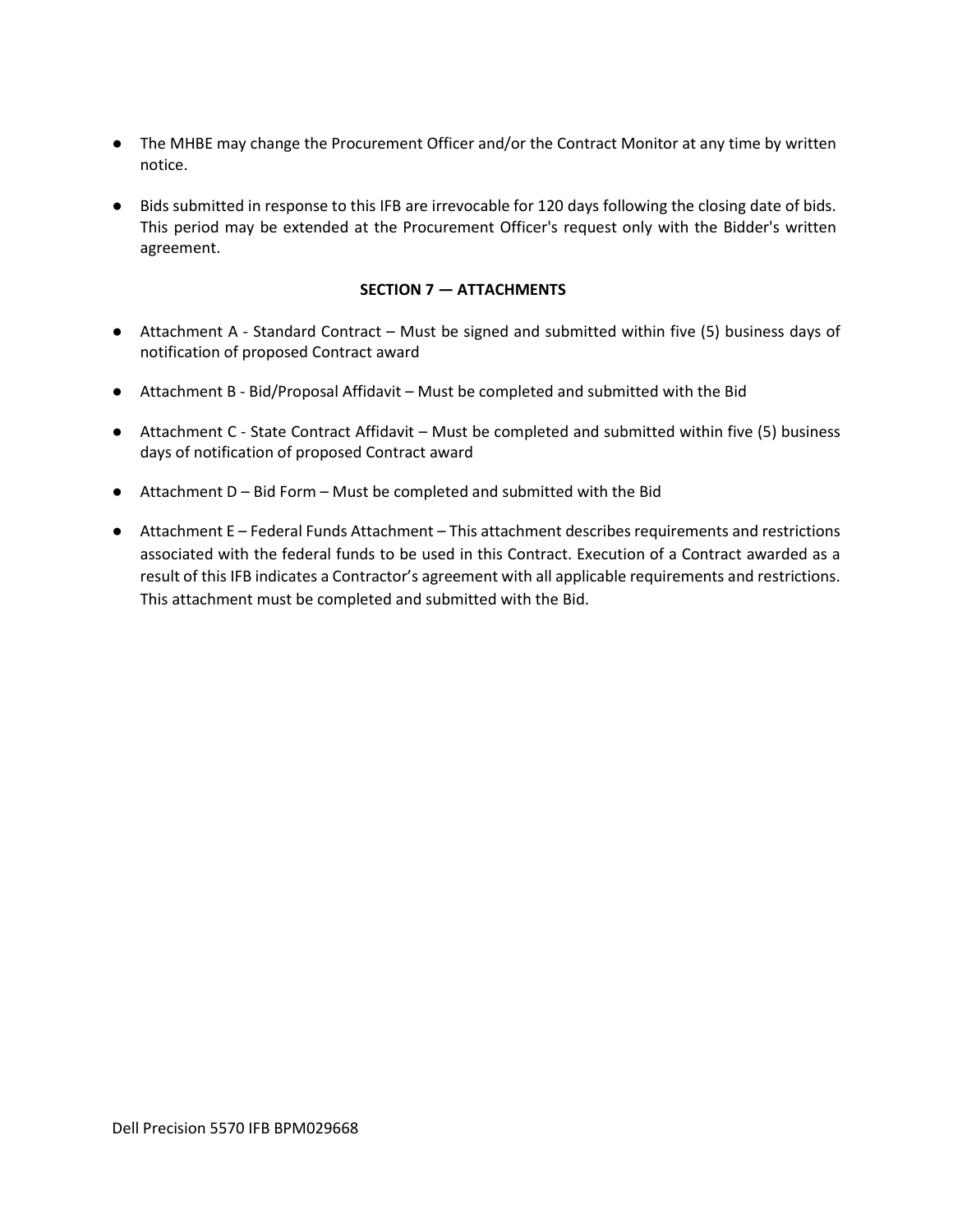- The MHBE may change the Procurement Officer and/or the Contract Monitor at any time by written notice.

- Bids submitted in response to this IFB are irrevocable for 120 days following the closing date of bids. This period may be extended at the Procurement Officer's request only with the Bidder's written agreement.

## SECTION 7 — ATTACHMENTS

- Attachment A - Standard Contract – Must be signed and submitted within five (5) business days of notification of proposed Contract award

- Attachment B - Bid/Proposal Affidavit – Must be completed and submitted with the Bid

- Attachment C - State Contract Affidavit – Must be completed and submitted within five (5) business days of notification of proposed Contract award

- Attachment D – Bid Form – Must be completed and submitted with the Bid

- Attachment E – Federal Funds Attachment – This attachment describes requirements and restrictions associated with the federal funds to be used in this Contract. Execution of a Contract awarded as a result of this IFB indicates a Contractor's agreement with all applicable requirements and restrictions. This attachment must be completed and submitted with the Bid.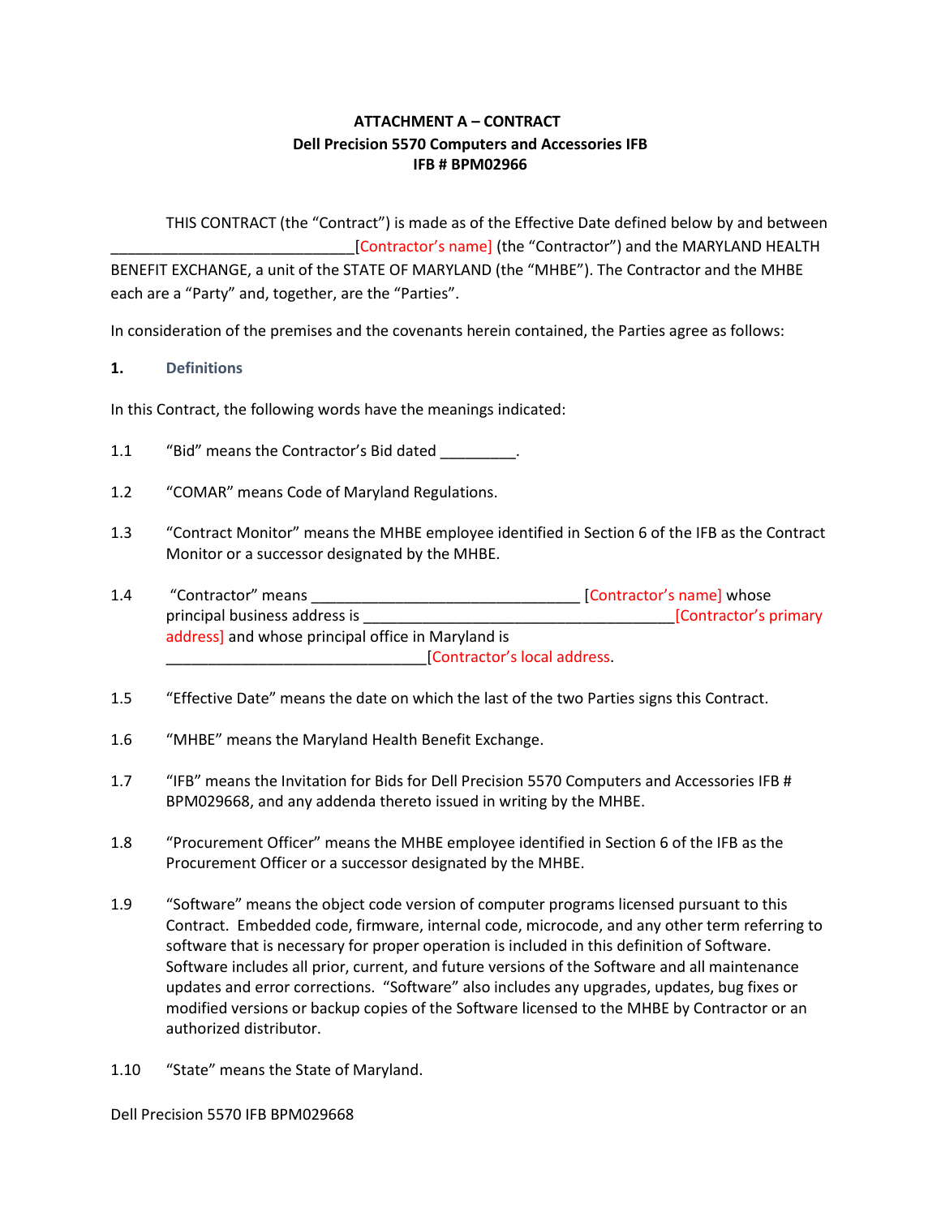**ATTACHMENT A – CONTRACT**
**Dell Precision 5570 Computers and Accessories IFB**
**IFB # BPM02966**

THIS CONTRACT (the "Contract") is made as of the Effective Date defined below by and between ______________________________[Contractor's name] (the "Contractor") and the MARYLAND HEALTH BENEFIT EXCHANGE, a unit of the STATE OF MARYLAND (the "MHBE"). The Contractor and the MHBE each are a "Party" and, together, are the "Parties".

In consideration of the premises and the covenants herein contained, the Parties agree as follows:

## 1. Definitions

In this Contract, the following words have the meanings indicated:

1.1 "Bid" means the Contractor's Bid dated _________.

1.2 "COMAR" means Code of Maryland Regulations.

1.3 "Contract Monitor" means the MHBE employee identified in Section 6 of the IFB as the Contract Monitor or a successor designated by the MHBE.

1.4 "Contractor" means _________________________________ [Contractor's name] whose principal business address is ______________________________________[Contractor's primary address] and whose principal office in Maryland is ________________________________[Contractor's local address.

1.5 "Effective Date" means the date on which the last of the two Parties signs this Contract.

1.6 "MHBE" means the Maryland Health Benefit Exchange.

1.7 "IFB" means the Invitation for Bids for Dell Precision 5570 Computers and Accessories IFB # BPM029668, and any addenda thereto issued in writing by the MHBE.

1.8 "Procurement Officer" means the MHBE employee identified in Section 6 of the IFB as the Procurement Officer or a successor designated by the MHBE.

1.9 "Software" means the object code version of computer programs licensed pursuant to this Contract. Embedded code, firmware, internal code, microcode, and any other term referring to software that is necessary for proper operation is included in this definition of Software. Software includes all prior, current, and future versions of the Software and all maintenance updates and error corrections. "Software" also includes any upgrades, updates, bug fixes or modified versions or backup copies of the Software licensed to the MHBE by Contractor or an authorized distributor.

1.10 "State" means the State of Maryland.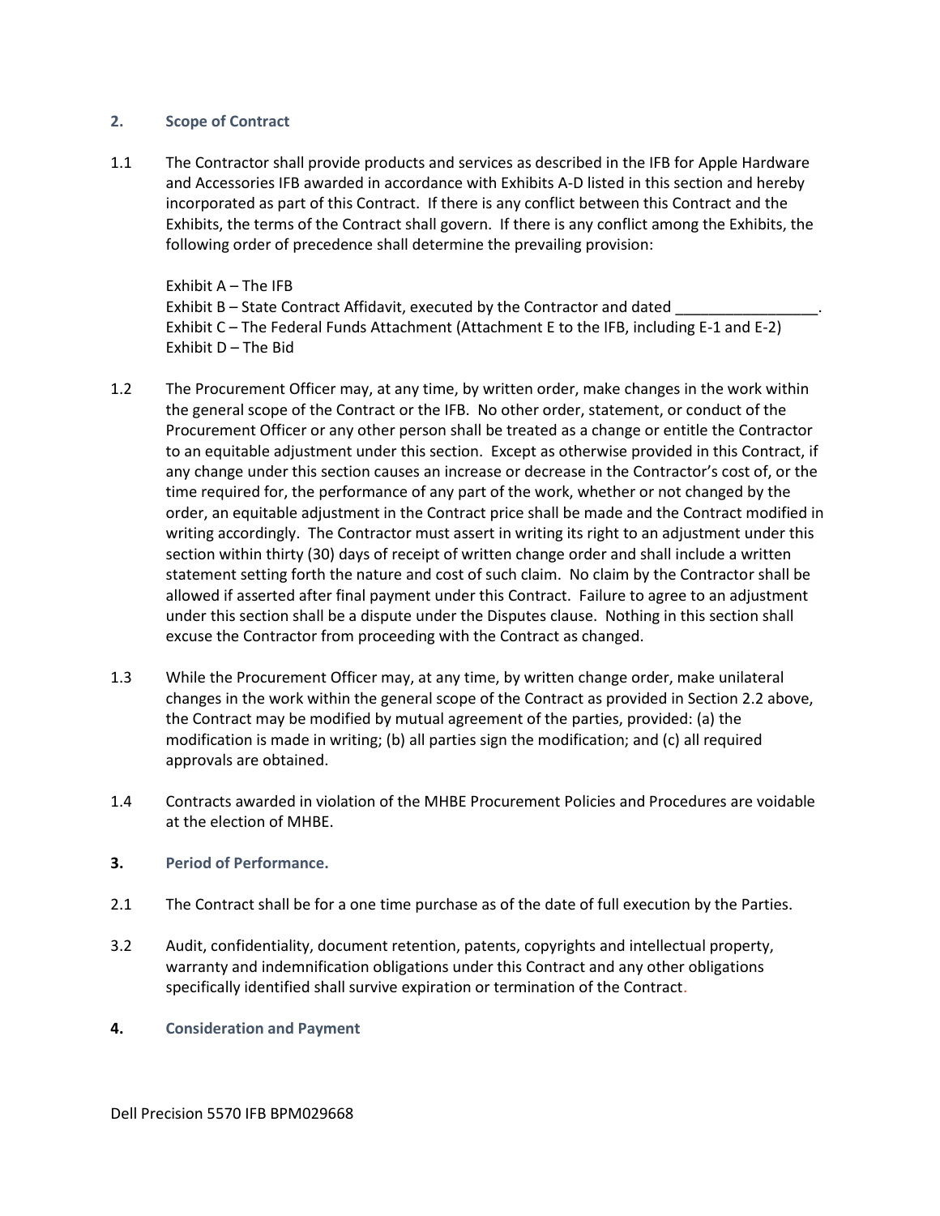## 2. Scope of Contract

1.1 The Contractor shall provide products and services as described in the IFB for Apple Hardware and Accessories IFB awarded in accordance with Exhibits A-D listed in this section and hereby incorporated as part of this Contract. If there is any conflict between this Contract and the Exhibits, the terms of the Contract shall govern. If there is any conflict among the Exhibits, the following order of precedence shall determine the prevailing provision:

Exhibit A – The IFB
Exhibit B – State Contract Affidavit, executed by the Contractor and dated _________________.
Exhibit C – The Federal Funds Attachment (Attachment E to the IFB, including E-1 and E-2)
Exhibit D – The Bid

1.2 The Procurement Officer may, at any time, by written order, make changes in the work within the general scope of the Contract or the IFB. No other order, statement, or conduct of the Procurement Officer or any other person shall be treated as a change or entitle the Contractor to an equitable adjustment under this section. Except as otherwise provided in this Contract, if any change under this section causes an increase or decrease in the Contractor's cost of, or the time required for, the performance of any part of the work, whether or not changed by the order, an equitable adjustment in the Contract price shall be made and the Contract modified in writing accordingly. The Contractor must assert in writing its right to an adjustment under this section within thirty (30) days of receipt of written change order and shall include a written statement setting forth the nature and cost of such claim. No claim by the Contractor shall be allowed if asserted after final payment under this Contract. Failure to agree to an adjustment under this section shall be a dispute under the Disputes clause. Nothing in this section shall excuse the Contractor from proceeding with the Contract as changed.

1.3 While the Procurement Officer may, at any time, by written change order, make unilateral changes in the work within the general scope of the Contract as provided in Section 2.2 above, the Contract may be modified by mutual agreement of the parties, provided: (a) the modification is made in writing; (b) all parties sign the modification; and (c) all required approvals are obtained.

1.4 Contracts awarded in violation of the MHBE Procurement Policies and Procedures are voidable at the election of MHBE.

## 3. Period of Performance.

2.1 The Contract shall be for a one time purchase as of the date of full execution by the Parties.

3.2 Audit, confidentiality, document retention, patents, copyrights and intellectual property, warranty and indemnification obligations under this Contract and any other obligations specifically identified shall survive expiration or termination of the Contract.

## 4. Consideration and Payment

Dell Precision 5570 IFB BPM029668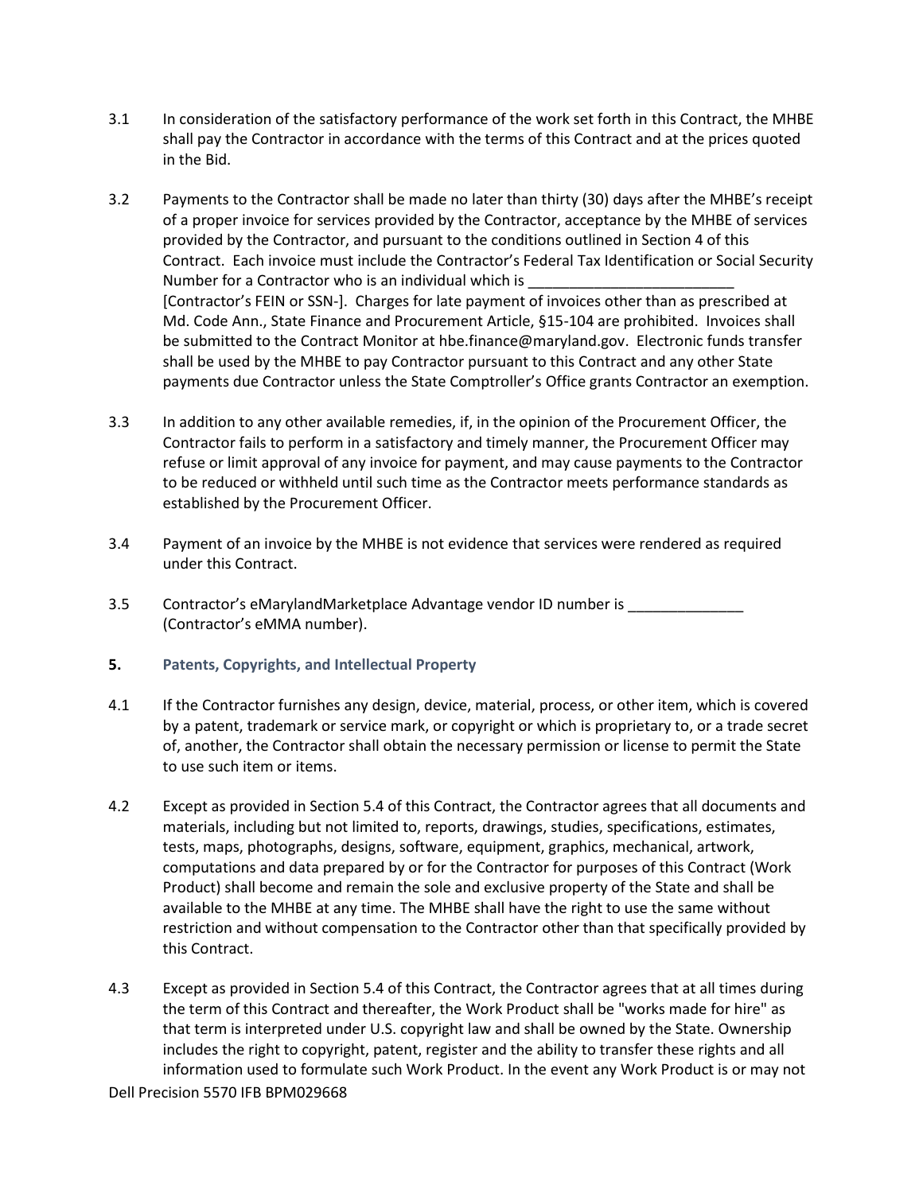3.1 In consideration of the satisfactory performance of the work set forth in this Contract, the MHBE shall pay the Contractor in accordance with the terms of this Contract and at the prices quoted in the Bid.

3.2 Payments to the Contractor shall be made no later than thirty (30) days after the MHBE's receipt of a proper invoice for services provided by the Contractor, acceptance by the MHBE of services provided by the Contractor, and pursuant to the conditions outlined in Section 4 of this Contract. Each invoice must include the Contractor's Federal Tax Identification or Social Security Number for a Contractor who is an individual which is ________________________ [Contractor's FEIN or SSN-]. Charges for late payment of invoices other than as prescribed at Md. Code Ann., State Finance and Procurement Article, §15-104 are prohibited. Invoices shall be submitted to the Contract Monitor at hbe.finance@maryland.gov. Electronic funds transfer shall be used by the MHBE to pay Contractor pursuant to this Contract and any other State payments due Contractor unless the State Comptroller's Office grants Contractor an exemption.

3.3 In addition to any other available remedies, if, in the opinion of the Procurement Officer, the Contractor fails to perform in a satisfactory and timely manner, the Procurement Officer may refuse or limit approval of any invoice for payment, and may cause payments to the Contractor to be reduced or withheld until such time as the Contractor meets performance standards as established by the Procurement Officer.

3.4 Payment of an invoice by the MHBE is not evidence that services were rendered as required under this Contract.

3.5 Contractor's eMarylandMarketplace Advantage vendor ID number is ______________ (Contractor's eMMA number).

**5. Patents, Copyrights, and Intellectual Property**

4.1 If the Contractor furnishes any design, device, material, process, or other item, which is covered by a patent, trademark or service mark, or copyright or which is proprietary to, or a trade secret of, another, the Contractor shall obtain the necessary permission or license to permit the State to use such item or items.

4.2 Except as provided in Section 5.4 of this Contract, the Contractor agrees that all documents and materials, including but not limited to, reports, drawings, studies, specifications, estimates, tests, maps, photographs, designs, software, equipment, graphics, mechanical, artwork, computations and data prepared by or for the Contractor for purposes of this Contract (Work Product) shall become and remain the sole and exclusive property of the State and shall be available to the MHBE at any time. The MHBE shall have the right to use the same without restriction and without compensation to the Contractor other than that specifically provided by this Contract.

4.3 Except as provided in Section 5.4 of this Contract, the Contractor agrees that at all times during the term of this Contract and thereafter, the Work Product shall be "works made for hire" as that term is interpreted under U.S. copyright law and shall be owned by the State. Ownership includes the right to copyright, patent, register and the ability to transfer these rights and all information used to formulate such Work Product. In the event any Work Product is or may not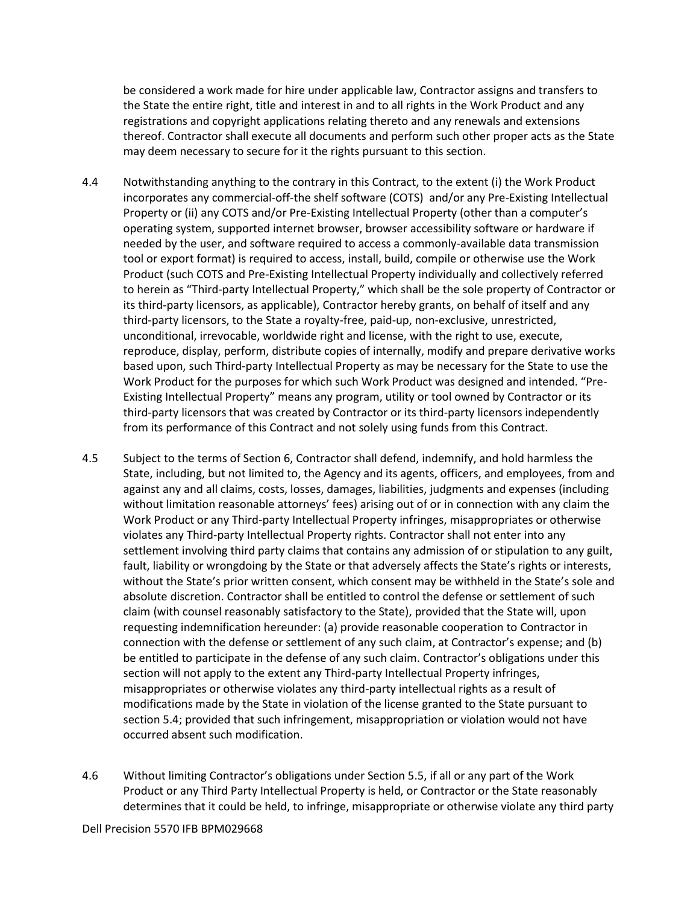be considered a work made for hire under applicable law, Contractor assigns and transfers to the State the entire right, title and interest in and to all rights in the Work Product and any registrations and copyright applications relating thereto and any renewals and extensions thereof. Contractor shall execute all documents and perform such other proper acts as the State may deem necessary to secure for it the rights pursuant to this section.

4.4 Notwithstanding anything to the contrary in this Contract, to the extent (i) the Work Product incorporates any commercial-off-the shelf software (COTS) and/or any Pre-Existing Intellectual Property or (ii) any COTS and/or Pre-Existing Intellectual Property (other than a computer's operating system, supported internet browser, browser accessibility software or hardware if needed by the user, and software required to access a commonly-available data transmission tool or export format) is required to access, install, build, compile or otherwise use the Work Product (such COTS and Pre-Existing Intellectual Property individually and collectively referred to herein as "Third-party Intellectual Property," which shall be the sole property of Contractor or its third-party licensors, as applicable), Contractor hereby grants, on behalf of itself and any third-party licensors, to the State a royalty-free, paid-up, non-exclusive, unrestricted, unconditional, irrevocable, worldwide right and license, with the right to use, execute, reproduce, display, perform, distribute copies of internally, modify and prepare derivative works based upon, such Third-party Intellectual Property as may be necessary for the State to use the Work Product for the purposes for which such Work Product was designed and intended. "Pre-Existing Intellectual Property" means any program, utility or tool owned by Contractor or its third-party licensors that was created by Contractor or its third-party licensors independently from its performance of this Contract and not solely using funds from this Contract.

4.5 Subject to the terms of Section 6, Contractor shall defend, indemnify, and hold harmless the State, including, but not limited to, the Agency and its agents, officers, and employees, from and against any and all claims, costs, losses, damages, liabilities, judgments and expenses (including without limitation reasonable attorneys' fees) arising out of or in connection with any claim the Work Product or any Third-party Intellectual Property infringes, misappropriates or otherwise violates any Third-party Intellectual Property rights. Contractor shall not enter into any settlement involving third party claims that contains any admission of or stipulation to any guilt, fault, liability or wrongdoing by the State or that adversely affects the State's rights or interests, without the State's prior written consent, which consent may be withheld in the State's sole and absolute discretion. Contractor shall be entitled to control the defense or settlement of such claim (with counsel reasonably satisfactory to the State), provided that the State will, upon requesting indemnification hereunder: (a) provide reasonable cooperation to Contractor in connection with the defense or settlement of any such claim, at Contractor's expense; and (b) be entitled to participate in the defense of any such claim. Contractor's obligations under this section will not apply to the extent any Third-party Intellectual Property infringes, misappropriates or otherwise violates any third-party intellectual rights as a result of modifications made by the State in violation of the license granted to the State pursuant to section 5.4; provided that such infringement, misappropriation or violation would not have occurred absent such modification.

4.6 Without limiting Contractor's obligations under Section 5.5, if all or any part of the Work Product or any Third Party Intellectual Property is held, or Contractor or the State reasonably determines that it could be held, to infringe, misappropriate or otherwise violate any third party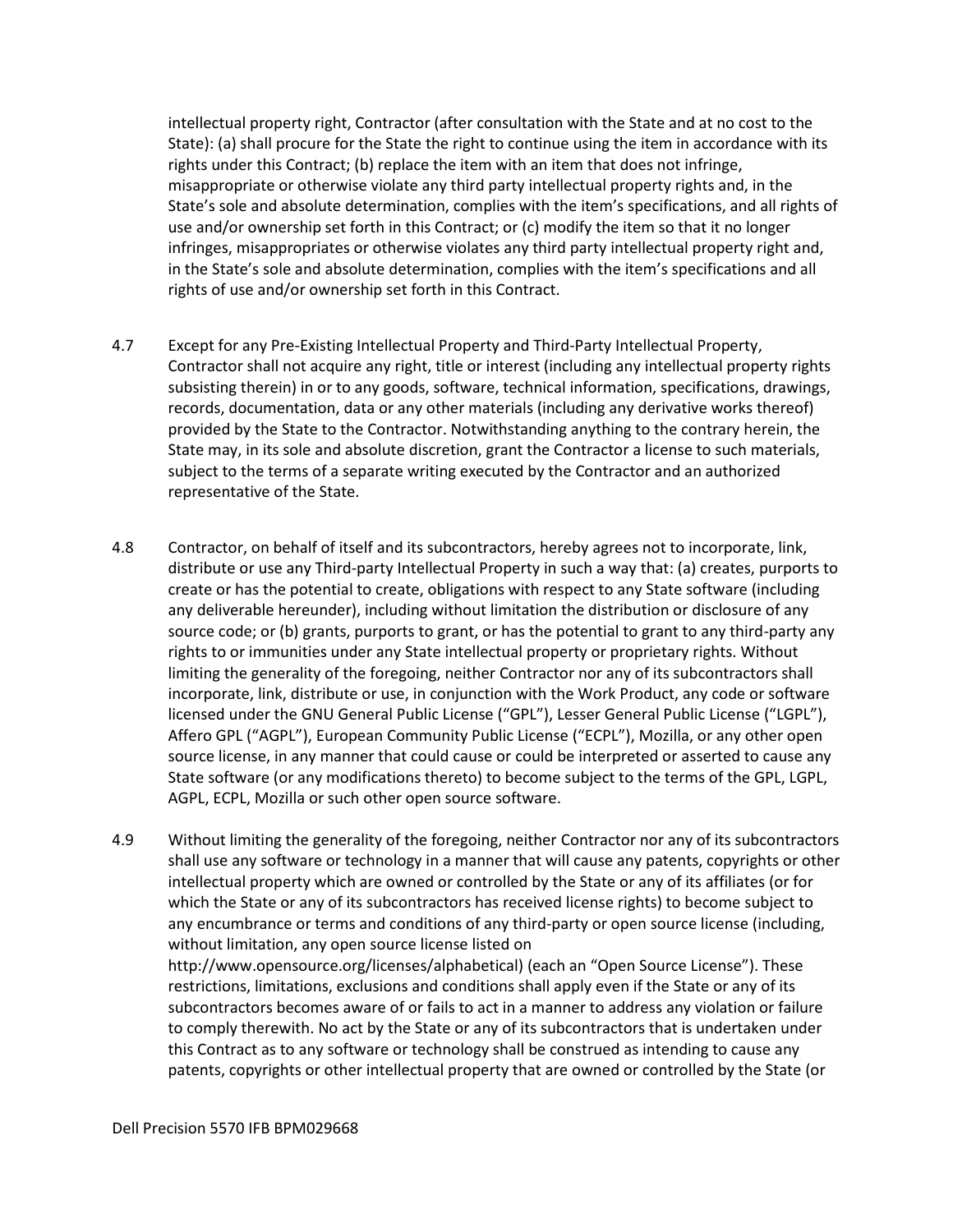intellectual property right, Contractor (after consultation with the State and at no cost to the State): (a) shall procure for the State the right to continue using the item in accordance with its rights under this Contract; (b) replace the item with an item that does not infringe, misappropriate or otherwise violate any third party intellectual property rights and, in the State's sole and absolute determination, complies with the item's specifications, and all rights of use and/or ownership set forth in this Contract; or (c) modify the item so that it no longer infringes, misappropriates or otherwise violates any third party intellectual property right and, in the State's sole and absolute determination, complies with the item's specifications and all rights of use and/or ownership set forth in this Contract.

4.7 Except for any Pre-Existing Intellectual Property and Third-Party Intellectual Property, Contractor shall not acquire any right, title or interest (including any intellectual property rights subsisting therein) in or to any goods, software, technical information, specifications, drawings, records, documentation, data or any other materials (including any derivative works thereof) provided by the State to the Contractor. Notwithstanding anything to the contrary herein, the State may, in its sole and absolute discretion, grant the Contractor a license to such materials, subject to the terms of a separate writing executed by the Contractor and an authorized representative of the State.

4.8 Contractor, on behalf of itself and its subcontractors, hereby agrees not to incorporate, link, distribute or use any Third-party Intellectual Property in such a way that: (a) creates, purports to create or has the potential to create, obligations with respect to any State software (including any deliverable hereunder), including without limitation the distribution or disclosure of any source code; or (b) grants, purports to grant, or has the potential to grant to any third-party any rights to or immunities under any State intellectual property or proprietary rights. Without limiting the generality of the foregoing, neither Contractor nor any of its subcontractors shall incorporate, link, distribute or use, in conjunction with the Work Product, any code or software licensed under the GNU General Public License ("GPL"), Lesser General Public License ("LGPL"), Affero GPL ("AGPL"), European Community Public License ("ECPL"), Mozilla, or any other open source license, in any manner that could cause or could be interpreted or asserted to cause any State software (or any modifications thereto) to become subject to the terms of the GPL, LGPL, AGPL, ECPL, Mozilla or such other open source software.

4.9 Without limiting the generality of the foregoing, neither Contractor nor any of its subcontractors shall use any software or technology in a manner that will cause any patents, copyrights or other intellectual property which are owned or controlled by the State or any of its affiliates (or for which the State or any of its subcontractors has received license rights) to become subject to any encumbrance or terms and conditions of any third-party or open source license (including, without limitation, any open source license listed on http://www.opensource.org/licenses/alphabetical) (each an "Open Source License"). These restrictions, limitations, exclusions and conditions shall apply even if the State or any of its subcontractors becomes aware of or fails to act in a manner to address any violation or failure to comply therewith. No act by the State or any of its subcontractors that is undertaken under this Contract as to any software or technology shall be construed as intending to cause any patents, copyrights or other intellectual property that are owned or controlled by the State (or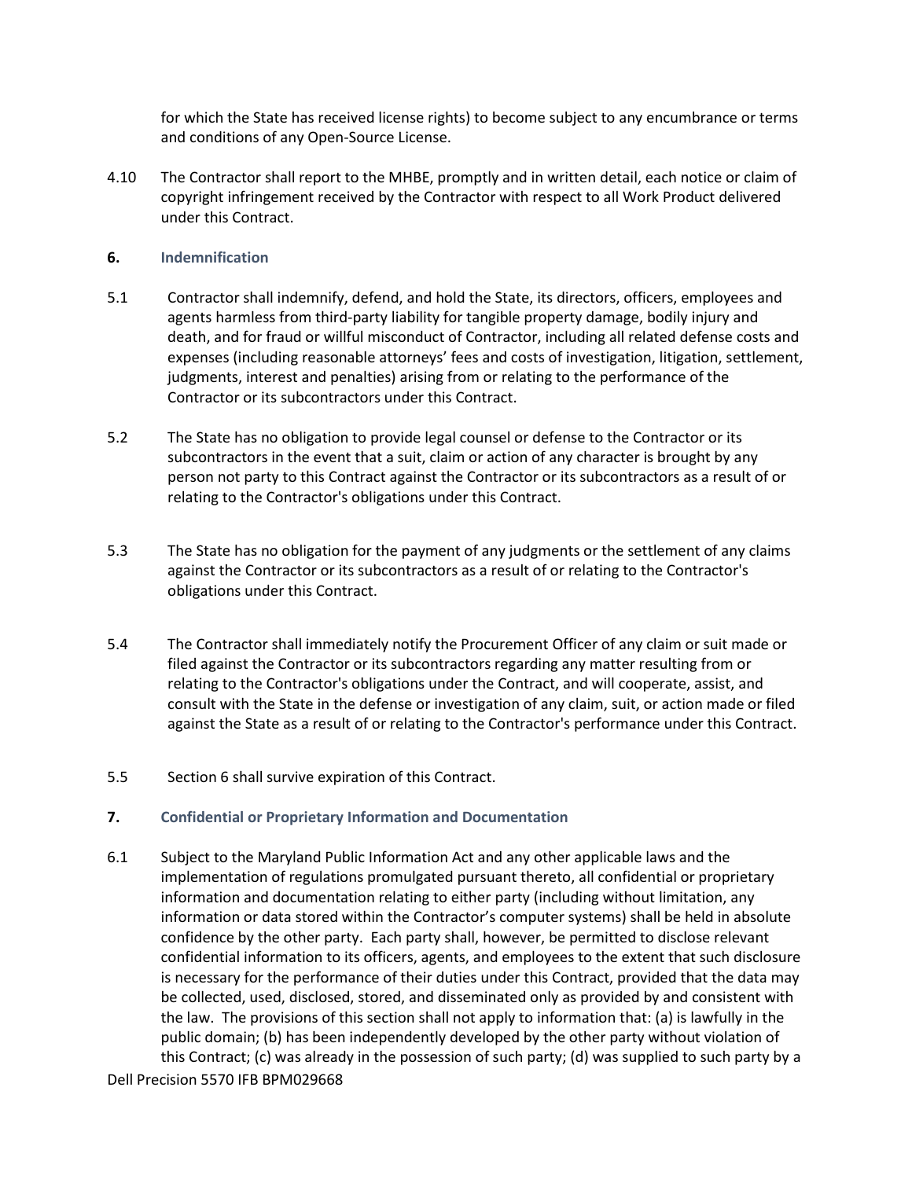for which the State has received license rights) to become subject to any encumbrance or terms and conditions of any Open-Source License.

4.10 The Contractor shall report to the MHBE, promptly and in written detail, each notice or claim of copyright infringement received by the Contractor with respect to all Work Product delivered under this Contract.

## 6. Indemnification

5.1 Contractor shall indemnify, defend, and hold the State, its directors, officers, employees and agents harmless from third-party liability for tangible property damage, bodily injury and death, and for fraud or willful misconduct of Contractor, including all related defense costs and expenses (including reasonable attorneys' fees and costs of investigation, litigation, settlement, judgments, interest and penalties) arising from or relating to the performance of the Contractor or its subcontractors under this Contract.

5.2 The State has no obligation to provide legal counsel or defense to the Contractor or its subcontractors in the event that a suit, claim or action of any character is brought by any person not party to this Contract against the Contractor or its subcontractors as a result of or relating to the Contractor's obligations under this Contract.

5.3 The State has no obligation for the payment of any judgments or the settlement of any claims against the Contractor or its subcontractors as a result of or relating to the Contractor's obligations under this Contract.

5.4 The Contractor shall immediately notify the Procurement Officer of any claim or suit made or filed against the Contractor or its subcontractors regarding any matter resulting from or relating to the Contractor's obligations under the Contract, and will cooperate, assist, and consult with the State in the defense or investigation of any claim, suit, or action made or filed against the State as a result of or relating to the Contractor's performance under this Contract.

5.5 Section 6 shall survive expiration of this Contract.

## 7. Confidential or Proprietary Information and Documentation

6.1 Subject to the Maryland Public Information Act and any other applicable laws and the implementation of regulations promulgated pursuant thereto, all confidential or proprietary information and documentation relating to either party (including without limitation, any information or data stored within the Contractor's computer systems) shall be held in absolute confidence by the other party. Each party shall, however, be permitted to disclose relevant confidential information to its officers, agents, and employees to the extent that such disclosure is necessary for the performance of their duties under this Contract, provided that the data may be collected, used, disclosed, stored, and disseminated only as provided by and consistent with the law. The provisions of this section shall not apply to information that: (a) is lawfully in the public domain; (b) has been independently developed by the other party without violation of this Contract; (c) was already in the possession of such party; (d) was supplied to such party by a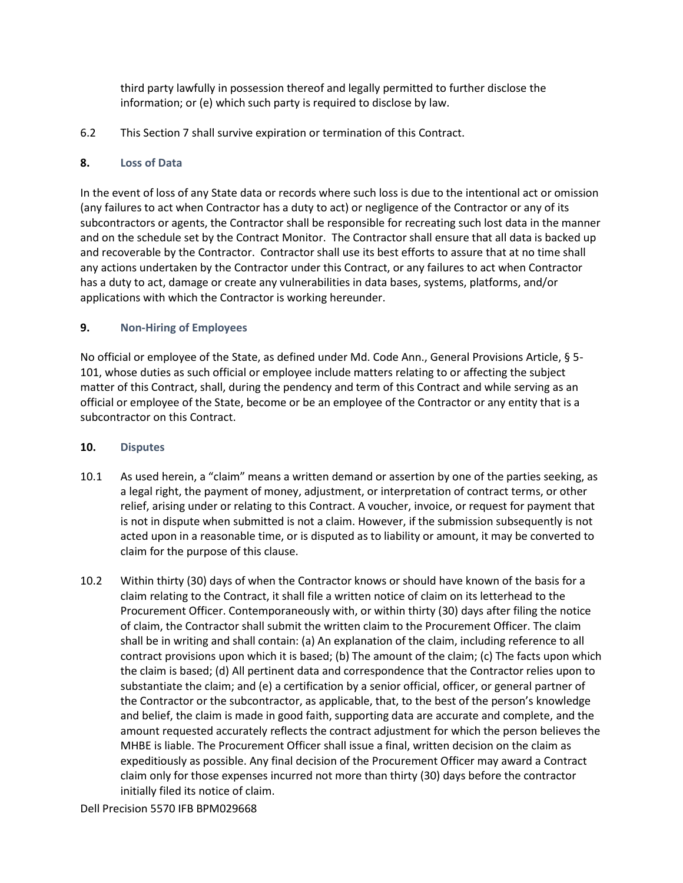third party lawfully in possession thereof and legally permitted to further disclose the information; or (e) which such party is required to disclose by law.

6.2 This Section 7 shall survive expiration or termination of this Contract.

## 8. Loss of Data

In the event of loss of any State data or records where such loss is due to the intentional act or omission (any failures to act when Contractor has a duty to act) or negligence of the Contractor or any of its subcontractors or agents, the Contractor shall be responsible for recreating such lost data in the manner and on the schedule set by the Contract Monitor. The Contractor shall ensure that all data is backed up and recoverable by the Contractor. Contractor shall use its best efforts to assure that at no time shall any actions undertaken by the Contractor under this Contract, or any failures to act when Contractor has a duty to act, damage or create any vulnerabilities in data bases, systems, platforms, and/or applications with which the Contractor is working hereunder.

## 9. Non-Hiring of Employees

No official or employee of the State, as defined under Md. Code Ann., General Provisions Article, § 5-101, whose duties as such official or employee include matters relating to or affecting the subject matter of this Contract, shall, during the pendency and term of this Contract and while serving as an official or employee of the State, become or be an employee of the Contractor or any entity that is a subcontractor on this Contract.

## 10. Disputes

10.1 As used herein, a "claim" means a written demand or assertion by one of the parties seeking, as a legal right, the payment of money, adjustment, or interpretation of contract terms, or other relief, arising under or relating to this Contract. A voucher, invoice, or request for payment that is not in dispute when submitted is not a claim. However, if the submission subsequently is not acted upon in a reasonable time, or is disputed as to liability or amount, it may be converted to claim for the purpose of this clause.

10.2 Within thirty (30) days of when the Contractor knows or should have known of the basis for a claim relating to the Contract, it shall file a written notice of claim on its letterhead to the Procurement Officer. Contemporaneously with, or within thirty (30) days after filing the notice of claim, the Contractor shall submit the written claim to the Procurement Officer. The claim shall be in writing and shall contain: (a) An explanation of the claim, including reference to all contract provisions upon which it is based; (b) The amount of the claim; (c) The facts upon which the claim is based; (d) All pertinent data and correspondence that the Contractor relies upon to substantiate the claim; and (e) a certification by a senior official, officer, or general partner of the Contractor or the subcontractor, as applicable, that, to the best of the person's knowledge and belief, the claim is made in good faith, supporting data are accurate and complete, and the amount requested accurately reflects the contract adjustment for which the person believes the MHBE is liable. The Procurement Officer shall issue a final, written decision on the claim as expeditiously as possible. Any final decision of the Procurement Officer may award a Contract claim only for those expenses incurred not more than thirty (30) days before the contractor initially filed its notice of claim.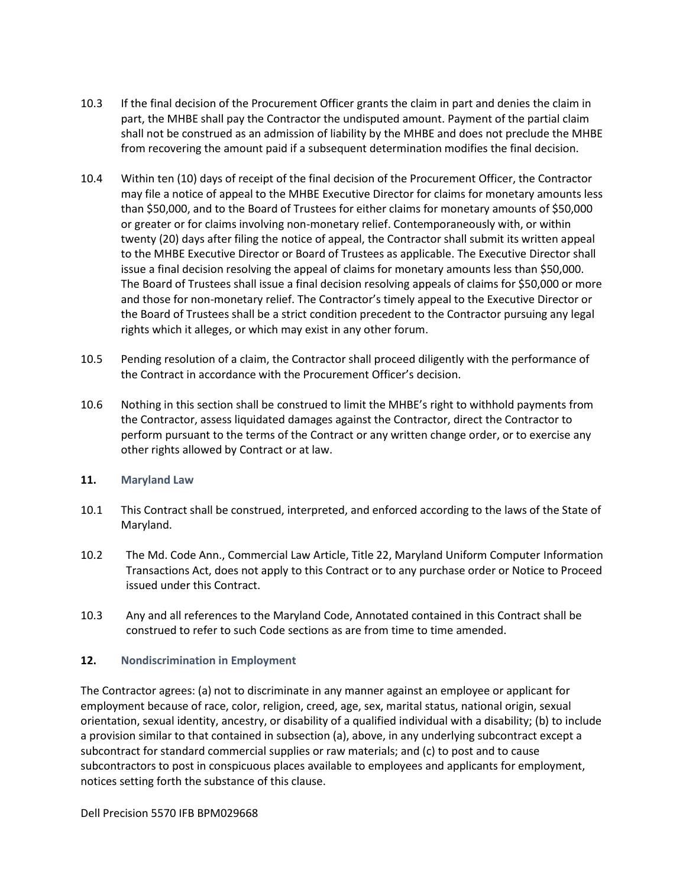10.3 If the final decision of the Procurement Officer grants the claim in part and denies the claim in part, the MHBE shall pay the Contractor the undisputed amount. Payment of the partial claim shall not be construed as an admission of liability by the MHBE and does not preclude the MHBE from recovering the amount paid if a subsequent determination modifies the final decision.

10.4 Within ten (10) days of receipt of the final decision of the Procurement Officer, the Contractor may file a notice of appeal to the MHBE Executive Director for claims for monetary amounts less than $50,000, and to the Board of Trustees for either claims for monetary amounts of $50,000 or greater or for claims involving non-monetary relief. Contemporaneously with, or within twenty (20) days after filing the notice of appeal, the Contractor shall submit its written appeal to the MHBE Executive Director or Board of Trustees as applicable. The Executive Director shall issue a final decision resolving the appeal of claims for monetary amounts less than $50,000. The Board of Trustees shall issue a final decision resolving appeals of claims for $50,000 or more and those for non-monetary relief. The Contractor's timely appeal to the Executive Director or the Board of Trustees shall be a strict condition precedent to the Contractor pursuing any legal rights which it alleges, or which may exist in any other forum.

10.5 Pending resolution of a claim, the Contractor shall proceed diligently with the performance of the Contract in accordance with the Procurement Officer's decision.

10.6 Nothing in this section shall be construed to limit the MHBE's right to withhold payments from the Contractor, assess liquidated damages against the Contractor, direct the Contractor to perform pursuant to the terms of the Contract or any written change order, or to exercise any other rights allowed by Contract or at law.

## 11. Maryland Law

10.1 This Contract shall be construed, interpreted, and enforced according to the laws of the State of Maryland.

10.2 The Md. Code Ann., Commercial Law Article, Title 22, Maryland Uniform Computer Information Transactions Act, does not apply to this Contract or to any purchase order or Notice to Proceed issued under this Contract.

10.3 Any and all references to the Maryland Code, Annotated contained in this Contract shall be construed to refer to such Code sections as are from time to time amended.

## 12. Nondiscrimination in Employment

The Contractor agrees: (a) not to discriminate in any manner against an employee or applicant for employment because of race, color, religion, creed, age, sex, marital status, national origin, sexual orientation, sexual identity, ancestry, or disability of a qualified individual with a disability; (b) to include a provision similar to that contained in subsection (a), above, in any underlying subcontract except a subcontract for standard commercial supplies or raw materials; and (c) to post and to cause subcontractors to post in conspicuous places available to employees and applicants for employment, notices setting forth the substance of this clause.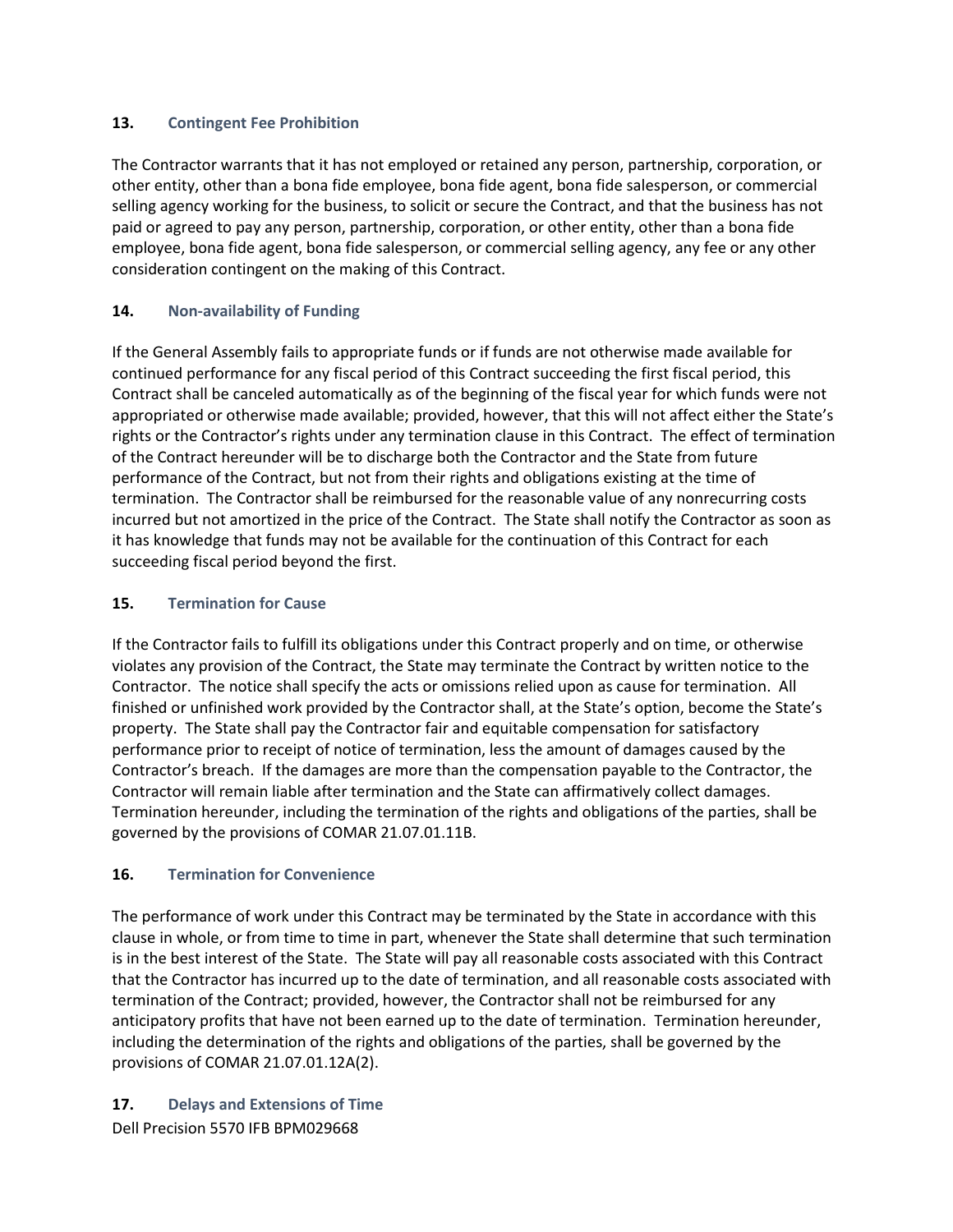### 13. Contingent Fee Prohibition

The Contractor warrants that it has not employed or retained any person, partnership, corporation, or other entity, other than a bona fide employee, bona fide agent, bona fide salesperson, or commercial selling agency working for the business, to solicit or secure the Contract, and that the business has not paid or agreed to pay any person, partnership, corporation, or other entity, other than a bona fide employee, bona fide agent, bona fide salesperson, or commercial selling agency, any fee or any other consideration contingent on the making of this Contract.

### 14. Non-availability of Funding

If the General Assembly fails to appropriate funds or if funds are not otherwise made available for continued performance for any fiscal period of this Contract succeeding the first fiscal period, this Contract shall be canceled automatically as of the beginning of the fiscal year for which funds were not appropriated or otherwise made available; provided, however, that this will not affect either the State's rights or the Contractor's rights under any termination clause in this Contract. The effect of termination of the Contract hereunder will be to discharge both the Contractor and the State from future performance of the Contract, but not from their rights and obligations existing at the time of termination. The Contractor shall be reimbursed for the reasonable value of any nonrecurring costs incurred but not amortized in the price of the Contract. The State shall notify the Contractor as soon as it has knowledge that funds may not be available for the continuation of this Contract for each succeeding fiscal period beyond the first.

### 15. Termination for Cause

If the Contractor fails to fulfill its obligations under this Contract properly and on time, or otherwise violates any provision of the Contract, the State may terminate the Contract by written notice to the Contractor. The notice shall specify the acts or omissions relied upon as cause for termination. All finished or unfinished work provided by the Contractor shall, at the State's option, become the State's property. The State shall pay the Contractor fair and equitable compensation for satisfactory performance prior to receipt of notice of termination, less the amount of damages caused by the Contractor's breach. If the damages are more than the compensation payable to the Contractor, the Contractor will remain liable after termination and the State can affirmatively collect damages. Termination hereunder, including the termination of the rights and obligations of the parties, shall be governed by the provisions of COMAR 21.07.01.11B.

### 16. Termination for Convenience

The performance of work under this Contract may be terminated by the State in accordance with this clause in whole, or from time to time in part, whenever the State shall determine that such termination is in the best interest of the State. The State will pay all reasonable costs associated with this Contract that the Contractor has incurred up to the date of termination, and all reasonable costs associated with termination of the Contract; provided, however, the Contractor shall not be reimbursed for any anticipatory profits that have not been earned up to the date of termination. Termination hereunder, including the determination of the rights and obligations of the parties, shall be governed by the provisions of COMAR 21.07.01.12A(2).

### 17. Delays and Extensions of Time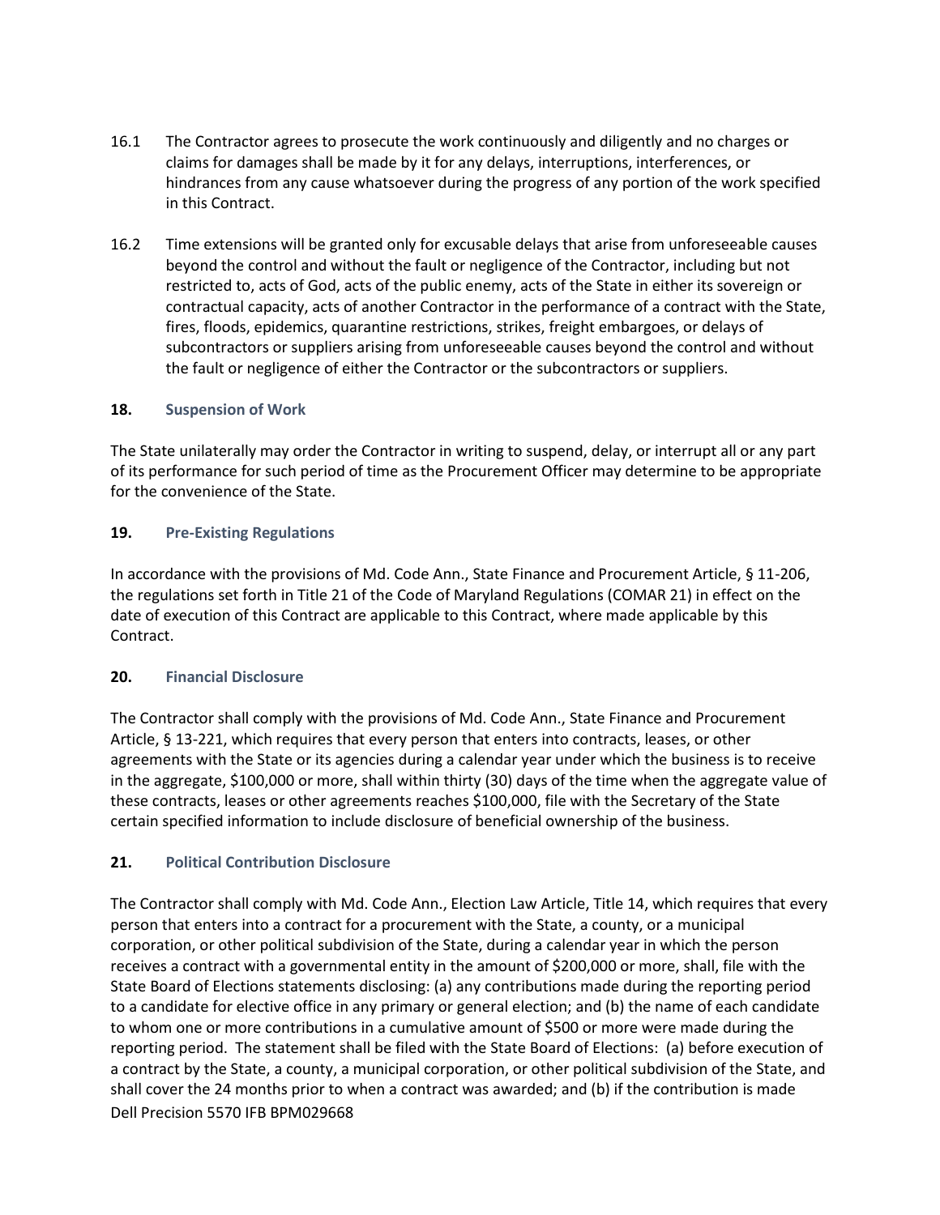16.1 The Contractor agrees to prosecute the work continuously and diligently and no charges or claims for damages shall be made by it for any delays, interruptions, interferences, or hindrances from any cause whatsoever during the progress of any portion of the work specified in this Contract.

16.2 Time extensions will be granted only for excusable delays that arise from unforeseeable causes beyond the control and without the fault or negligence of the Contractor, including but not restricted to, acts of God, acts of the public enemy, acts of the State in either its sovereign or contractual capacity, acts of another Contractor in the performance of a contract with the State, fires, floods, epidemics, quarantine restrictions, strikes, freight embargoes, or delays of subcontractors or suppliers arising from unforeseeable causes beyond the control and without the fault or negligence of either the Contractor or the subcontractors or suppliers.

## 18. Suspension of Work

The State unilaterally may order the Contractor in writing to suspend, delay, or interrupt all or any part of its performance for such period of time as the Procurement Officer may determine to be appropriate for the convenience of the State.

## 19. Pre-Existing Regulations

In accordance with the provisions of Md. Code Ann., State Finance and Procurement Article, § 11-206, the regulations set forth in Title 21 of the Code of Maryland Regulations (COMAR 21) in effect on the date of execution of this Contract are applicable to this Contract, where made applicable by this Contract.

## 20. Financial Disclosure

The Contractor shall comply with the provisions of Md. Code Ann., State Finance and Procurement Article, § 13-221, which requires that every person that enters into contracts, leases, or other agreements with the State or its agencies during a calendar year under which the business is to receive in the aggregate, $100,000 or more, shall within thirty (30) days of the time when the aggregate value of these contracts, leases or other agreements reaches $100,000, file with the Secretary of the State certain specified information to include disclosure of beneficial ownership of the business.

## 21. Political Contribution Disclosure

The Contractor shall comply with Md. Code Ann., Election Law Article, Title 14, which requires that every person that enters into a contract for a procurement with the State, a county, or a municipal corporation, or other political subdivision of the State, during a calendar year in which the person receives a contract with a governmental entity in the amount of $200,000 or more, shall, file with the State Board of Elections statements disclosing: (a) any contributions made during the reporting period to a candidate for elective office in any primary or general election; and (b) the name of each candidate to whom one or more contributions in a cumulative amount of $500 or more were made during the reporting period. The statement shall be filed with the State Board of Elections: (a) before execution of a contract by the State, a county, a municipal corporation, or other political subdivision of the State, and shall cover the 24 months prior to when a contract was awarded; and (b) if the contribution is made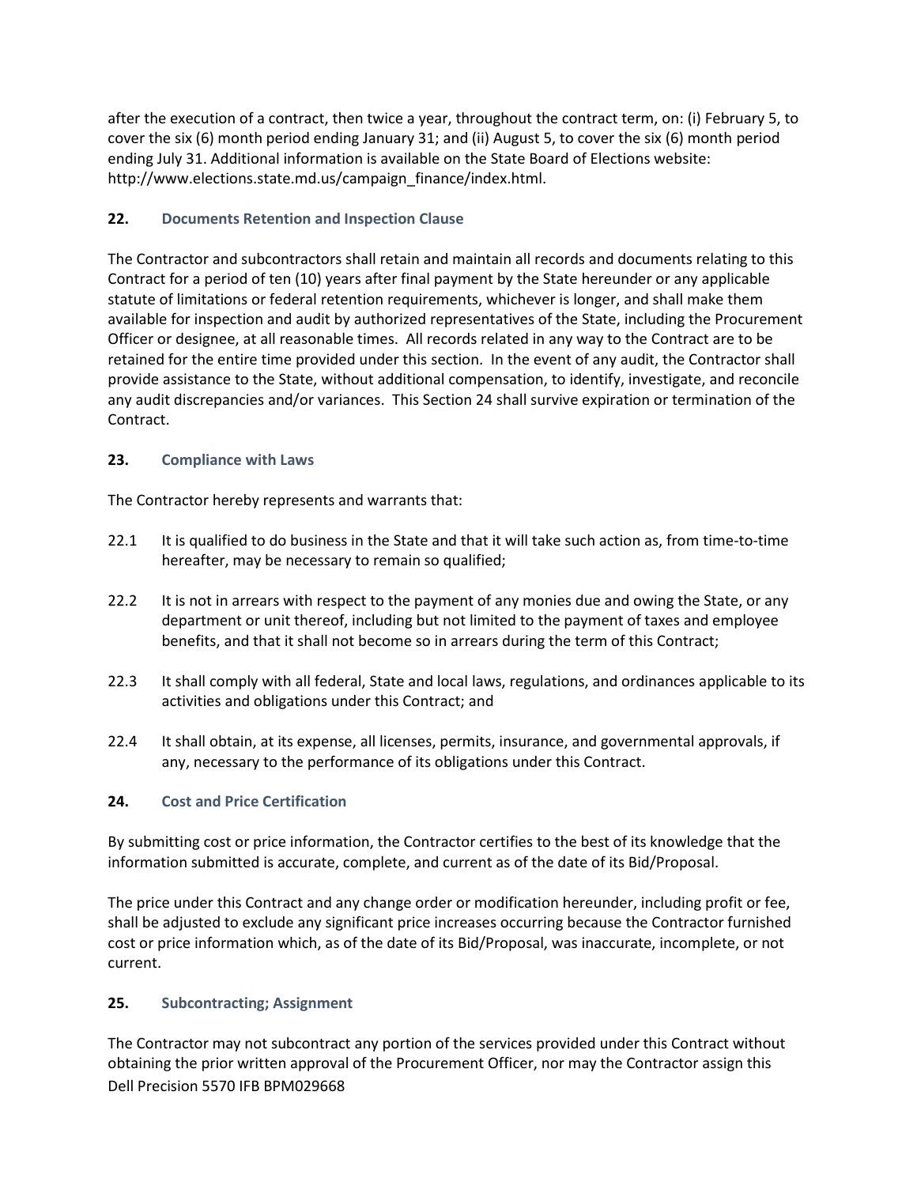after the execution of a contract, then twice a year, throughout the contract term, on: (i) February 5, to cover the six (6) month period ending January 31; and (ii) August 5, to cover the six (6) month period ending July 31. Additional information is available on the State Board of Elections website: http://www.elections.state.md.us/campaign_finance/index.html.

## 22. Documents Retention and Inspection Clause

The Contractor and subcontractors shall retain and maintain all records and documents relating to this Contract for a period of ten (10) years after final payment by the State hereunder or any applicable statute of limitations or federal retention requirements, whichever is longer, and shall make them available for inspection and audit by authorized representatives of the State, including the Procurement Officer or designee, at all reasonable times. All records related in any way to the Contract are to be retained for the entire time provided under this section. In the event of any audit, the Contractor shall provide assistance to the State, without additional compensation, to identify, investigate, and reconcile any audit discrepancies and/or variances. This Section 24 shall survive expiration or termination of the Contract.

## 23. Compliance with Laws

The Contractor hereby represents and warrants that:

22.1 It is qualified to do business in the State and that it will take such action as, from time-to-time hereafter, may be necessary to remain so qualified;

22.2 It is not in arrears with respect to the payment of any monies due and owing the State, or any department or unit thereof, including but not limited to the payment of taxes and employee benefits, and that it shall not become so in arrears during the term of this Contract;

22.3 It shall comply with all federal, State and local laws, regulations, and ordinances applicable to its activities and obligations under this Contract; and

22.4 It shall obtain, at its expense, all licenses, permits, insurance, and governmental approvals, if any, necessary to the performance of its obligations under this Contract.

## 24. Cost and Price Certification

By submitting cost or price information, the Contractor certifies to the best of its knowledge that the information submitted is accurate, complete, and current as of the date of its Bid/Proposal.

The price under this Contract and any change order or modification hereunder, including profit or fee, shall be adjusted to exclude any significant price increases occurring because the Contractor furnished cost or price information which, as of the date of its Bid/Proposal, was inaccurate, incomplete, or not current.

## 25. Subcontracting; Assignment

The Contractor may not subcontract any portion of the services provided under this Contract without obtaining the prior written approval of the Procurement Officer, nor may the Contractor assign this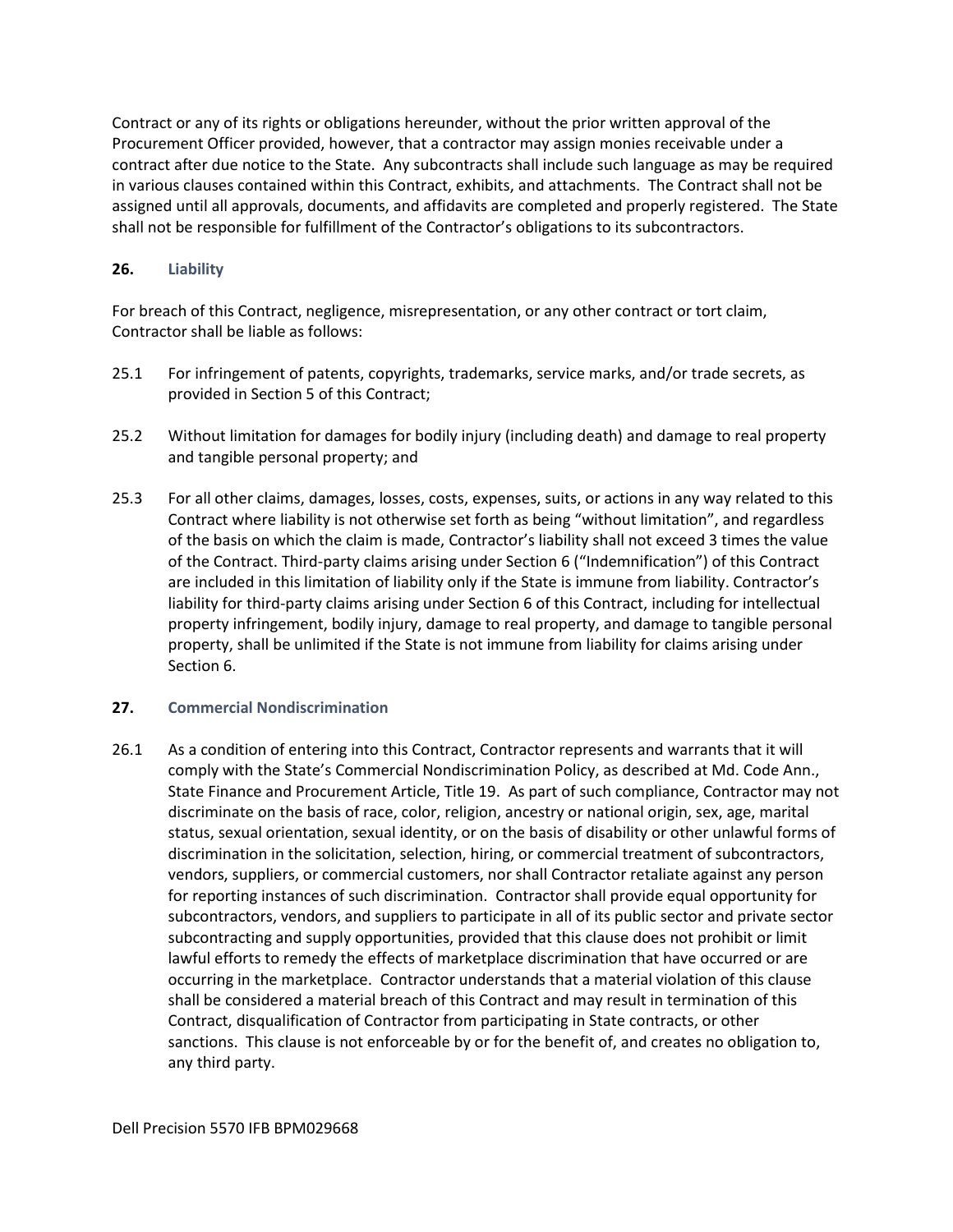Contract or any of its rights or obligations hereunder, without the prior written approval of the Procurement Officer provided, however, that a contractor may assign monies receivable under a contract after due notice to the State. Any subcontracts shall include such language as may be required in various clauses contained within this Contract, exhibits, and attachments. The Contract shall not be assigned until all approvals, documents, and affidavits are completed and properly registered. The State shall not be responsible for fulfillment of the Contractor's obligations to its subcontractors.

## 26. Liability

For breach of this Contract, negligence, misrepresentation, or any other contract or tort claim, Contractor shall be liable as follows:

25.1 For infringement of patents, copyrights, trademarks, service marks, and/or trade secrets, as provided in Section 5 of this Contract;

25.2 Without limitation for damages for bodily injury (including death) and damage to real property and tangible personal property; and

25.3 For all other claims, damages, losses, costs, expenses, suits, or actions in any way related to this Contract where liability is not otherwise set forth as being "without limitation", and regardless of the basis on which the claim is made, Contractor's liability shall not exceed 3 times the value of the Contract. Third-party claims arising under Section 6 ("Indemnification") of this Contract are included in this limitation of liability only if the State is immune from liability. Contractor's liability for third-party claims arising under Section 6 of this Contract, including for intellectual property infringement, bodily injury, damage to real property, and damage to tangible personal property, shall be unlimited if the State is not immune from liability for claims arising under Section 6.

## 27. Commercial Nondiscrimination

26.1 As a condition of entering into this Contract, Contractor represents and warrants that it will comply with the State's Commercial Nondiscrimination Policy, as described at Md. Code Ann., State Finance and Procurement Article, Title 19. As part of such compliance, Contractor may not discriminate on the basis of race, color, religion, ancestry or national origin, sex, age, marital status, sexual orientation, sexual identity, or on the basis of disability or other unlawful forms of discrimination in the solicitation, selection, hiring, or commercial treatment of subcontractors, vendors, suppliers, or commercial customers, nor shall Contractor retaliate against any person for reporting instances of such discrimination. Contractor shall provide equal opportunity for subcontractors, vendors, and suppliers to participate in all of its public sector and private sector subcontracting and supply opportunities, provided that this clause does not prohibit or limit lawful efforts to remedy the effects of marketplace discrimination that have occurred or are occurring in the marketplace. Contractor understands that a material violation of this clause shall be considered a material breach of this Contract and may result in termination of this Contract, disqualification of Contractor from participating in State contracts, or other sanctions. This clause is not enforceable by or for the benefit of, and creates no obligation to, any third party.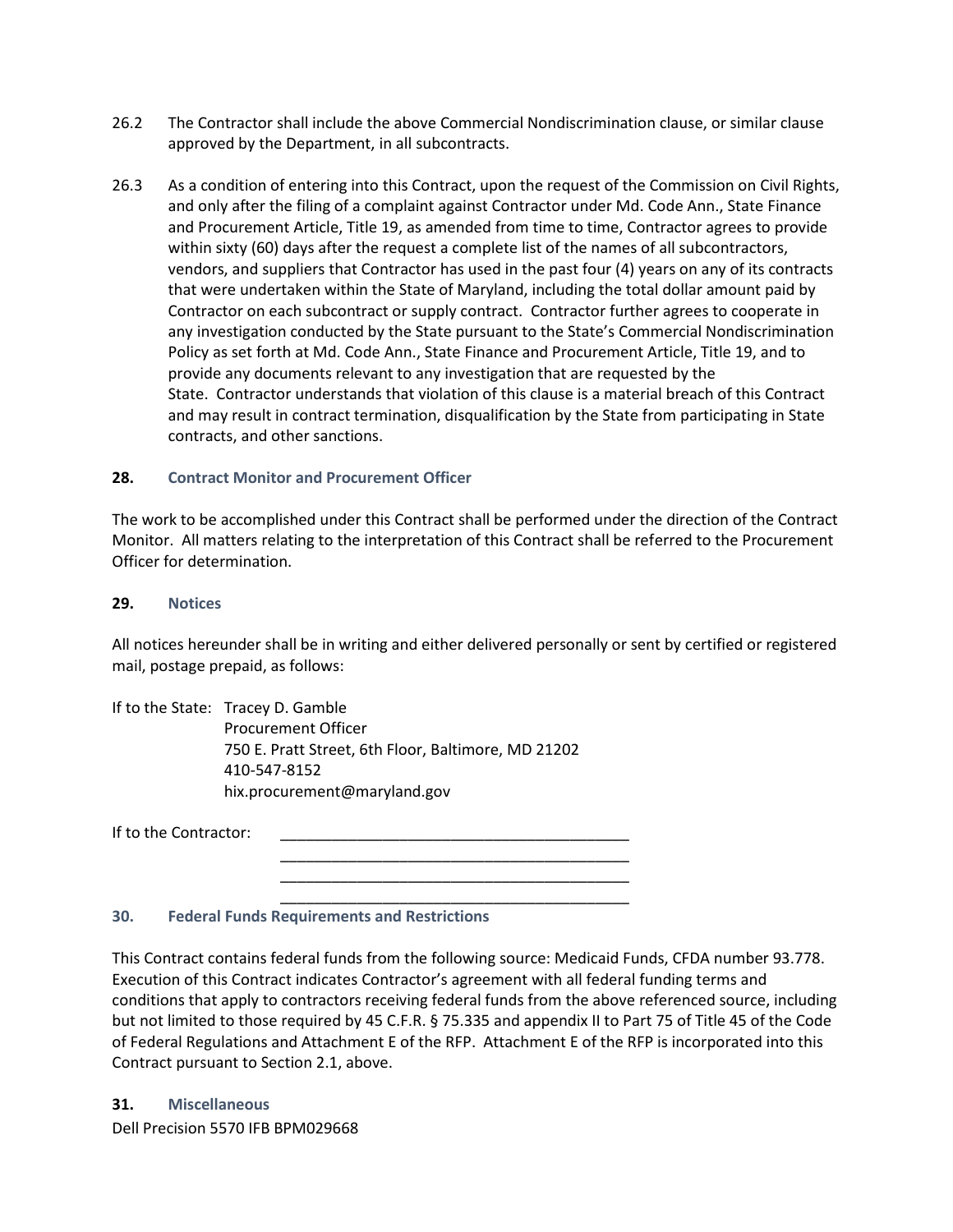26.2 The Contractor shall include the above Commercial Nondiscrimination clause, or similar clause approved by the Department, in all subcontracts.

26.3 As a condition of entering into this Contract, upon the request of the Commission on Civil Rights, and only after the filing of a complaint against Contractor under Md. Code Ann., State Finance and Procurement Article, Title 19, as amended from time to time, Contractor agrees to provide within sixty (60) days after the request a complete list of the names of all subcontractors, vendors, and suppliers that Contractor has used in the past four (4) years on any of its contracts that were undertaken within the State of Maryland, including the total dollar amount paid by Contractor on each subcontract or supply contract. Contractor further agrees to cooperate in any investigation conducted by the State pursuant to the State's Commercial Nondiscrimination Policy as set forth at Md. Code Ann., State Finance and Procurement Article, Title 19, and to provide any documents relevant to any investigation that are requested by the State. Contractor understands that violation of this clause is a material breach of this Contract and may result in contract termination, disqualification by the State from participating in State contracts, and other sanctions.

## 28. Contract Monitor and Procurement Officer

The work to be accomplished under this Contract shall be performed under the direction of the Contract Monitor. All matters relating to the interpretation of this Contract shall be referred to the Procurement Officer for determination.

## 29. Notices

All notices hereunder shall be in writing and either delivered personally or sent by certified or registered mail, postage prepaid, as follows:

If to the State: Tracey D. Gamble
Procurement Officer
750 E. Pratt Street, 6th Floor, Baltimore, MD 21202
410-547-8152
hix.procurement@maryland.gov

If to the Contractor: ___________________________________________
___________________________________________
___________________________________________
___________________________________________

## 30. Federal Funds Requirements and Restrictions

This Contract contains federal funds from the following source: Medicaid Funds, CFDA number 93.778. Execution of this Contract indicates Contractor's agreement with all federal funding terms and conditions that apply to contractors receiving federal funds from the above referenced source, including but not limited to those required by 45 C.F.R. § 75.335 and appendix II to Part 75 of Title 45 of the Code of Federal Regulations and Attachment E of the RFP. Attachment E of the RFP is incorporated into this Contract pursuant to Section 2.1, above.

## 31. Miscellaneous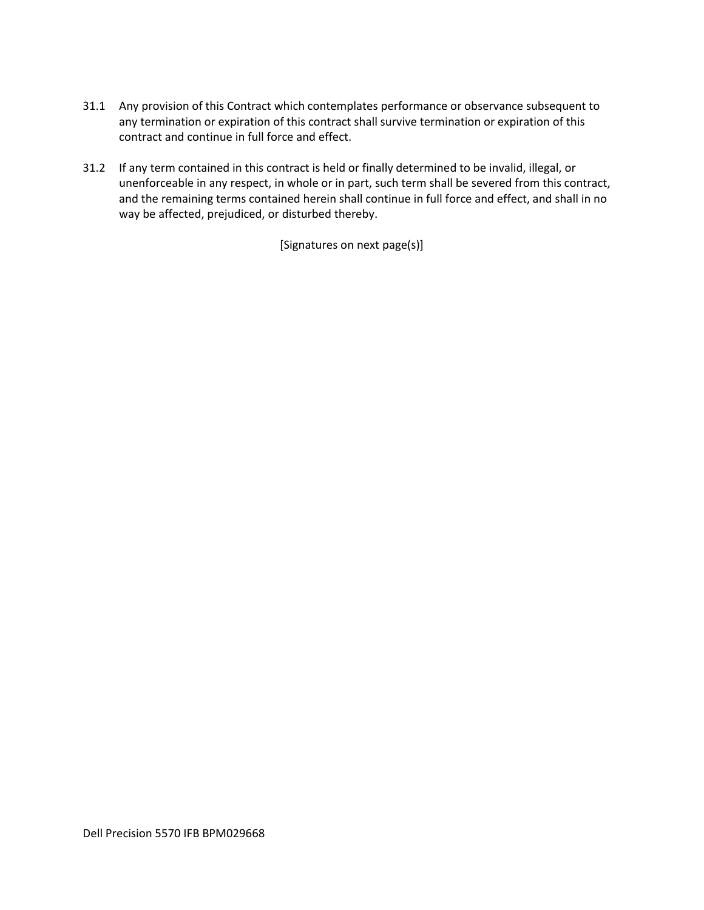31.1 Any provision of this Contract which contemplates performance or observance subsequent to any termination or expiration of this contract shall survive termination or expiration of this contract and continue in full force and effect.

31.2 If any term contained in this contract is held or finally determined to be invalid, illegal, or unenforceable in any respect, in whole or in part, such term shall be severed from this contract, and the remaining terms contained herein shall continue in full force and effect, and shall in no way be affected, prejudiced, or disturbed thereby.

[Signatures on next page(s)]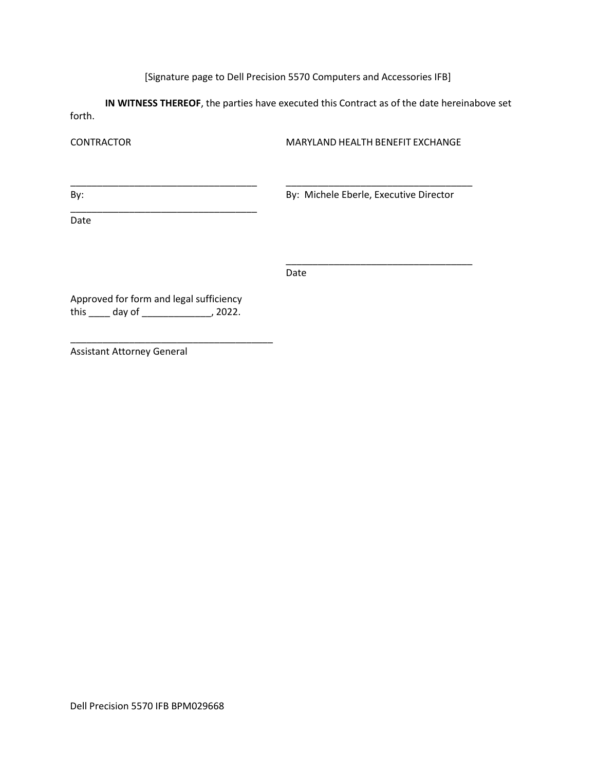[Signature page to Dell Precision 5570 Computers and Accessories IFB]

**IN WITNESS THEREOF**, the parties have executed this Contract as of the date hereinabove set forth.

CONTRACTOR

\_\_\_\_\_\_\_\_\_\_\_\_\_\_\_\_\_\_\_\_\_\_\_\_\_\_\_\_\_\_\_\_\_\_\_\_

By:

\_\_\_\_\_\_\_\_\_\_\_\_\_\_\_\_\_\_\_\_\_\_\_\_\_\_\_\_\_\_\_\_\_\_\_\_

Date

MARYLAND HEALTH BENEFIT EXCHANGE

\_\_\_\_\_\_\_\_\_\_\_\_\_\_\_\_\_\_\_\_\_\_\_\_\_\_\_\_\_\_\_\_\_\_\_\_

By: Michele Eberle, Executive Director

\_\_\_\_\_\_\_\_\_\_\_\_\_\_\_\_\_\_\_\_\_\_\_\_\_\_\_\_\_\_\_\_\_\_\_\_

Date

Approved for form and legal sufficiency
this \_\_\_\_ day of \_\_\_\_\_\_\_\_\_\_\_\_\_, 2022.

\_\_\_\_\_\_\_\_\_\_\_\_\_\_\_\_\_\_\_\_\_\_\_\_\_\_\_\_\_\_\_\_\_\_\_\_\_\_

Assistant Attorney General

Dell Precision 5570 IFB BPM029668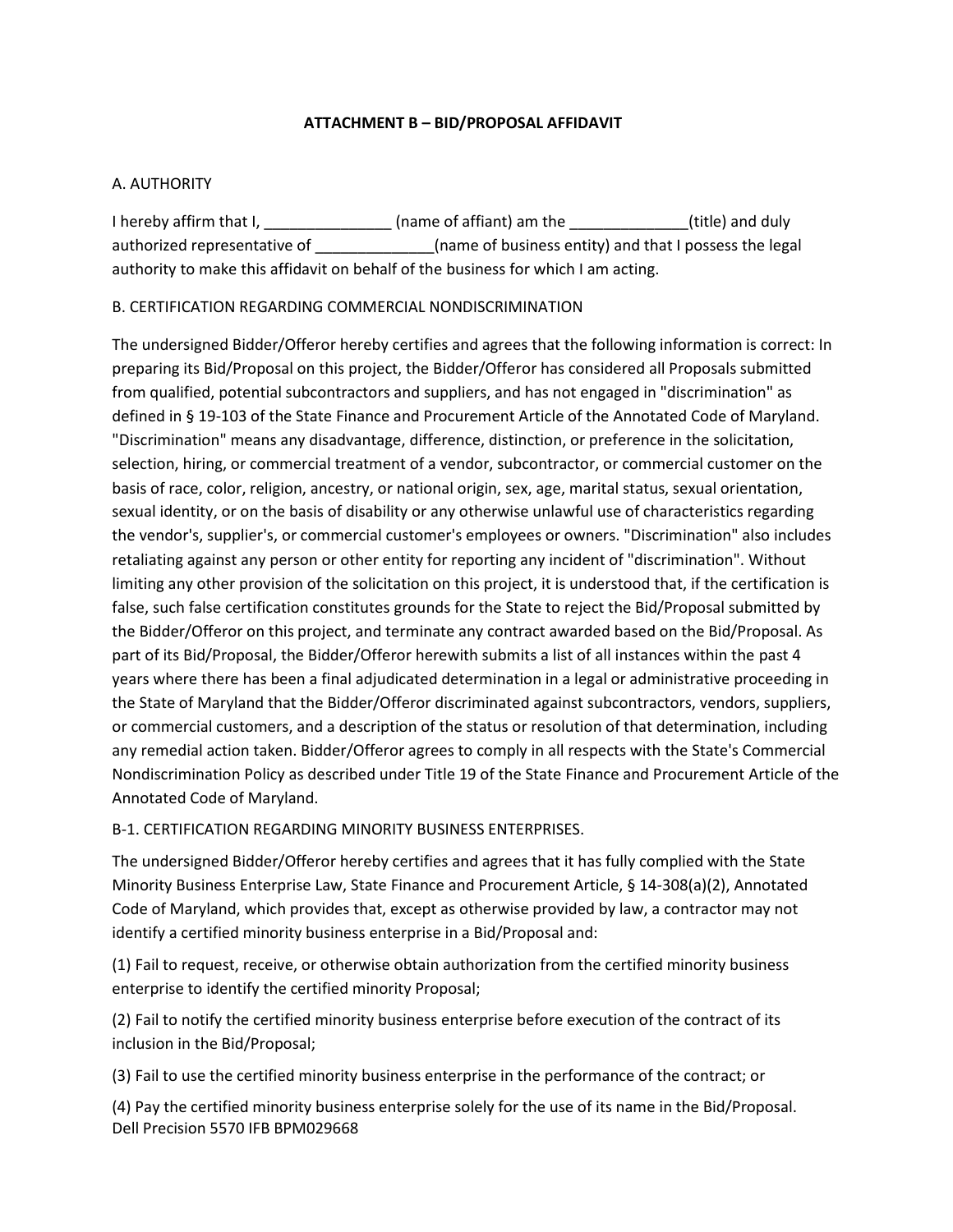## ATTACHMENT B – BID/PROPOSAL AFFIDAVIT

A. AUTHORITY

I hereby affirm that I, _______________ (name of affiant) am the ______________(title) and duly authorized representative of ______________(name of business entity) and that I possess the legal authority to make this affidavit on behalf of the business for which I am acting.

B. CERTIFICATION REGARDING COMMERCIAL NONDISCRIMINATION

The undersigned Bidder/Offeror hereby certifies and agrees that the following information is correct: In preparing its Bid/Proposal on this project, the Bidder/Offeror has considered all Proposals submitted from qualified, potential subcontractors and suppliers, and has not engaged in "discrimination" as defined in § 19-103 of the State Finance and Procurement Article of the Annotated Code of Maryland. "Discrimination" means any disadvantage, difference, distinction, or preference in the solicitation, selection, hiring, or commercial treatment of a vendor, subcontractor, or commercial customer on the basis of race, color, religion, ancestry, or national origin, sex, age, marital status, sexual orientation, sexual identity, or on the basis of disability or any otherwise unlawful use of characteristics regarding the vendor's, supplier's, or commercial customer's employees or owners. "Discrimination" also includes retaliating against any person or other entity for reporting any incident of "discrimination". Without limiting any other provision of the solicitation on this project, it is understood that, if the certification is false, such false certification constitutes grounds for the State to reject the Bid/Proposal submitted by the Bidder/Offeror on this project, and terminate any contract awarded based on the Bid/Proposal. As part of its Bid/Proposal, the Bidder/Offeror herewith submits a list of all instances within the past 4 years where there has been a final adjudicated determination in a legal or administrative proceeding in the State of Maryland that the Bidder/Offeror discriminated against subcontractors, vendors, suppliers, or commercial customers, and a description of the status or resolution of that determination, including any remedial action taken. Bidder/Offeror agrees to comply in all respects with the State's Commercial Nondiscrimination Policy as described under Title 19 of the State Finance and Procurement Article of the Annotated Code of Maryland.

B-1. CERTIFICATION REGARDING MINORITY BUSINESS ENTERPRISES.

The undersigned Bidder/Offeror hereby certifies and agrees that it has fully complied with the State Minority Business Enterprise Law, State Finance and Procurement Article, § 14-308(a)(2), Annotated Code of Maryland, which provides that, except as otherwise provided by law, a contractor may not identify a certified minority business enterprise in a Bid/Proposal and:

(1) Fail to request, receive, or otherwise obtain authorization from the certified minority business enterprise to identify the certified minority Proposal;

(2) Fail to notify the certified minority business enterprise before execution of the contract of its inclusion in the Bid/Proposal;

(3) Fail to use the certified minority business enterprise in the performance of the contract; or

(4) Pay the certified minority business enterprise solely for the use of its name in the Bid/Proposal.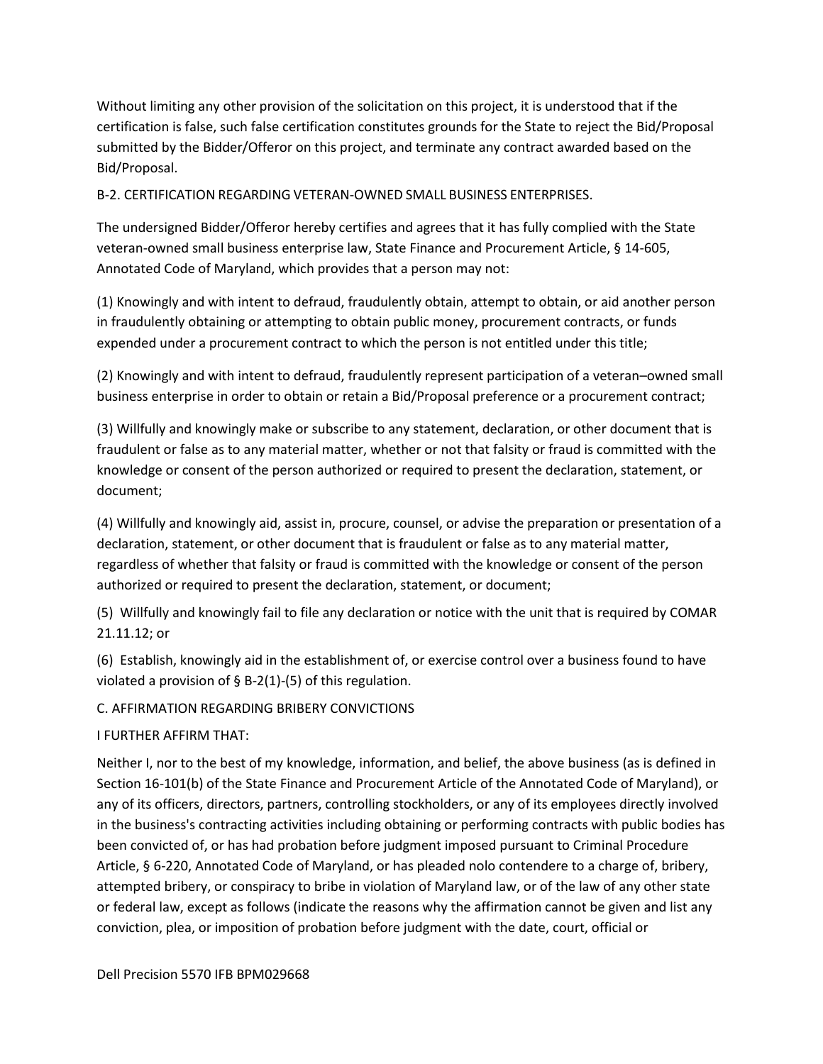Without limiting any other provision of the solicitation on this project, it is understood that if the certification is false, such false certification constitutes grounds for the State to reject the Bid/Proposal submitted by the Bidder/Offeror on this project, and terminate any contract awarded based on the Bid/Proposal.

B-2. CERTIFICATION REGARDING VETERAN-OWNED SMALL BUSINESS ENTERPRISES.

The undersigned Bidder/Offeror hereby certifies and agrees that it has fully complied with the State veteran-owned small business enterprise law, State Finance and Procurement Article, § 14-605, Annotated Code of Maryland, which provides that a person may not:

(1) Knowingly and with intent to defraud, fraudulently obtain, attempt to obtain, or aid another person in fraudulently obtaining or attempting to obtain public money, procurement contracts, or funds expended under a procurement contract to which the person is not entitled under this title;

(2) Knowingly and with intent to defraud, fraudulently represent participation of a veteran–owned small business enterprise in order to obtain or retain a Bid/Proposal preference or a procurement contract;

(3) Willfully and knowingly make or subscribe to any statement, declaration, or other document that is fraudulent or false as to any material matter, whether or not that falsity or fraud is committed with the knowledge or consent of the person authorized or required to present the declaration, statement, or document;

(4) Willfully and knowingly aid, assist in, procure, counsel, or advise the preparation or presentation of a declaration, statement, or other document that is fraudulent or false as to any material matter, regardless of whether that falsity or fraud is committed with the knowledge or consent of the person authorized or required to present the declaration, statement, or document;

(5) Willfully and knowingly fail to file any declaration or notice with the unit that is required by COMAR 21.11.12; or

(6) Establish, knowingly aid in the establishment of, or exercise control over a business found to have violated a provision of § B-2(1)-(5) of this regulation.

C. AFFIRMATION REGARDING BRIBERY CONVICTIONS

I FURTHER AFFIRM THAT:

Neither I, nor to the best of my knowledge, information, and belief, the above business (as is defined in Section 16-101(b) of the State Finance and Procurement Article of the Annotated Code of Maryland), or any of its officers, directors, partners, controlling stockholders, or any of its employees directly involved in the business's contracting activities including obtaining or performing contracts with public bodies has been convicted of, or has had probation before judgment imposed pursuant to Criminal Procedure Article, § 6-220, Annotated Code of Maryland, or has pleaded nolo contendere to a charge of, bribery, attempted bribery, or conspiracy to bribe in violation of Maryland law, or of the law of any other state or federal law, except as follows (indicate the reasons why the affirmation cannot be given and list any conviction, plea, or imposition of probation before judgment with the date, court, official or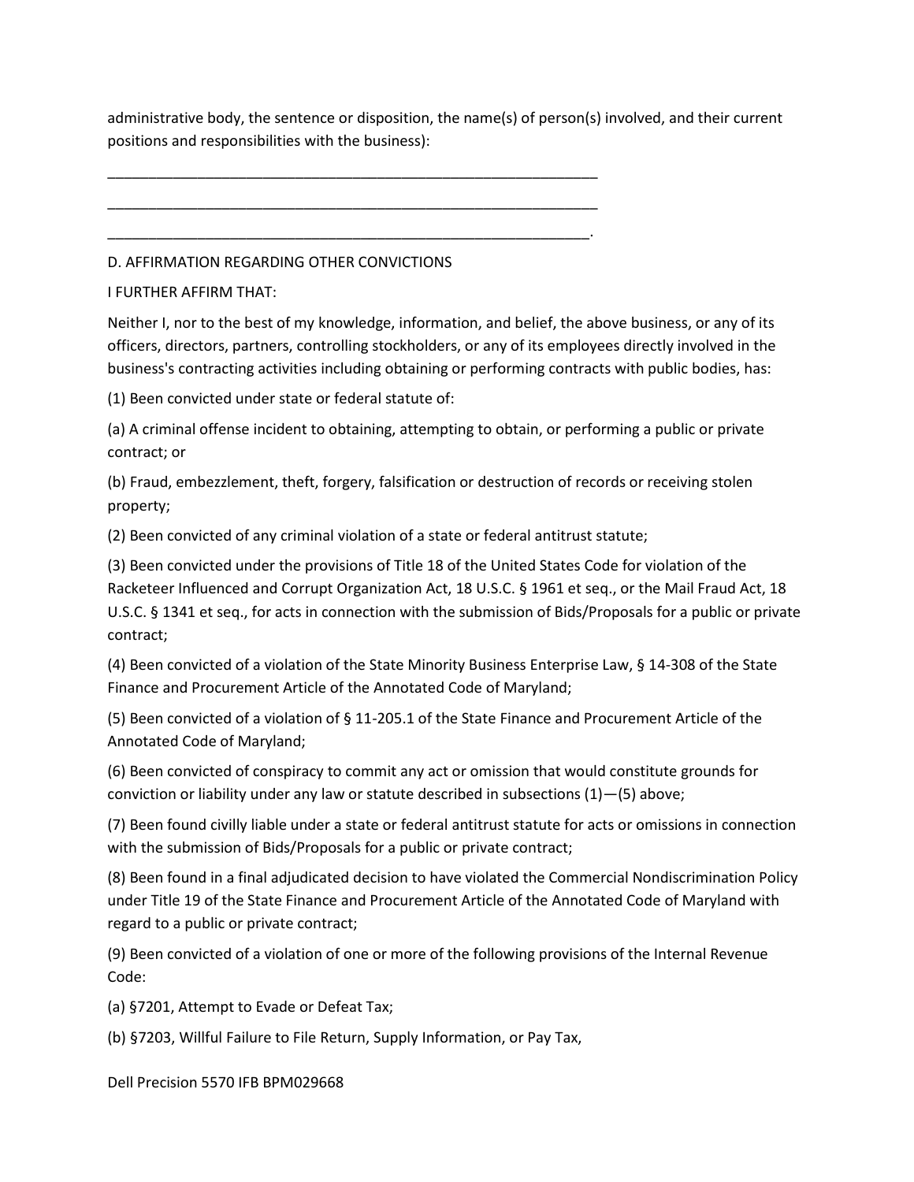administrative body, the sentence or disposition, the name(s) of person(s) involved, and their current positions and responsibilities with the business):

_______________________________________________________________

_______________________________________________________________

______________________________________________________________.

D. AFFIRMATION REGARDING OTHER CONVICTIONS

I FURTHER AFFIRM THAT:

Neither I, nor to the best of my knowledge, information, and belief, the above business, or any of its officers, directors, partners, controlling stockholders, or any of its employees directly involved in the business's contracting activities including obtaining or performing contracts with public bodies, has:

(1) Been convicted under state or federal statute of:

(a) A criminal offense incident to obtaining, attempting to obtain, or performing a public or private contract; or

(b) Fraud, embezzlement, theft, forgery, falsification or destruction of records or receiving stolen property;

(2) Been convicted of any criminal violation of a state or federal antitrust statute;

(3) Been convicted under the provisions of Title 18 of the United States Code for violation of the Racketeer Influenced and Corrupt Organization Act, 18 U.S.C. § 1961 et seq., or the Mail Fraud Act, 18 U.S.C. § 1341 et seq., for acts in connection with the submission of Bids/Proposals for a public or private contract;

(4) Been convicted of a violation of the State Minority Business Enterprise Law, § 14-308 of the State Finance and Procurement Article of the Annotated Code of Maryland;

(5) Been convicted of a violation of § 11-205.1 of the State Finance and Procurement Article of the Annotated Code of Maryland;

(6) Been convicted of conspiracy to commit any act or omission that would constitute grounds for conviction or liability under any law or statute described in subsections (1)—(5) above;

(7) Been found civilly liable under a state or federal antitrust statute for acts or omissions in connection with the submission of Bids/Proposals for a public or private contract;

(8) Been found in a final adjudicated decision to have violated the Commercial Nondiscrimination Policy under Title 19 of the State Finance and Procurement Article of the Annotated Code of Maryland with regard to a public or private contract;

(9) Been convicted of a violation of one or more of the following provisions of the Internal Revenue Code:

(a) §7201, Attempt to Evade or Defeat Tax;

(b) §7203, Willful Failure to File Return, Supply Information, or Pay Tax,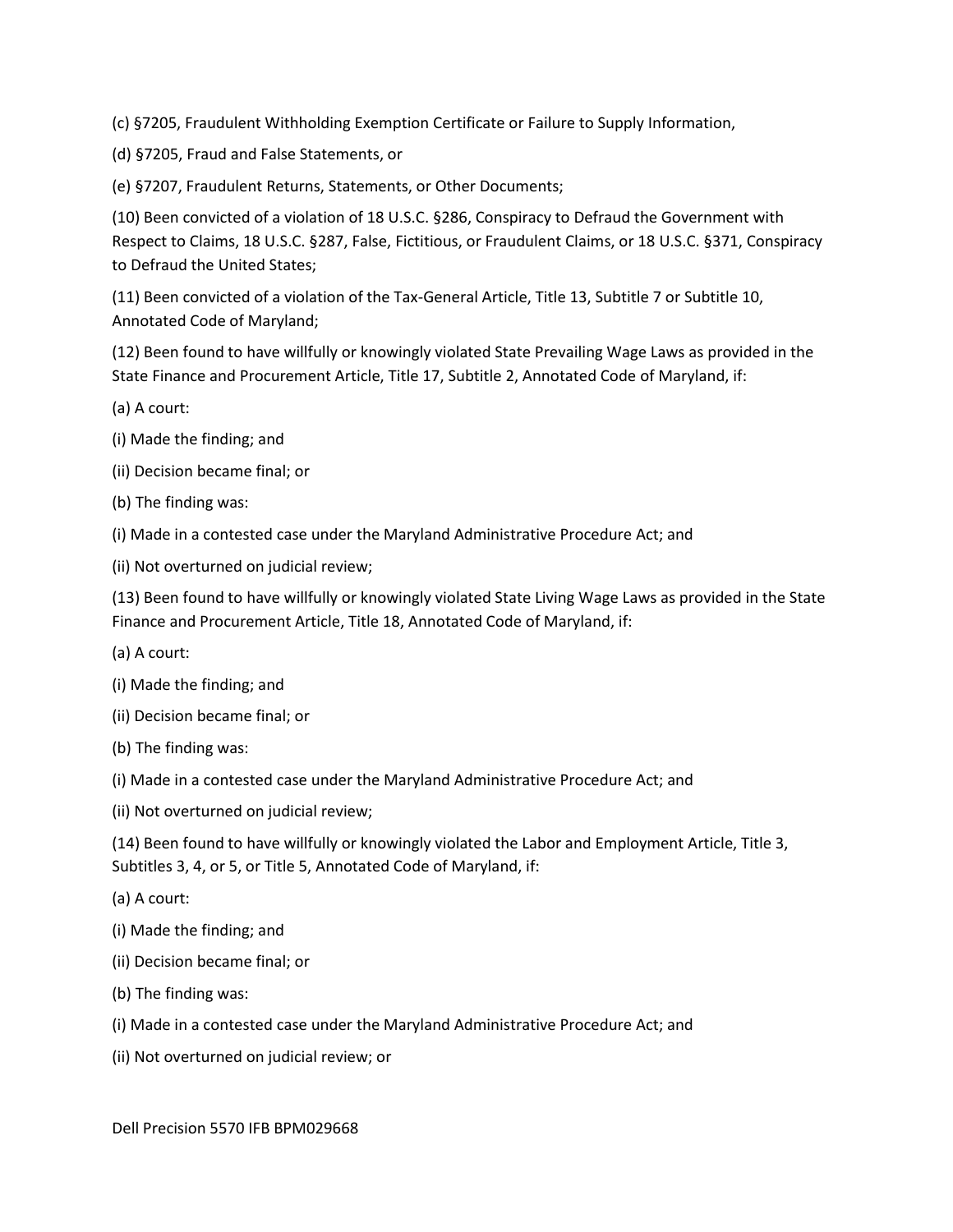(c) §7205, Fraudulent Withholding Exemption Certificate or Failure to Supply Information,

(d) §7205, Fraud and False Statements, or

(e) §7207, Fraudulent Returns, Statements, or Other Documents;

(10) Been convicted of a violation of 18 U.S.C. §286, Conspiracy to Defraud the Government with Respect to Claims, 18 U.S.C. §287, False, Fictitious, or Fraudulent Claims, or 18 U.S.C. §371, Conspiracy to Defraud the United States;

(11) Been convicted of a violation of the Tax-General Article, Title 13, Subtitle 7 or Subtitle 10, Annotated Code of Maryland;

(12) Been found to have willfully or knowingly violated State Prevailing Wage Laws as provided in the State Finance and Procurement Article, Title 17, Subtitle 2, Annotated Code of Maryland, if:

(a) A court:

(i) Made the finding; and

(ii) Decision became final; or

(b) The finding was:

(i) Made in a contested case under the Maryland Administrative Procedure Act; and

(ii) Not overturned on judicial review;

(13) Been found to have willfully or knowingly violated State Living Wage Laws as provided in the State Finance and Procurement Article, Title 18, Annotated Code of Maryland, if:

(a) A court:

(i) Made the finding; and

(ii) Decision became final; or

(b) The finding was:

(i) Made in a contested case under the Maryland Administrative Procedure Act; and

(ii) Not overturned on judicial review;

(14) Been found to have willfully or knowingly violated the Labor and Employment Article, Title 3, Subtitles 3, 4, or 5, or Title 5, Annotated Code of Maryland, if:

(a) A court:

(i) Made the finding; and

(ii) Decision became final; or

(b) The finding was:

(i) Made in a contested case under the Maryland Administrative Procedure Act; and

(ii) Not overturned on judicial review; or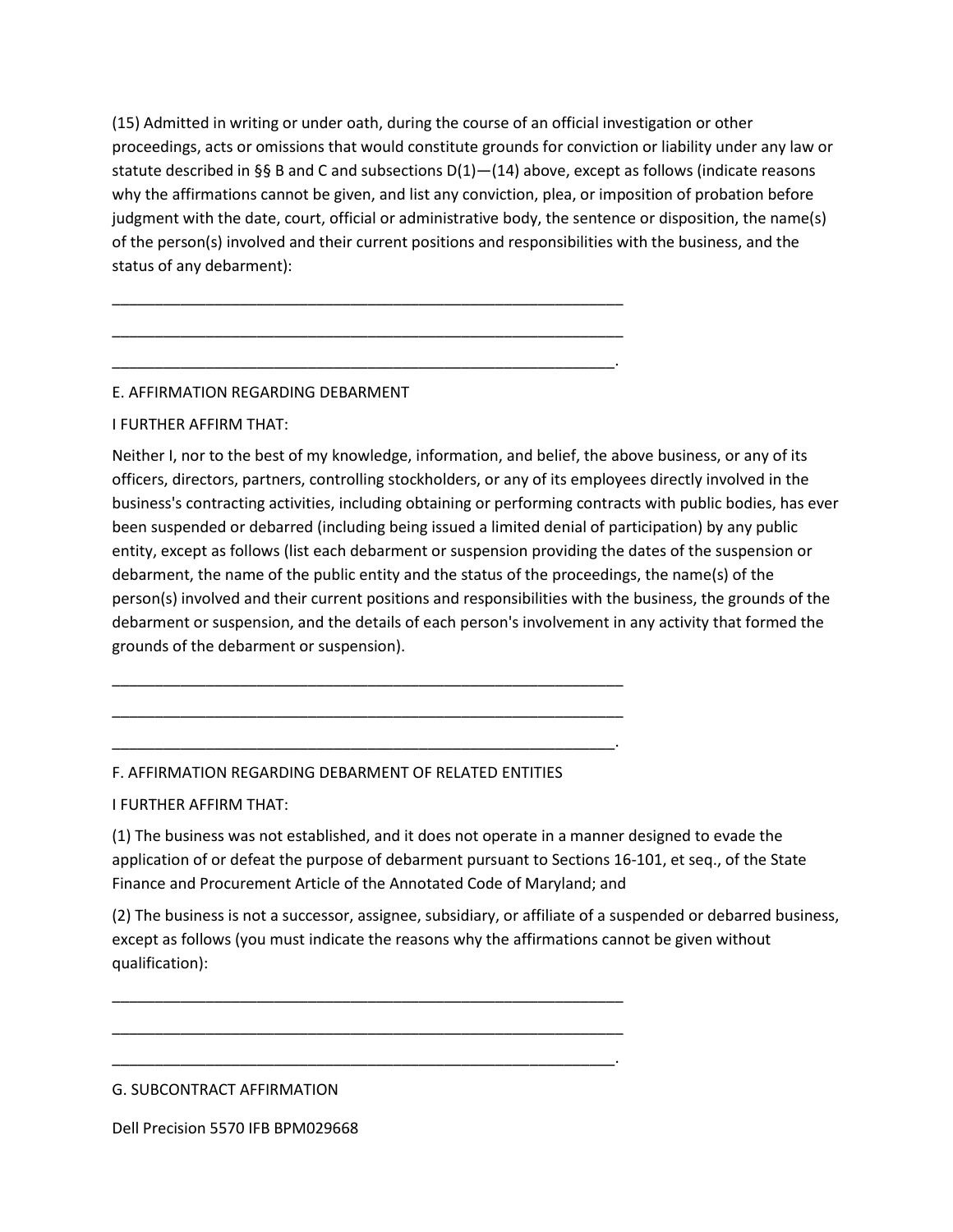(15) Admitted in writing or under oath, during the course of an official investigation or other proceedings, acts or omissions that would constitute grounds for conviction or liability under any law or statute described in §§ B and C and subsections D(1)—(14) above, except as follows (indicate reasons why the affirmations cannot be given, and list any conviction, plea, or imposition of probation before judgment with the date, court, official or administrative body, the sentence or disposition, the name(s) of the person(s) involved and their current positions and responsibilities with the business, and the status of any debarment):

______________________________________________________________

______________________________________________________________

______________________________________________________________.

E. AFFIRMATION REGARDING DEBARMENT

I FURTHER AFFIRM THAT:

Neither I, nor to the best of my knowledge, information, and belief, the above business, or any of its officers, directors, partners, controlling stockholders, or any of its employees directly involved in the business's contracting activities, including obtaining or performing contracts with public bodies, has ever been suspended or debarred (including being issued a limited denial of participation) by any public entity, except as follows (list each debarment or suspension providing the dates of the suspension or debarment, the name of the public entity and the status of the proceedings, the name(s) of the person(s) involved and their current positions and responsibilities with the business, the grounds of the debarment or suspension, and the details of each person's involvement in any activity that formed the grounds of the debarment or suspension).

______________________________________________________________

______________________________________________________________

______________________________________________________________.

F. AFFIRMATION REGARDING DEBARMENT OF RELATED ENTITIES

I FURTHER AFFIRM THAT:

(1) The business was not established, and it does not operate in a manner designed to evade the application of or defeat the purpose of debarment pursuant to Sections 16-101, et seq., of the State Finance and Procurement Article of the Annotated Code of Maryland; and

(2) The business is not a successor, assignee, subsidiary, or affiliate of a suspended or debarred business, except as follows (you must indicate the reasons why the affirmations cannot be given without qualification):

______________________________________________________________

______________________________________________________________

______________________________________________________________.

G. SUBCONTRACT AFFIRMATION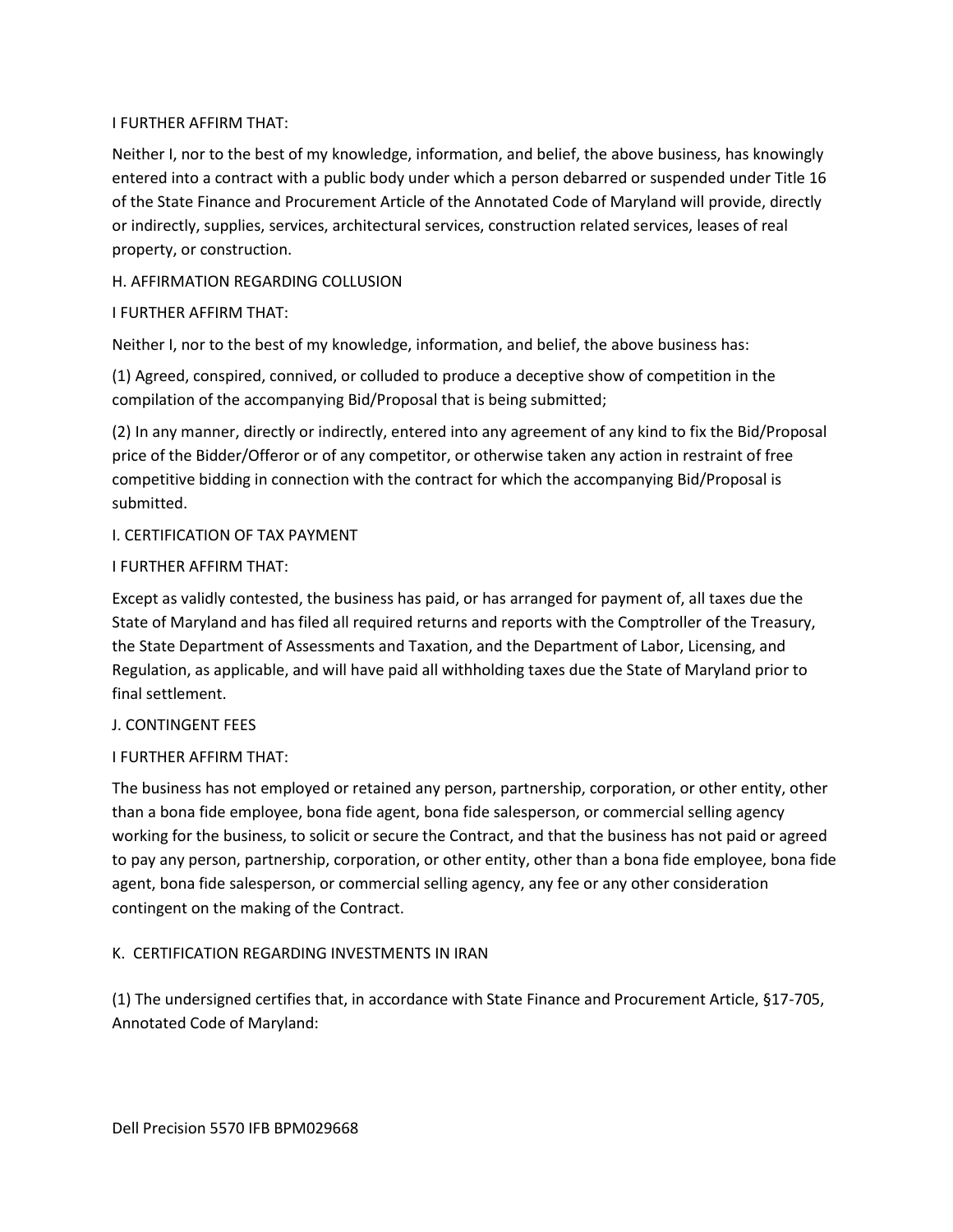I FURTHER AFFIRM THAT:

Neither I, nor to the best of my knowledge, information, and belief, the above business, has knowingly entered into a contract with a public body under which a person debarred or suspended under Title 16 of the State Finance and Procurement Article of the Annotated Code of Maryland will provide, directly or indirectly, supplies, services, architectural services, construction related services, leases of real property, or construction.

H. AFFIRMATION REGARDING COLLUSION

I FURTHER AFFIRM THAT:

Neither I, nor to the best of my knowledge, information, and belief, the above business has:

(1) Agreed, conspired, connived, or colluded to produce a deceptive show of competition in the compilation of the accompanying Bid/Proposal that is being submitted;

(2) In any manner, directly or indirectly, entered into any agreement of any kind to fix the Bid/Proposal price of the Bidder/Offeror or of any competitor, or otherwise taken any action in restraint of free competitive bidding in connection with the contract for which the accompanying Bid/Proposal is submitted.

I. CERTIFICATION OF TAX PAYMENT

I FURTHER AFFIRM THAT:

Except as validly contested, the business has paid, or has arranged for payment of, all taxes due the State of Maryland and has filed all required returns and reports with the Comptroller of the Treasury, the State Department of Assessments and Taxation, and the Department of Labor, Licensing, and Regulation, as applicable, and will have paid all withholding taxes due the State of Maryland prior to final settlement.

J. CONTINGENT FEES

I FURTHER AFFIRM THAT:

The business has not employed or retained any person, partnership, corporation, or other entity, other than a bona fide employee, bona fide agent, bona fide salesperson, or commercial selling agency working for the business, to solicit or secure the Contract, and that the business has not paid or agreed to pay any person, partnership, corporation, or other entity, other than a bona fide employee, bona fide agent, bona fide salesperson, or commercial selling agency, any fee or any other consideration contingent on the making of the Contract.

K. CERTIFICATION REGARDING INVESTMENTS IN IRAN

(1) The undersigned certifies that, in accordance with State Finance and Procurement Article, §17-705, Annotated Code of Maryland: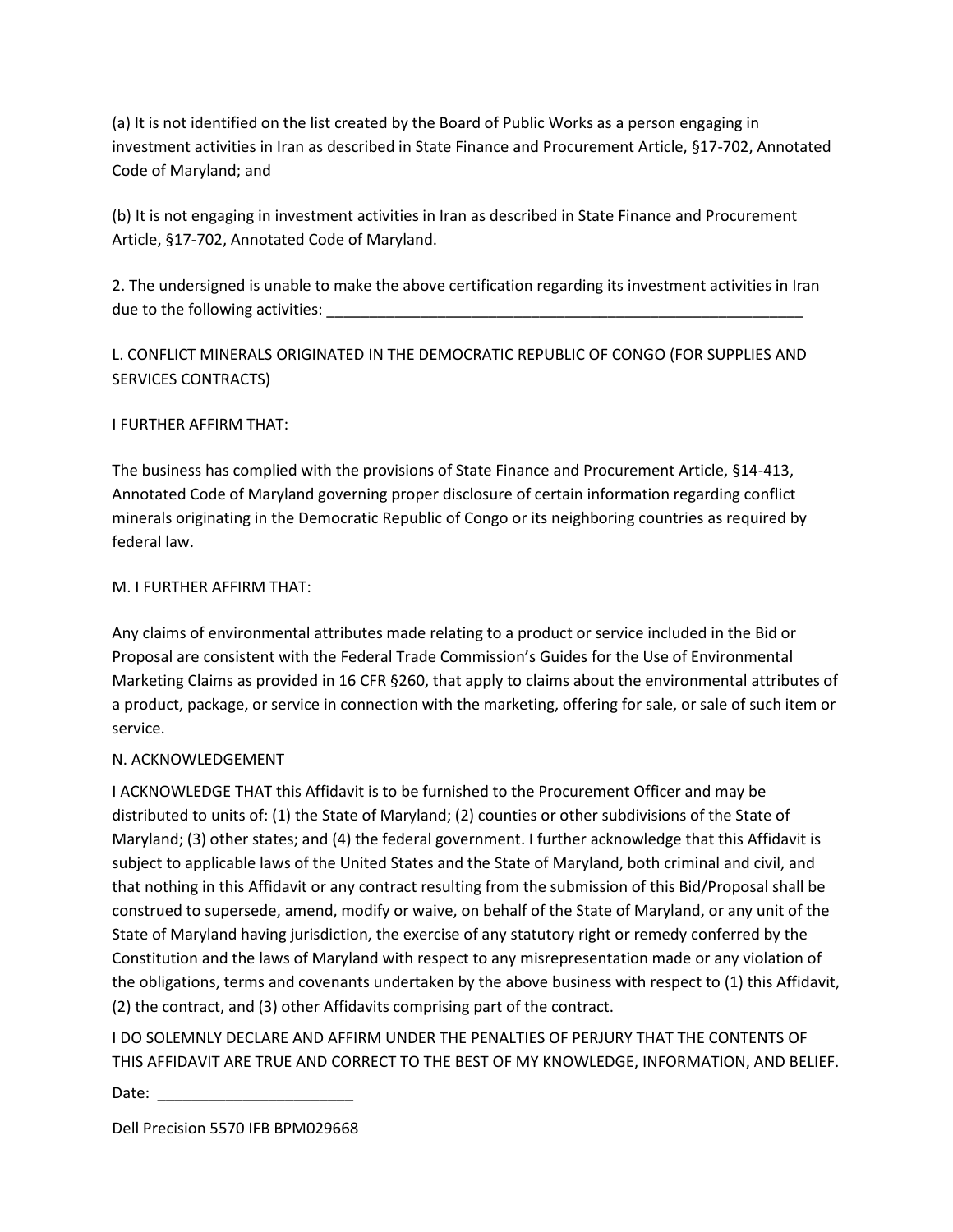(a) It is not identified on the list created by the Board of Public Works as a person engaging in investment activities in Iran as described in State Finance and Procurement Article, §17-702, Annotated Code of Maryland; and

(b) It is not engaging in investment activities in Iran as described in State Finance and Procurement Article, §17-702, Annotated Code of Maryland.

2. The undersigned is unable to make the above certification regarding its investment activities in Iran due to the following activities: ___________________________________________________________

L. CONFLICT MINERALS ORIGINATED IN THE DEMOCRATIC REPUBLIC OF CONGO (FOR SUPPLIES AND SERVICES CONTRACTS)

I FURTHER AFFIRM THAT:

The business has complied with the provisions of State Finance and Procurement Article, §14-413, Annotated Code of Maryland governing proper disclosure of certain information regarding conflict minerals originating in the Democratic Republic of Congo or its neighboring countries as required by federal law.

M. I FURTHER AFFIRM THAT:

Any claims of environmental attributes made relating to a product or service included in the Bid or Proposal are consistent with the Federal Trade Commission's Guides for the Use of Environmental Marketing Claims as provided in 16 CFR §260, that apply to claims about the environmental attributes of a product, package, or service in connection with the marketing, offering for sale, or sale of such item or service.

N. ACKNOWLEDGEMENT

I ACKNOWLEDGE THAT this Affidavit is to be furnished to the Procurement Officer and may be distributed to units of: (1) the State of Maryland; (2) counties or other subdivisions of the State of Maryland; (3) other states; and (4) the federal government. I further acknowledge that this Affidavit is subject to applicable laws of the United States and the State of Maryland, both criminal and civil, and that nothing in this Affidavit or any contract resulting from the submission of this Bid/Proposal shall be construed to supersede, amend, modify or waive, on behalf of the State of Maryland, or any unit of the State of Maryland having jurisdiction, the exercise of any statutory right or remedy conferred by the Constitution and the laws of Maryland with respect to any misrepresentation made or any violation of the obligations, terms and covenants undertaken by the above business with respect to (1) this Affidavit, (2) the contract, and (3) other Affidavits comprising part of the contract.

I DO SOLEMNLY DECLARE AND AFFIRM UNDER THE PENALTIES OF PERJURY THAT THE CONTENTS OF THIS AFFIDAVIT ARE TRUE AND CORRECT TO THE BEST OF MY KNOWLEDGE, INFORMATION, AND BELIEF.

Date: _______________________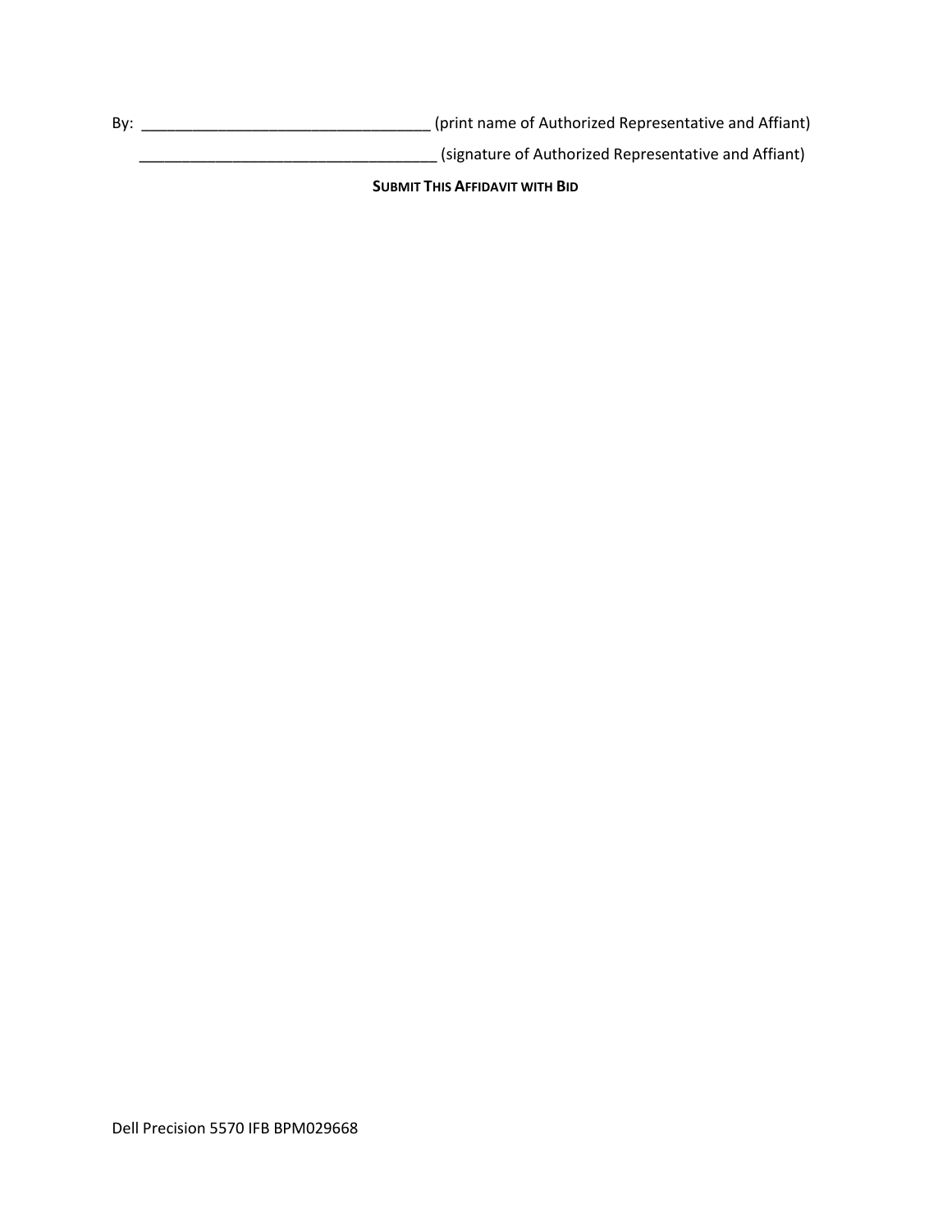By: ___________________________________ (print name of Authorized Representative and Affiant)

____________________________________ (signature of Authorized Representative and Affiant)

**SUBMIT THIS AFFIDAVIT WITH BID**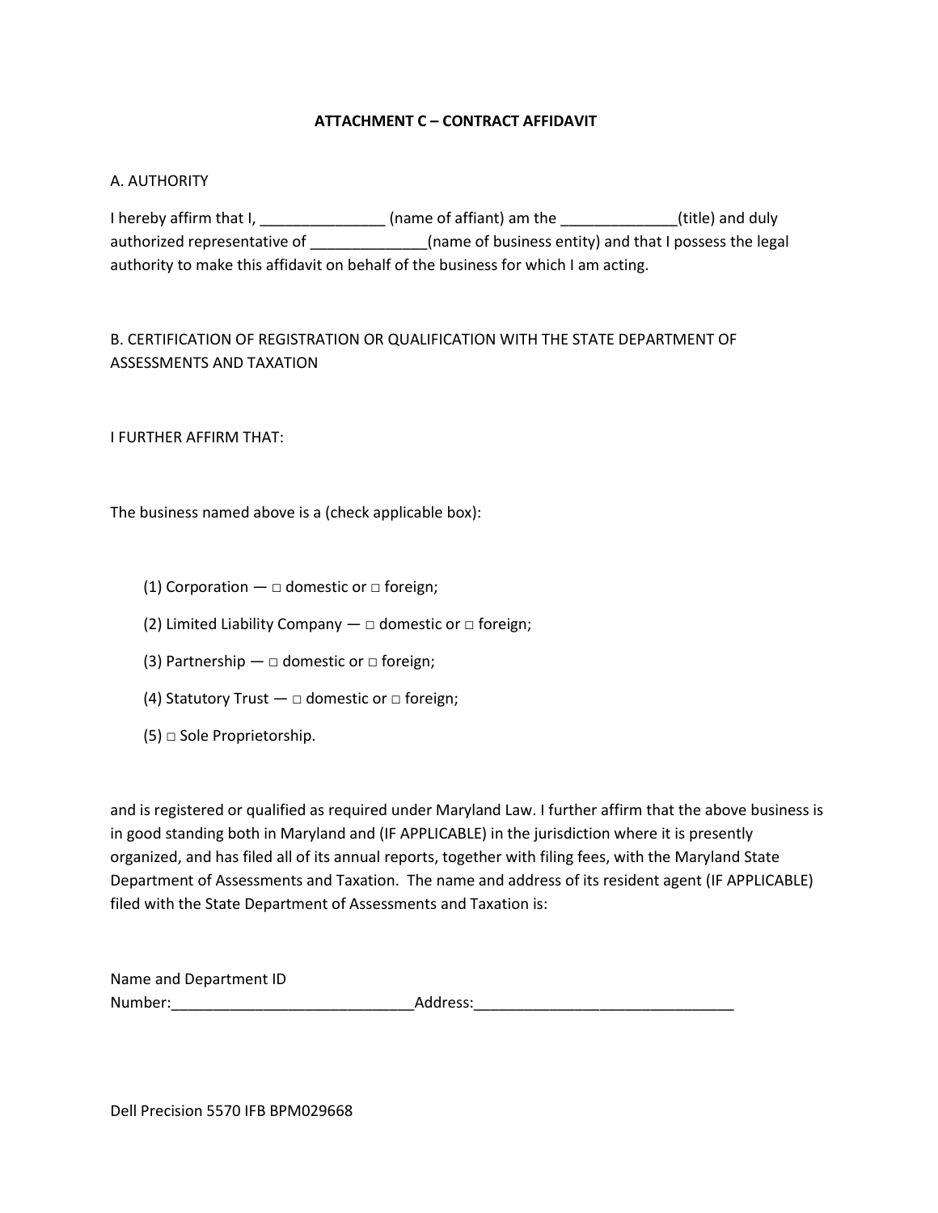# ATTACHMENT C – CONTRACT AFFIDAVIT

A. AUTHORITY

I hereby affirm that I, _______________ (name of affiant) am the ______________(title) and duly authorized representative of ______________(name of business entity) and that I possess the legal authority to make this affidavit on behalf of the business for which I am acting.

B. CERTIFICATION OF REGISTRATION OR QUALIFICATION WITH THE STATE DEPARTMENT OF ASSESSMENTS AND TAXATION

I FURTHER AFFIRM THAT:

The business named above is a (check applicable box):

(1) Corporation — □ domestic or □ foreign;

(2) Limited Liability Company — □ domestic or □ foreign;

(3) Partnership — □ domestic or □ foreign;

(4) Statutory Trust — □ domestic or □ foreign;

(5) □ Sole Proprietorship.

and is registered or qualified as required under Maryland Law. I further affirm that the above business is in good standing both in Maryland and (IF APPLICABLE) in the jurisdiction where it is presently organized, and has filed all of its annual reports, together with filing fees, with the Maryland State Department of Assessments and Taxation. The name and address of its resident agent (IF APPLICABLE) filed with the State Department of Assessments and Taxation is:

Name and Department ID Number:_____________________________Address:_______________________________

Dell Precision 5570 IFB BPM029668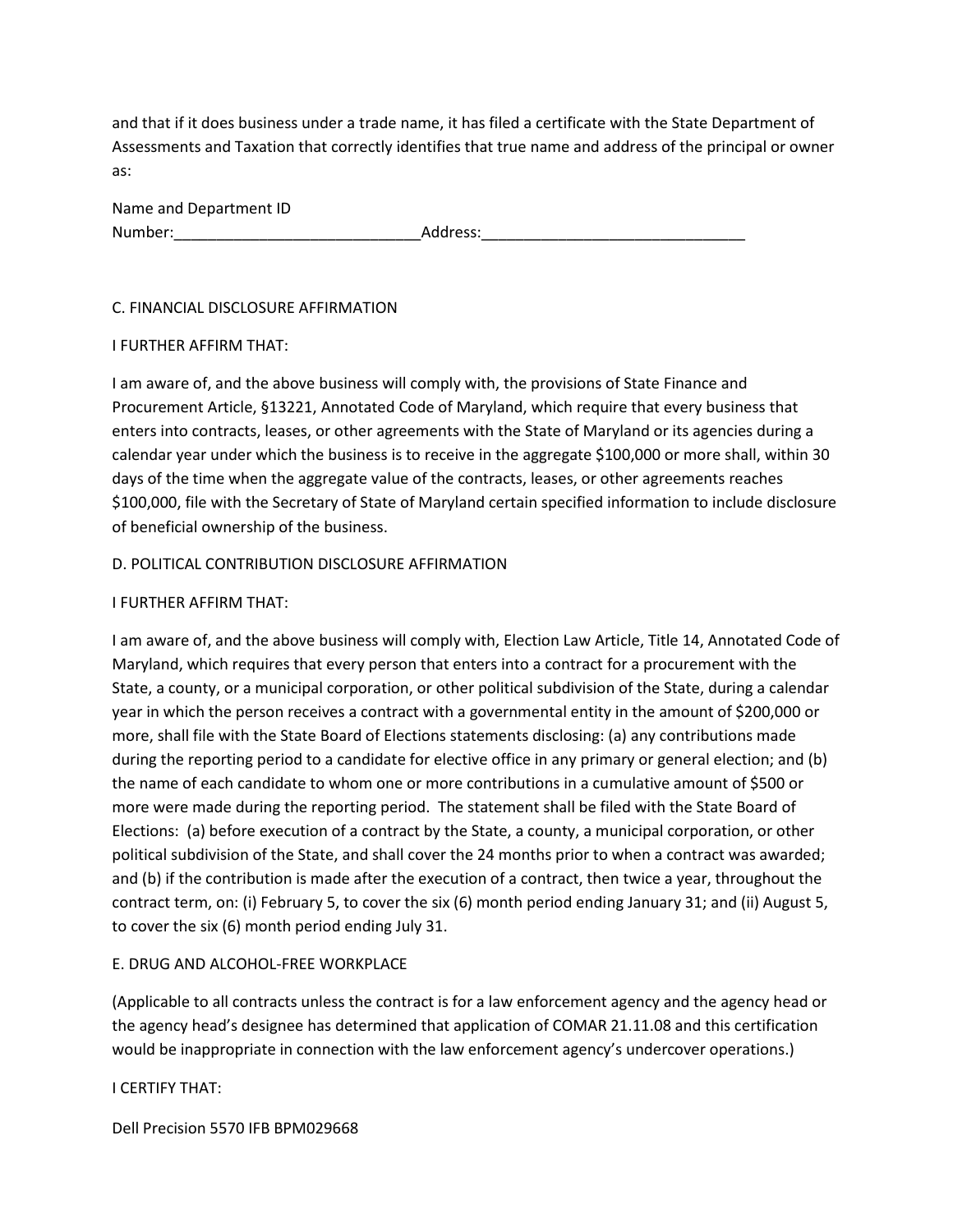and that if it does business under a trade name, it has filed a certificate with the State Department of Assessments and Taxation that correctly identifies that true name and address of the principal or owner as:

Name and Department ID Number:\_\_\_\_\_\_\_\_\_\_\_\_\_\_\_\_\_\_\_\_\_\_\_\_\_\_\_\_\_Address:\_\_\_\_\_\_\_\_\_\_\_\_\_\_\_\_\_\_\_\_\_\_\_\_\_\_\_\_\_\_\_

C. FINANCIAL DISCLOSURE AFFIRMATION

I FURTHER AFFIRM THAT:

I am aware of, and the above business will comply with, the provisions of State Finance and Procurement Article, §13221, Annotated Code of Maryland, which require that every business that enters into contracts, leases, or other agreements with the State of Maryland or its agencies during a calendar year under which the business is to receive in the aggregate $100,000 or more shall, within 30 days of the time when the aggregate value of the contracts, leases, or other agreements reaches $100,000, file with the Secretary of State of Maryland certain specified information to include disclosure of beneficial ownership of the business.

D. POLITICAL CONTRIBUTION DISCLOSURE AFFIRMATION

I FURTHER AFFIRM THAT:

I am aware of, and the above business will comply with, Election Law Article, Title 14, Annotated Code of Maryland, which requires that every person that enters into a contract for a procurement with the State, a county, or a municipal corporation, or other political subdivision of the State, during a calendar year in which the person receives a contract with a governmental entity in the amount of $200,000 or more, shall file with the State Board of Elections statements disclosing: (a) any contributions made during the reporting period to a candidate for elective office in any primary or general election; and (b) the name of each candidate to whom one or more contributions in a cumulative amount of $500 or more were made during the reporting period. The statement shall be filed with the State Board of Elections: (a) before execution of a contract by the State, a county, a municipal corporation, or other political subdivision of the State, and shall cover the 24 months prior to when a contract was awarded; and (b) if the contribution is made after the execution of a contract, then twice a year, throughout the contract term, on: (i) February 5, to cover the six (6) month period ending January 31; and (ii) August 5, to cover the six (6) month period ending July 31.

E. DRUG AND ALCOHOL-FREE WORKPLACE

(Applicable to all contracts unless the contract is for a law enforcement agency and the agency head or the agency head's designee has determined that application of COMAR 21.11.08 and this certification would be inappropriate in connection with the law enforcement agency's undercover operations.)

I CERTIFY THAT: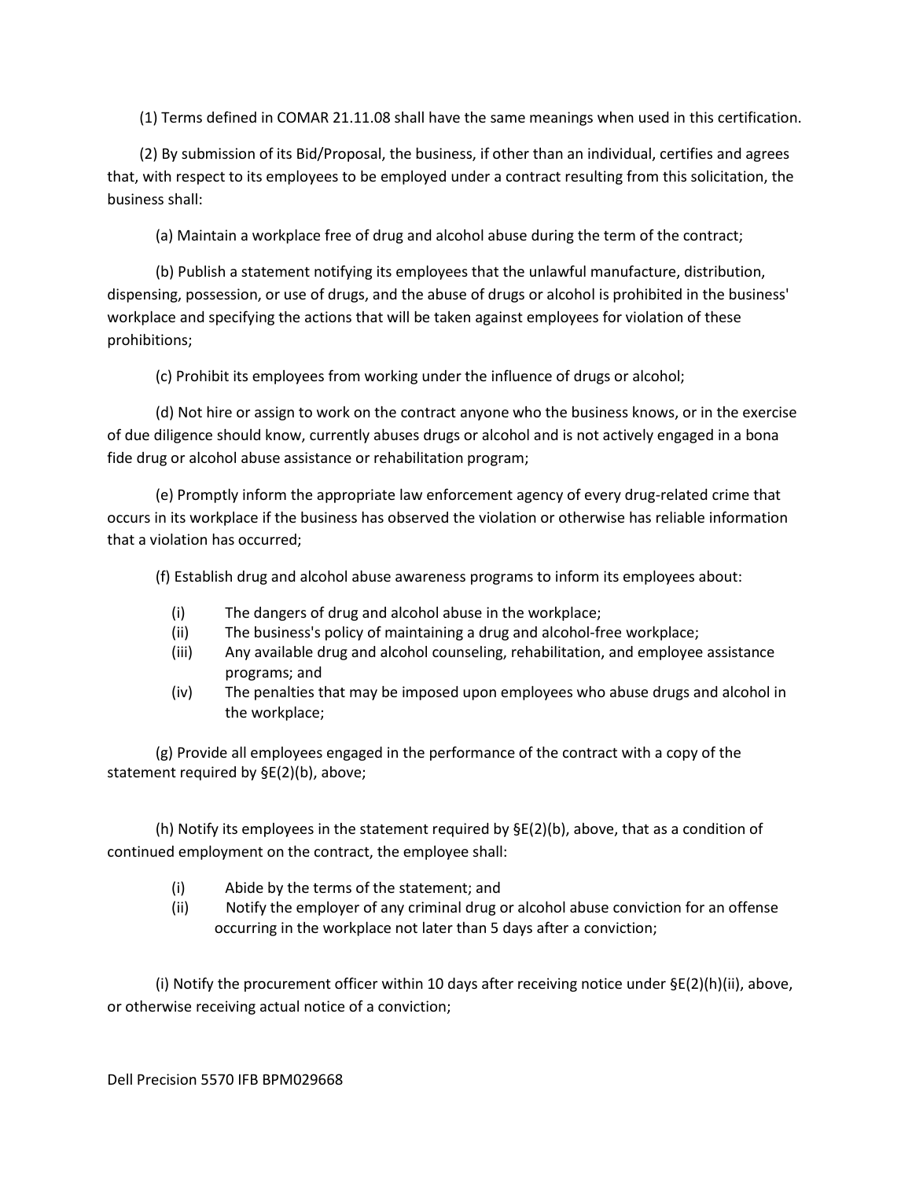(1) Terms defined in COMAR 21.11.08 shall have the same meanings when used in this certification.

(2) By submission of its Bid/Proposal, the business, if other than an individual, certifies and agrees that, with respect to its employees to be employed under a contract resulting from this solicitation, the business shall:

(a) Maintain a workplace free of drug and alcohol abuse during the term of the contract;

(b) Publish a statement notifying its employees that the unlawful manufacture, distribution, dispensing, possession, or use of drugs, and the abuse of drugs or alcohol is prohibited in the business' workplace and specifying the actions that will be taken against employees for violation of these prohibitions;

(c) Prohibit its employees from working under the influence of drugs or alcohol;

(d) Not hire or assign to work on the contract anyone who the business knows, or in the exercise of due diligence should know, currently abuses drugs or alcohol and is not actively engaged in a bona fide drug or alcohol abuse assistance or rehabilitation program;

(e) Promptly inform the appropriate law enforcement agency of every drug-related crime that occurs in its workplace if the business has observed the violation or otherwise has reliable information that a violation has occurred;

(f) Establish drug and alcohol abuse awareness programs to inform its employees about:

- (i) The dangers of drug and alcohol abuse in the workplace;
- (ii) The business's policy of maintaining a drug and alcohol-free workplace;
- (iii) Any available drug and alcohol counseling, rehabilitation, and employee assistance programs; and
- (iv) The penalties that may be imposed upon employees who abuse drugs and alcohol in the workplace;

(g) Provide all employees engaged in the performance of the contract with a copy of the statement required by §E(2)(b), above;

(h) Notify its employees in the statement required by §E(2)(b), above, that as a condition of continued employment on the contract, the employee shall:

- (i) Abide by the terms of the statement; and
- (ii) Notify the employer of any criminal drug or alcohol abuse conviction for an offense occurring in the workplace not later than 5 days after a conviction;

(i) Notify the procurement officer within 10 days after receiving notice under §E(2)(h)(ii), above, or otherwise receiving actual notice of a conviction;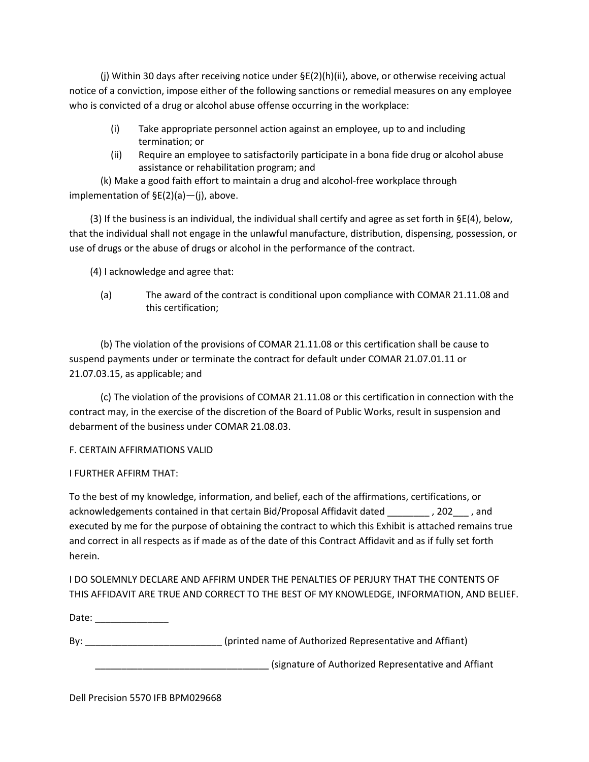(j) Within 30 days after receiving notice under §E(2)(h)(ii), above, or otherwise receiving actual notice of a conviction, impose either of the following sanctions or remedial measures on any employee who is convicted of a drug or alcohol abuse offense occurring in the workplace:

(i) Take appropriate personnel action against an employee, up to and including termination; or

(ii) Require an employee to satisfactorily participate in a bona fide drug or alcohol abuse assistance or rehabilitation program; and

(k) Make a good faith effort to maintain a drug and alcohol-free workplace through implementation of §E(2)(a)—(j), above.

(3) If the business is an individual, the individual shall certify and agree as set forth in §E(4), below, that the individual shall not engage in the unlawful manufacture, distribution, dispensing, possession, or use of drugs or the abuse of drugs or alcohol in the performance of the contract.

(4) I acknowledge and agree that:

(a) The award of the contract is conditional upon compliance with COMAR 21.11.08 and this certification;

(b) The violation of the provisions of COMAR 21.11.08 or this certification shall be cause to suspend payments under or terminate the contract for default under COMAR 21.07.01.11 or 21.07.03.15, as applicable; and

(c) The violation of the provisions of COMAR 21.11.08 or this certification in connection with the contract may, in the exercise of the discretion of the Board of Public Works, result in suspension and debarment of the business under COMAR 21.08.03.

F. CERTAIN AFFIRMATIONS VALID

I FURTHER AFFIRM THAT:

To the best of my knowledge, information, and belief, each of the affirmations, certifications, or acknowledgements contained in that certain Bid/Proposal Affidavit dated ________ , 202___ , and executed by me for the purpose of obtaining the contract to which this Exhibit is attached remains true and correct in all respects as if made as of the date of this Contract Affidavit and as if fully set forth herein.

I DO SOLEMNLY DECLARE AND AFFIRM UNDER THE PENALTIES OF PERJURY THAT THE CONTENTS OF THIS AFFIDAVIT ARE TRUE AND CORRECT TO THE BEST OF MY KNOWLEDGE, INFORMATION, AND BELIEF.

Date: ______________

By: __________________________ (printed name of Authorized Representative and Affiant)

_________________________________ (signature of Authorized Representative and Affiant

Dell Precision 5570 IFB BPM029668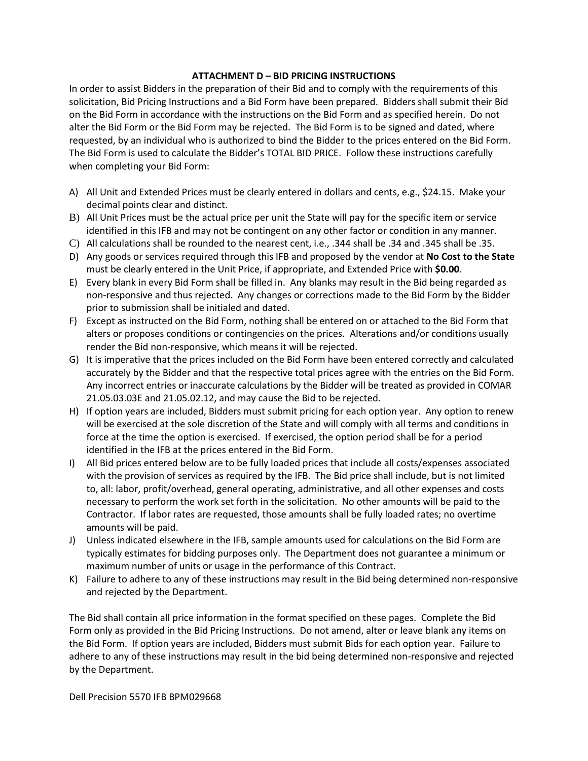## ATTACHMENT D – BID PRICING INSTRUCTIONS

In order to assist Bidders in the preparation of their Bid and to comply with the requirements of this solicitation, Bid Pricing Instructions and a Bid Form have been prepared. Bidders shall submit their Bid on the Bid Form in accordance with the instructions on the Bid Form and as specified herein. Do not alter the Bid Form or the Bid Form may be rejected. The Bid Form is to be signed and dated, where requested, by an individual who is authorized to bind the Bidder to the prices entered on the Bid Form. The Bid Form is used to calculate the Bidder's TOTAL BID PRICE. Follow these instructions carefully when completing your Bid Form:

A) All Unit and Extended Prices must be clearly entered in dollars and cents, e.g., $24.15. Make your decimal points clear and distinct.
B) All Unit Prices must be the actual price per unit the State will pay for the specific item or service identified in this IFB and may not be contingent on any other factor or condition in any manner.
C) All calculations shall be rounded to the nearest cent, i.e., .344 shall be .34 and .345 shall be .35.
D) Any goods or services required through this IFB and proposed by the vendor at **No Cost to the State** must be clearly entered in the Unit Price, if appropriate, and Extended Price with **$0.00**.
E) Every blank in every Bid Form shall be filled in. Any blanks may result in the Bid being regarded as non-responsive and thus rejected. Any changes or corrections made to the Bid Form by the Bidder prior to submission shall be initialed and dated.
F) Except as instructed on the Bid Form, nothing shall be entered on or attached to the Bid Form that alters or proposes conditions or contingencies on the prices. Alterations and/or conditions usually render the Bid non-responsive, which means it will be rejected.
G) It is imperative that the prices included on the Bid Form have been entered correctly and calculated accurately by the Bidder and that the respective total prices agree with the entries on the Bid Form. Any incorrect entries or inaccurate calculations by the Bidder will be treated as provided in COMAR 21.05.03.03E and 21.05.02.12, and may cause the Bid to be rejected.
H) If option years are included, Bidders must submit pricing for each option year. Any option to renew will be exercised at the sole discretion of the State and will comply with all terms and conditions in force at the time the option is exercised. If exercised, the option period shall be for a period identified in the IFB at the prices entered in the Bid Form.
I) All Bid prices entered below are to be fully loaded prices that include all costs/expenses associated with the provision of services as required by the IFB. The Bid price shall include, but is not limited to, all: labor, profit/overhead, general operating, administrative, and all other expenses and costs necessary to perform the work set forth in the solicitation. No other amounts will be paid to the Contractor. If labor rates are requested, those amounts shall be fully loaded rates; no overtime amounts will be paid.
J) Unless indicated elsewhere in the IFB, sample amounts used for calculations on the Bid Form are typically estimates for bidding purposes only. The Department does not guarantee a minimum or maximum number of units or usage in the performance of this Contract.
K) Failure to adhere to any of these instructions may result in the Bid being determined non-responsive and rejected by the Department.

The Bid shall contain all price information in the format specified on these pages. Complete the Bid Form only as provided in the Bid Pricing Instructions. Do not amend, alter or leave blank any items on the Bid Form. If option years are included, Bidders must submit Bids for each option year. Failure to adhere to any of these instructions may result in the bid being determined non-responsive and rejected by the Department.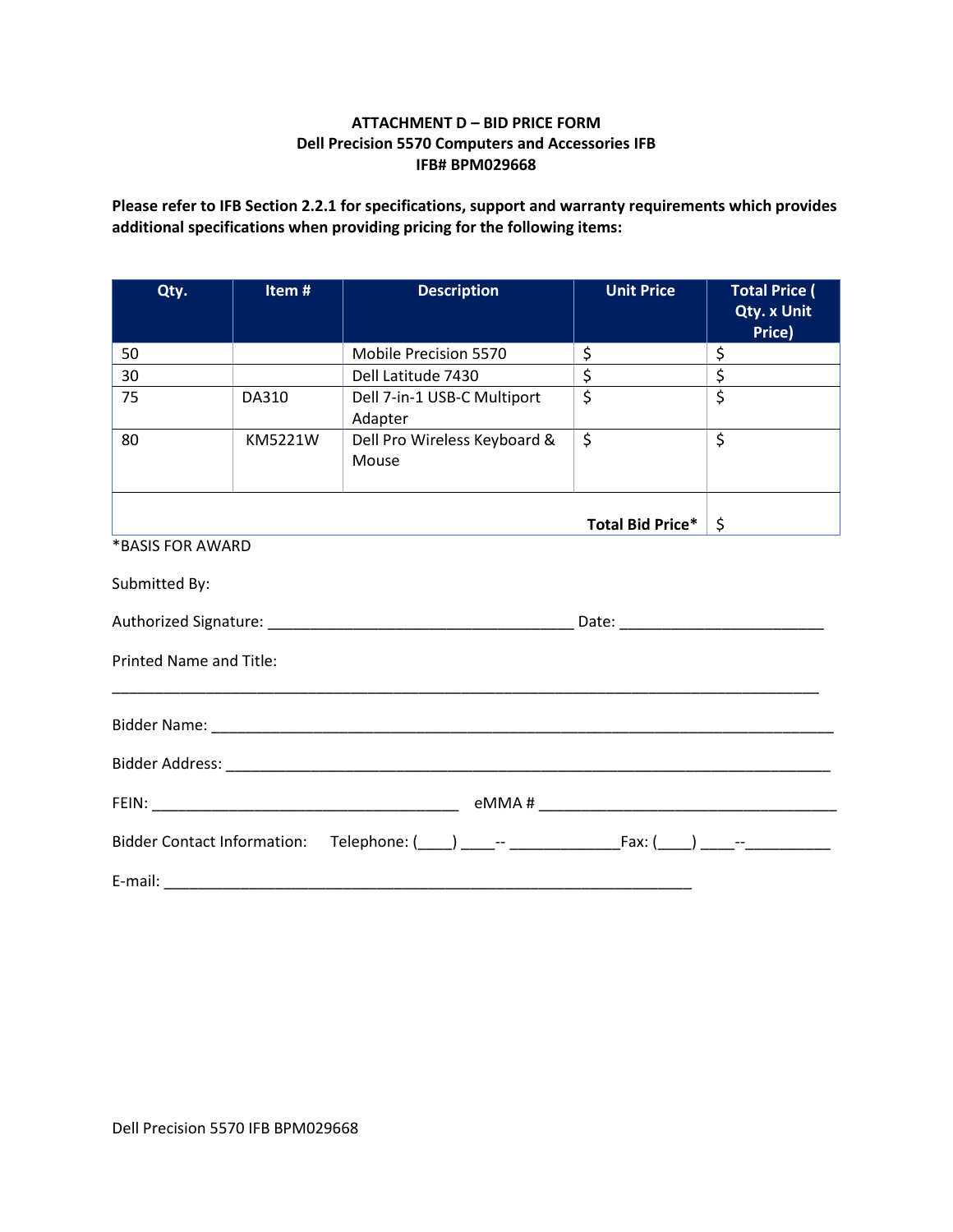**ATTACHMENT D – BID PRICE FORM**
**Dell Precision 5570 Computers and Accessories IFB**
**IFB# BPM029668**

**Please refer to IFB Section 2.2.1 for specifications, support and warranty requirements which provides additional specifications when providing pricing for the following items:**

| Qty. | Item # | Description | Unit Price | Total Price ( Qty. x Unit Price) |
|---|---|---|---|---|
| 50 | | Mobile Precision 5570 | $ | $ |
| 30 | | Dell Latitude 7430 | $ | $ |
| 75 | DA310 | Dell 7-in-1 USB-C Multiport Adapter | $ | $ |
| 80 | KM5221W | Dell Pro Wireless Keyboard & Mouse | $ | $ |
| | | | **Total Bid Price*** | $ |

*BASIS FOR AWARD

Submitted By:

Authorized Signature: ____________________________________ Date: ________________________

Printed Name and Title:

_____________________________________________________________________________________

Bidder Name: ___________________________________________________________________________

Bidder Address: ________________________________________________________________________

FEIN: ____________________________________ eMMA # ___________________________________

Bidder Contact Information: Telephone: (____) ____-- _____________Fax: (____) ____--__________

E-mail: _________________________________________________________________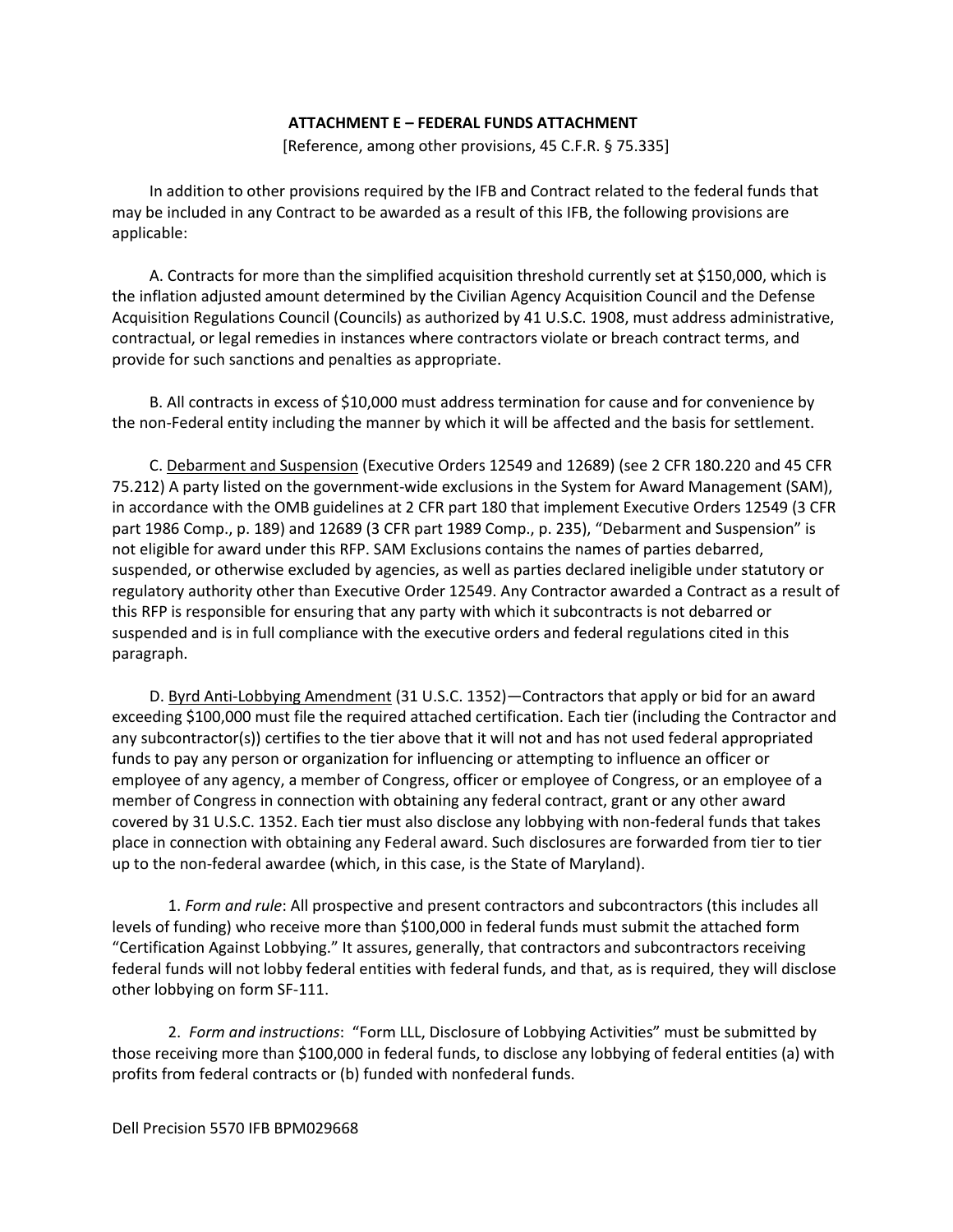## ATTACHMENT E – FEDERAL FUNDS ATTACHMENT

[Reference, among other provisions, 45 C.F.R. § 75.335]

In addition to other provisions required by the IFB and Contract related to the federal funds that may be included in any Contract to be awarded as a result of this IFB, the following provisions are applicable:

A. Contracts for more than the simplified acquisition threshold currently set at $150,000, which is the inflation adjusted amount determined by the Civilian Agency Acquisition Council and the Defense Acquisition Regulations Council (Councils) as authorized by 41 U.S.C. 1908, must address administrative, contractual, or legal remedies in instances where contractors violate or breach contract terms, and provide for such sanctions and penalties as appropriate.

B. All contracts in excess of $10,000 must address termination for cause and for convenience by the non-Federal entity including the manner by which it will be affected and the basis for settlement.

C. Debarment and Suspension (Executive Orders 12549 and 12689) (see 2 CFR 180.220 and 45 CFR 75.212) A party listed on the government-wide exclusions in the System for Award Management (SAM), in accordance with the OMB guidelines at 2 CFR part 180 that implement Executive Orders 12549 (3 CFR part 1986 Comp., p. 189) and 12689 (3 CFR part 1989 Comp., p. 235), "Debarment and Suspension" is not eligible for award under this RFP. SAM Exclusions contains the names of parties debarred, suspended, or otherwise excluded by agencies, as well as parties declared ineligible under statutory or regulatory authority other than Executive Order 12549. Any Contractor awarded a Contract as a result of this RFP is responsible for ensuring that any party with which it subcontracts is not debarred or suspended and is in full compliance with the executive orders and federal regulations cited in this paragraph.

D. Byrd Anti-Lobbying Amendment (31 U.S.C. 1352)—Contractors that apply or bid for an award exceeding $100,000 must file the required attached certification. Each tier (including the Contractor and any subcontractor(s)) certifies to the tier above that it will not and has not used federal appropriated funds to pay any person or organization for influencing or attempting to influence an officer or employee of any agency, a member of Congress, officer or employee of Congress, or an employee of a member of Congress in connection with obtaining any federal contract, grant or any other award covered by 31 U.S.C. 1352. Each tier must also disclose any lobbying with non-federal funds that takes place in connection with obtaining any Federal award. Such disclosures are forwarded from tier to tier up to the non-federal awardee (which, in this case, is the State of Maryland).

1. *Form and rule*: All prospective and present contractors and subcontractors (this includes all levels of funding) who receive more than $100,000 in federal funds must submit the attached form "Certification Against Lobbying." It assures, generally, that contractors and subcontractors receiving federal funds will not lobby federal entities with federal funds, and that, as is required, they will disclose other lobbying on form SF-111.

2. *Form and instructions*: "Form LLL, Disclosure of Lobbying Activities" must be submitted by those receiving more than $100,000 in federal funds, to disclose any lobbying of federal entities (a) with profits from federal contracts or (b) funded with nonfederal funds.

Dell Precision 5570 IFB BPM029668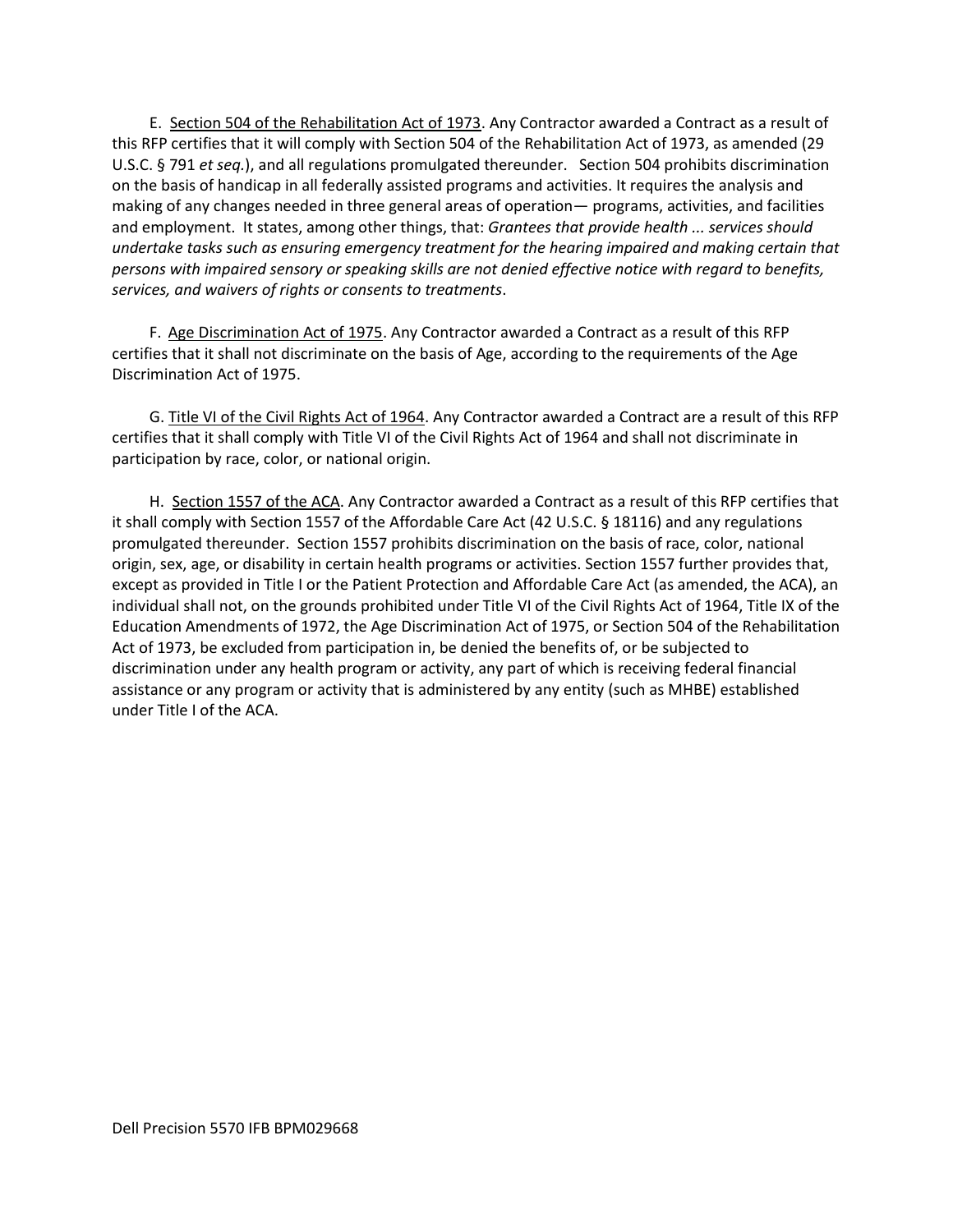E. <u>Section 504 of the Rehabilitation Act of 1973</u>. Any Contractor awarded a Contract as a result of this RFP certifies that it will comply with Section 504 of the Rehabilitation Act of 1973, as amended (29 U.S.C. § 791 *et seq.*), and all regulations promulgated thereunder. Section 504 prohibits discrimination on the basis of handicap in all federally assisted programs and activities. It requires the analysis and making of any changes needed in three general areas of operation— programs, activities, and facilities and employment. It states, among other things, that: *Grantees that provide health ... services should undertake tasks such as ensuring emergency treatment for the hearing impaired and making certain that persons with impaired sensory or speaking skills are not denied effective notice with regard to benefits, services, and waivers of rights or consents to treatments*.

F. <u>Age Discrimination Act of 1975</u>. Any Contractor awarded a Contract as a result of this RFP certifies that it shall not discriminate on the basis of Age, according to the requirements of the Age Discrimination Act of 1975.

G. <u>Title VI of the Civil Rights Act of 1964</u>. Any Contractor awarded a Contract are a result of this RFP certifies that it shall comply with Title VI of the Civil Rights Act of 1964 and shall not discriminate in participation by race, color, or national origin.

H. <u>Section 1557 of the ACA</u>. Any Contractor awarded a Contract as a result of this RFP certifies that it shall comply with Section 1557 of the Affordable Care Act (42 U.S.C. § 18116) and any regulations promulgated thereunder. Section 1557 prohibits discrimination on the basis of race, color, national origin, sex, age, or disability in certain health programs or activities. Section 1557 further provides that, except as provided in Title I or the Patient Protection and Affordable Care Act (as amended, the ACA), an individual shall not, on the grounds prohibited under Title VI of the Civil Rights Act of 1964, Title IX of the Education Amendments of 1972, the Age Discrimination Act of 1975, or Section 504 of the Rehabilitation Act of 1973, be excluded from participation in, be denied the benefits of, or be subjected to discrimination under any health program or activity, any part of which is receiving federal financial assistance or any program or activity that is administered by any entity (such as MHBE) established under Title I of the ACA.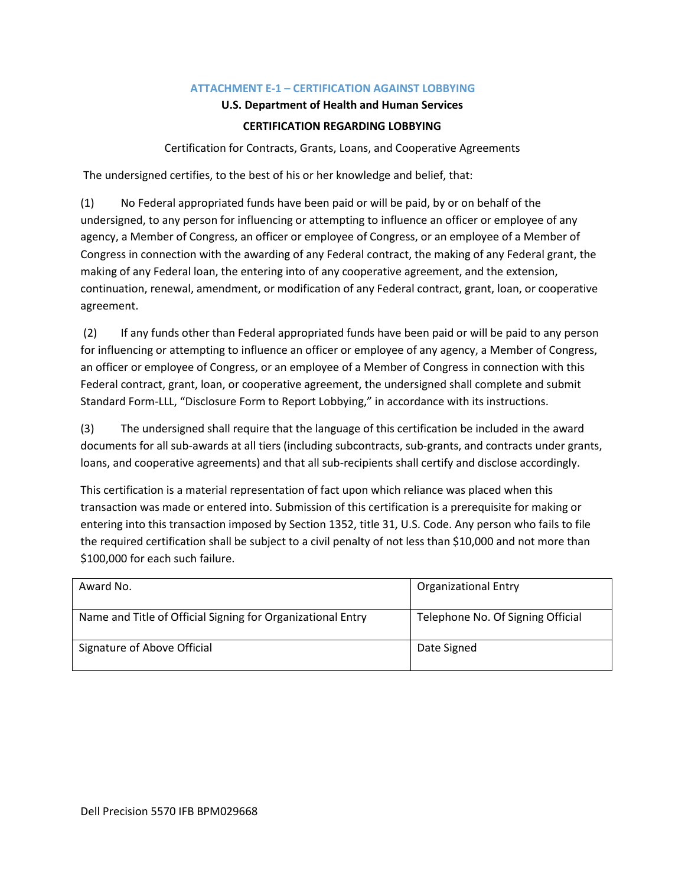## ATTACHMENT E-1 – CERTIFICATION AGAINST LOBBYING

**U.S. Department of Health and Human Services**

**CERTIFICATION REGARDING LOBBYING**

Certification for Contracts, Grants, Loans, and Cooperative Agreements

The undersigned certifies, to the best of his or her knowledge and belief, that:

(1) No Federal appropriated funds have been paid or will be paid, by or on behalf of the undersigned, to any person for influencing or attempting to influence an officer or employee of any agency, a Member of Congress, an officer or employee of Congress, or an employee of a Member of Congress in connection with the awarding of any Federal contract, the making of any Federal grant, the making of any Federal loan, the entering into of any cooperative agreement, and the extension, continuation, renewal, amendment, or modification of any Federal contract, grant, loan, or cooperative agreement.

(2) If any funds other than Federal appropriated funds have been paid or will be paid to any person for influencing or attempting to influence an officer or employee of any agency, a Member of Congress, an officer or employee of Congress, or an employee of a Member of Congress in connection with this Federal contract, grant, loan, or cooperative agreement, the undersigned shall complete and submit Standard Form-LLL, "Disclosure Form to Report Lobbying," in accordance with its instructions.

(3) The undersigned shall require that the language of this certification be included in the award documents for all sub-awards at all tiers (including subcontracts, sub-grants, and contracts under grants, loans, and cooperative agreements) and that all sub-recipients shall certify and disclose accordingly.

This certification is a material representation of fact upon which reliance was placed when this transaction was made or entered into. Submission of this certification is a prerequisite for making or entering into this transaction imposed by Section 1352, title 31, U.S. Code. Any person who fails to file the required certification shall be subject to a civil penalty of not less than $10,000 and not more than $100,000 for each such failure.

| | |
|---|---|
| Award No. | Organizational Entry |
| Name and Title of Official Signing for Organizational Entry | Telephone No. Of Signing Official |
| Signature of Above Official | Date Signed |

Dell Precision 5570 IFB BPM029668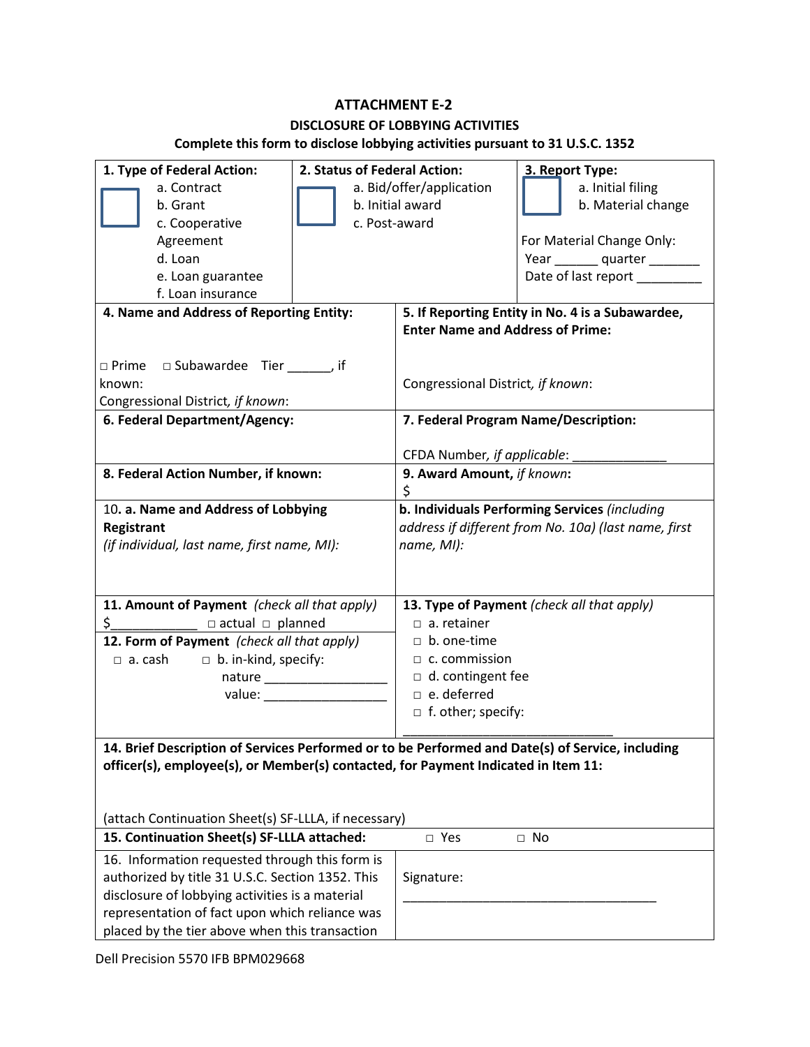# ATTACHMENT E-2

## DISCLOSURE OF LOBBYING ACTIVITIES

**Complete this form to disclose lobbying activities pursuant to 31 U.S.C. 1352**

| **1. Type of Federal Action:**<br>☐ a. Contract<br>b. Grant<br>c. Cooperative Agreement<br>d. Loan<br>e. Loan guarantee<br>f. Loan insurance | **2. Status of Federal Action:**<br>☐ a. Bid/offer/application<br>b. Initial award<br>c. Post-award | **3. Report Type:**<br>☐ a. Initial filing<br>b. Material change<br><br>For Material Change Only:<br>Year ______ quarter _______<br>Date of last report _________ |
|---|---|---|

| | |
|---|---|
| **4. Name and Address of Reporting Entity:**<br><br>□ Prime □ Subawardee Tier ______, if known:<br>Congressional District, *if known*: | **5. If Reporting Entity in No. 4 is a Subawardee, Enter Name and Address of Prime:**<br><br>Congressional District*, if known*: |
| **6. Federal Department/Agency:** | **7. Federal Program Name/Description:**<br><br>CFDA Number, *if applicable*: _____________ |
| **8. Federal Action Number, if known:** | **9. Award Amount,** *if known***:**<br>$ |
| 10**. a. Name and Address of Lobbying Registrant**<br>*(if individual, last name, first name, MI):* | **b. Individuals Performing Services** *(including address if different from No. 10a) (last name, first name, MI):* |
| **11. Amount of Payment** *(check all that apply)*<br>$____________ □ actual □ planned<br>**12. Form of Payment** *(check all that apply)*<br>□ a. cash □ b. in-kind, specify:<br>nature _________________<br>value: _________________ | **13. Type of Payment** *(check all that apply)*<br>□ a. retainer<br>□ b. one-time<br>□ c. commission<br>□ d. contingent fee<br>□ e. deferred<br>□ f. other; specify:<br>_______________________________ |

**14. Brief Description of Services Performed or to be Performed and Date(s) of Service, including officer(s), employee(s), or Member(s) contacted, for Payment Indicated in Item 11:**

(attach Continuation Sheet(s) SF-LLLA, if necessary)

| | |
|---|---|
| **15. Continuation Sheet(s) SF-LLLA attached:** | □ Yes □ No |
| 16. Information requested through this form is authorized by title 31 U.S.C. Section 1352. This disclosure of lobbying activities is a material representation of fact upon which reliance was placed by the tier above when this transaction | Signature:<br>____________________________________ |

Dell Precision 5570 IFB BPM029668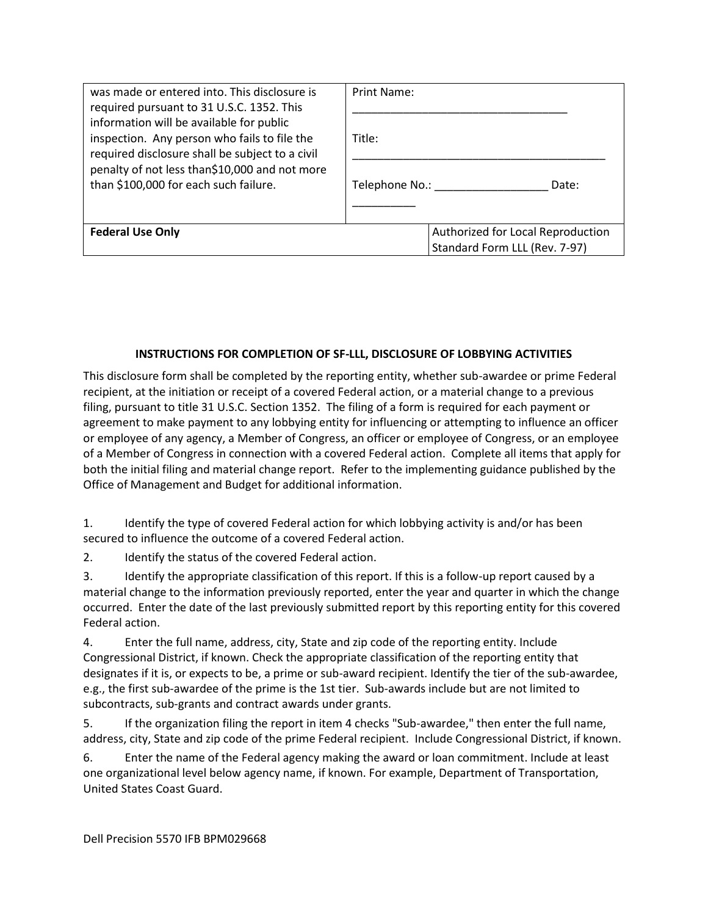| was made or entered into. This disclosure is required pursuant to 31 U.S.C. 1352. This information will be available for public inspection. Any person who fails to file the required disclosure shall be subject to a civil penalty of not less than$10,000 and not more than $100,000 for each such failure. | Print Name: ___________________________________<br><br>Title: _________________________________________<br><br>Telephone No.: __________________ Date: __________ |
| --- | --- |
| **Federal Use Only** | Authorized for Local Reproduction<br>Standard Form LLL (Rev. 7-97) |

**INSTRUCTIONS FOR COMPLETION OF SF-LLL, DISCLOSURE OF LOBBYING ACTIVITIES**

This disclosure form shall be completed by the reporting entity, whether sub-awardee or prime Federal recipient, at the initiation or receipt of a covered Federal action, or a material change to a previous filing, pursuant to title 31 U.S.C. Section 1352. The filing of a form is required for each payment or agreement to make payment to any lobbying entity for influencing or attempting to influence an officer or employee of any agency, a Member of Congress, an officer or employee of Congress, or an employee of a Member of Congress in connection with a covered Federal action. Complete all items that apply for both the initial filing and material change report. Refer to the implementing guidance published by the Office of Management and Budget for additional information.

1. Identify the type of covered Federal action for which lobbying activity is and/or has been secured to influence the outcome of a covered Federal action.

2. Identify the status of the covered Federal action.

3. Identify the appropriate classification of this report. If this is a follow-up report caused by a material change to the information previously reported, enter the year and quarter in which the change occurred. Enter the date of the last previously submitted report by this reporting entity for this covered Federal action.

4. Enter the full name, address, city, State and zip code of the reporting entity. Include Congressional District, if known. Check the appropriate classification of the reporting entity that designates if it is, or expects to be, a prime or sub-award recipient. Identify the tier of the sub-awardee, e.g., the first sub-awardee of the prime is the 1st tier. Sub-awards include but are not limited to subcontracts, sub-grants and contract awards under grants.

5. If the organization filing the report in item 4 checks "Sub-awardee," then enter the full name, address, city, State and zip code of the prime Federal recipient. Include Congressional District, if known.

6. Enter the name of the Federal agency making the award or loan commitment. Include at least one organizational level below agency name, if known. For example, Department of Transportation, United States Coast Guard.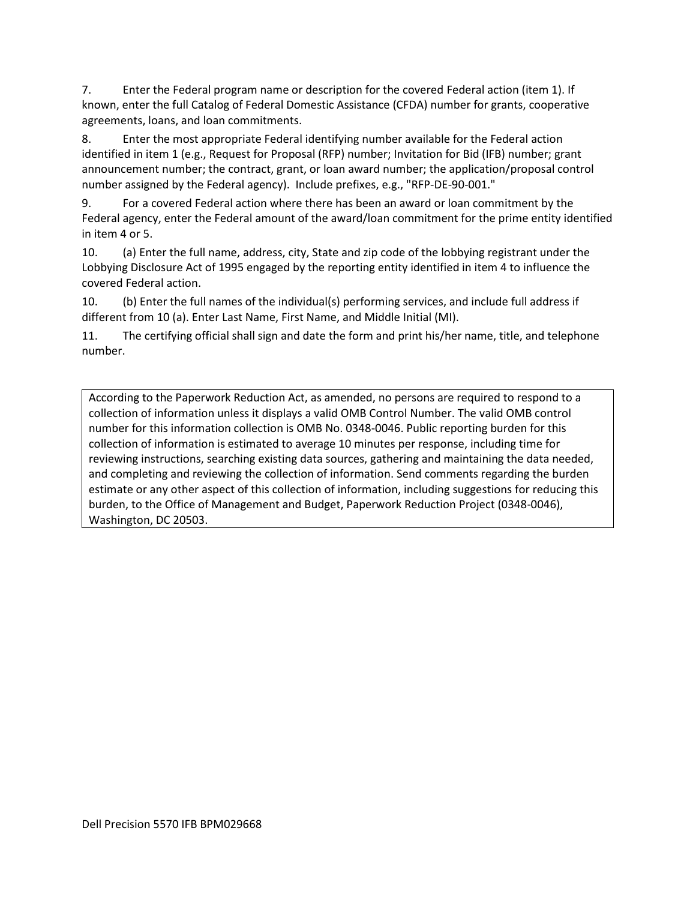7. Enter the Federal program name or description for the covered Federal action (item 1). If known, enter the full Catalog of Federal Domestic Assistance (CFDA) number for grants, cooperative agreements, loans, and loan commitments.

8. Enter the most appropriate Federal identifying number available for the Federal action identified in item 1 (e.g., Request for Proposal (RFP) number; Invitation for Bid (IFB) number; grant announcement number; the contract, grant, or loan award number; the application/proposal control number assigned by the Federal agency). Include prefixes, e.g., "RFP-DE-90-001."

9. For a covered Federal action where there has been an award or loan commitment by the Federal agency, enter the Federal amount of the award/loan commitment for the prime entity identified in item 4 or 5.

10. (a) Enter the full name, address, city, State and zip code of the lobbying registrant under the Lobbying Disclosure Act of 1995 engaged by the reporting entity identified in item 4 to influence the covered Federal action.

10. (b) Enter the full names of the individual(s) performing services, and include full address if different from 10 (a). Enter Last Name, First Name, and Middle Initial (MI).

11. The certifying official shall sign and date the form and print his/her name, title, and telephone number.

| |
|---|
| According to the Paperwork Reduction Act, as amended, no persons are required to respond to a collection of information unless it displays a valid OMB Control Number. The valid OMB control number for this information collection is OMB No. 0348-0046. Public reporting burden for this collection of information is estimated to average 10 minutes per response, including time for reviewing instructions, searching existing data sources, gathering and maintaining the data needed, and completing and reviewing the collection of information. Send comments regarding the burden estimate or any other aspect of this collection of information, including suggestions for reducing this burden, to the Office of Management and Budget, Paperwork Reduction Project (0348-0046), Washington, DC 20503. |